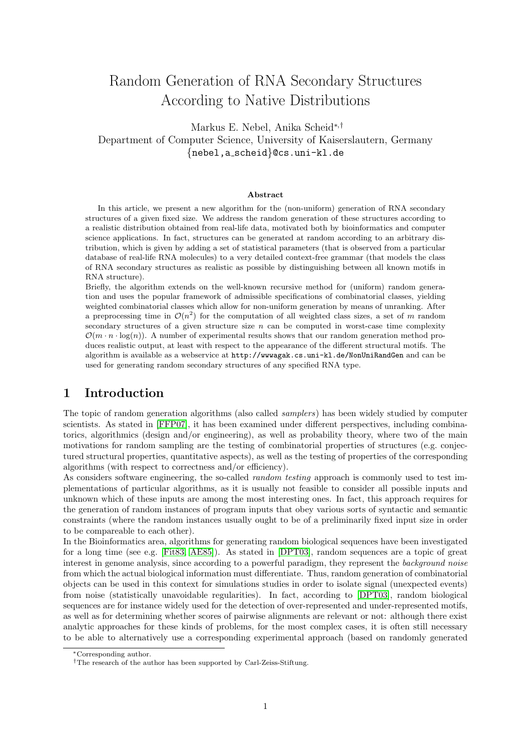# Random Generation of RNA Secondary Structures According to Native Distributions

Markus E. Nebel, Anika Scheid[*,†]

Department of Computer Science, University of Kaiserslautern, Germany

{nebel,a_scheid}@cs.uni-kl.de

### Abstract

In this article, we present a new algorithm for the (non-uniform) generation of RNA secondary structures of a given fixed size. We address the random generation of these structures according to a realistic distribution obtained from real-life data, motivated both by bioinformatics and computer science applications. In fact, structures can be generated at random according to an arbitrary distribution, which is given by adding a set of statistical parameters (that is observed from a particular database of real-life RNA molecules) to a very detailed context-free grammar (that models the class of RNA secondary structures as realistic as possible by distinguishing between all known motifs in RNA structure).

Briefly, the algorithm extends on the well-known recursive method for (uniform) random generation and uses the popular framework of admissible specifications of combinatorial classes, yielding weighted combinatorial classes which allow for non-uniform generation by means of unranking. After a preprocessing time in $\mathcal{O}(n^2)$ for the computation of all weighted class sizes, a set of $m$ random secondary structures of a given structure size $n$ can be computed in worst-case time complexity $\mathcal{O}(m \cdot n \cdot \log(n))$. A number of experimental results shows that our random generation method produces realistic output, at least with respect to the appearance of the different structural motifs. The algorithm is available as a webservice at http://wwwagak.cs.uni-kl.de/NonUniRandGen and can be used for generating random secondary structures of any specified RNA type.

## 1 Introduction

The topic of random generation algorithms (also called *samplers*) has been widely studied by computer scientists. As stated in [FFP07], it has been examined under different perspectives, including combinatorics, algorithmics (design and/or engineering), as well as probability theory, where two of the main motivations for random sampling are the testing of combinatorial properties of structures (e.g. conjectured structural properties, quantitative aspects), as well as the testing of properties of the corresponding algorithms (with respect to correctness and/or efficiency).

As considers software engineering, the so-called *random testing* approach is commonly used to test implementations of particular algorithms, as it is usually not feasible to consider all possible inputs and unknown which of these inputs are among the most interesting ones. In fact, this approach requires for the generation of random instances of program inputs that obey various sorts of syntactic and semantic constraints (where the random instances usually ought to be of a preliminarily fixed input size in order to be compareable to each other).

In the Bioinformatics area, algorithms for generating random biological sequences have been investigated for a long time (see e.g. [Fit83, AE85]). As stated in [DPT03], random sequences are a topic of great interest in genome analysis, since according to a powerful paradigm, they represent the *background noise* from which the actual biological information must differentiate. Thus, random generation of combinatorial objects can be used in this context for simulations studies in order to isolate signal (unexpected events) from noise (statistically unavoidable regularities). In fact, according to [DPT03], random biological sequences are for instance widely used for the detection of over-represented and under-represented motifs, as well as for determining whether scores of pairwise alignments are relevant or not: although there exist analytic approaches for these kinds of problems, for the most complex cases, it is often still necessary to be able to alternatively use a corresponding experimental approach (based on randomly generated

[*] Corresponding author.

[†] The research of the author has been supported by Carl-Zeiss-Stiftung.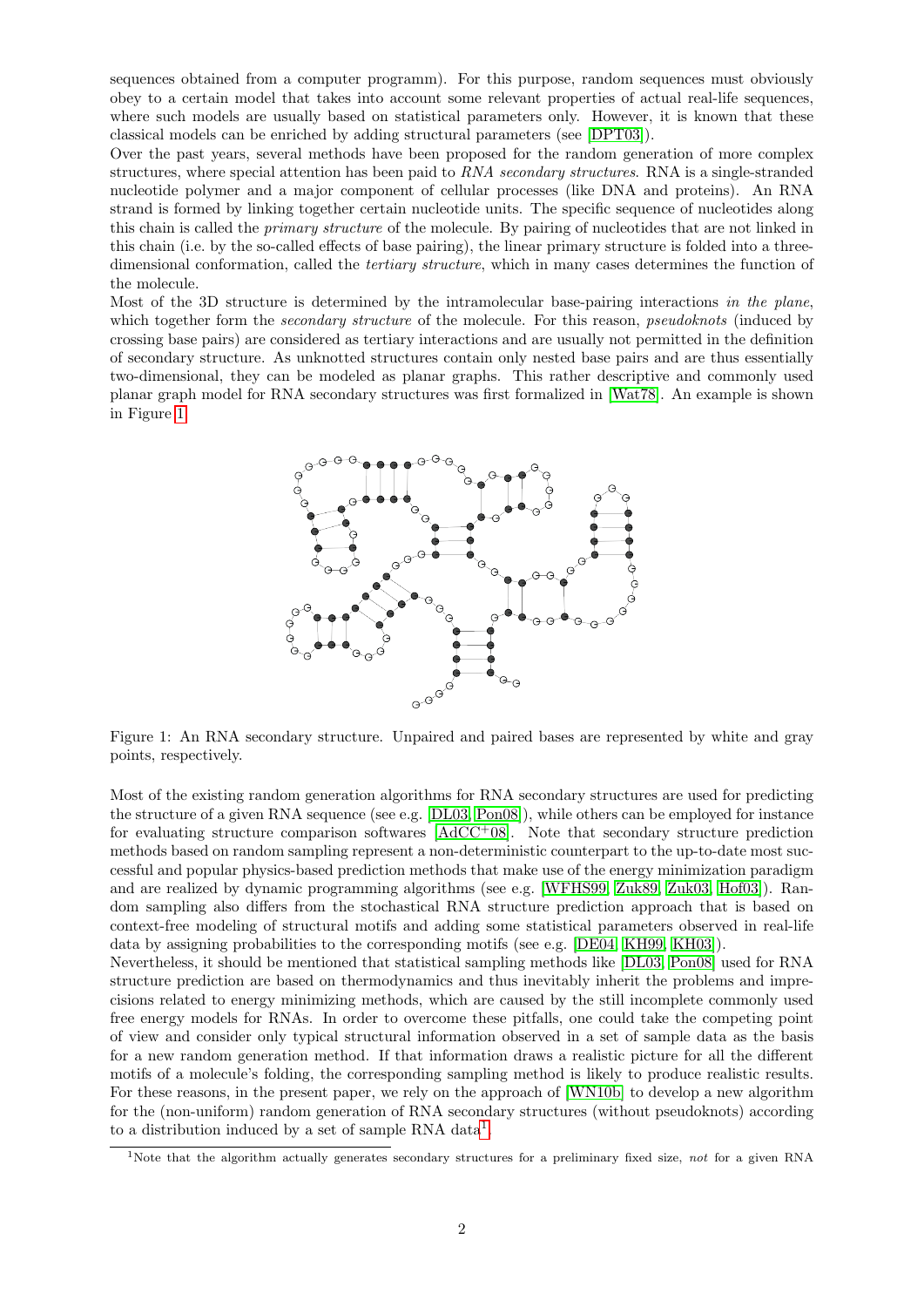sequences obtained from a computer programm). For this purpose, random sequences must obviously obey to a certain model that takes into account some relevant properties of actual real-life sequences, where such models are usually based on statistical parameters only. However, it is known that these classical models can be enriched by adding structural parameters (see [DPT03]).

Over the past years, several methods have been proposed for the random generation of more complex structures, where special attention has been paid to *RNA secondary structures*. RNA is a single-stranded nucleotide polymer and a major component of cellular processes (like DNA and proteins). An RNA strand is formed by linking together certain nucleotide units. The specific sequence of nucleotides along this chain is called the *primary structure* of the molecule. By pairing of nucleotides that are not linked in this chain (i.e. by the so-called effects of base pairing), the linear primary structure is folded into a three-dimensional conformation, called the *tertiary structure*, which in many cases determines the function of the molecule.

Most of the 3D structure is determined by the intramolecular base-pairing interactions *in the plane*, which together form the *secondary structure* of the molecule. For this reason, *pseudoknots* (induced by crossing base pairs) are considered as tertiary interactions and are usually not permitted in the definition of secondary structure. As unknotted structures contain only nested base pairs and are thus essentially two-dimensional, they can be modeled as planar graphs. This rather descriptive and commonly used planar graph model for RNA secondary structures was first formalized in [Wat78]. An example is shown in Figure 1.

Figure 1: An RNA secondary structure. Unpaired and paired bases are represented by white and gray points, respectively.

Most of the existing random generation algorithms for RNA secondary structures are used for predicting the structure of a given RNA sequence (see e.g. [DL03, Pon08]), while others can be employed for instance for evaluating structure comparison softwares [AdCC+08]. Note that secondary structure prediction methods based on random sampling represent a non-deterministic counterpart to the up-to-date most successful and popular physics-based prediction methods that make use of the energy minimization paradigm and are realized by dynamic programming algorithms (see e.g. [WFHS99, Zuk89, Zuk03, Hof03]). Random sampling also differs from the stochastical RNA structure prediction approach that is based on context-free modeling of structural motifs and adding some statistical parameters observed in real-life data by assigning probabilities to the corresponding motifs (see e.g. [DE04, KH99, KH03]).

Nevertheless, it should be mentioned that statistical sampling methods like [DL03, Pon08] used for RNA structure prediction are based on thermodynamics and thus inevitably inherit the problems and imprecisions related to energy minimizing methods, which are caused by the still incomplete commonly used free energy models for RNAs. In order to overcome these pitfalls, one could take the competing point of view and consider only typical structural information observed in a set of sample data as the basis for a new random generation method. If that information draws a realistic picture for all the different motifs of a molecule's folding, the corresponding sampling method is likely to produce realistic results. For these reasons, in the present paper, we rely on the approach of [WN10b] to develop a new algorithm for the (non-uniform) random generation of RNA secondary structures (without pseudoknots) according to a distribution induced by a set of sample RNA data[1].

[1]Note that the algorithm actually generates secondary structures for a preliminary fixed size, *not* for a given RNA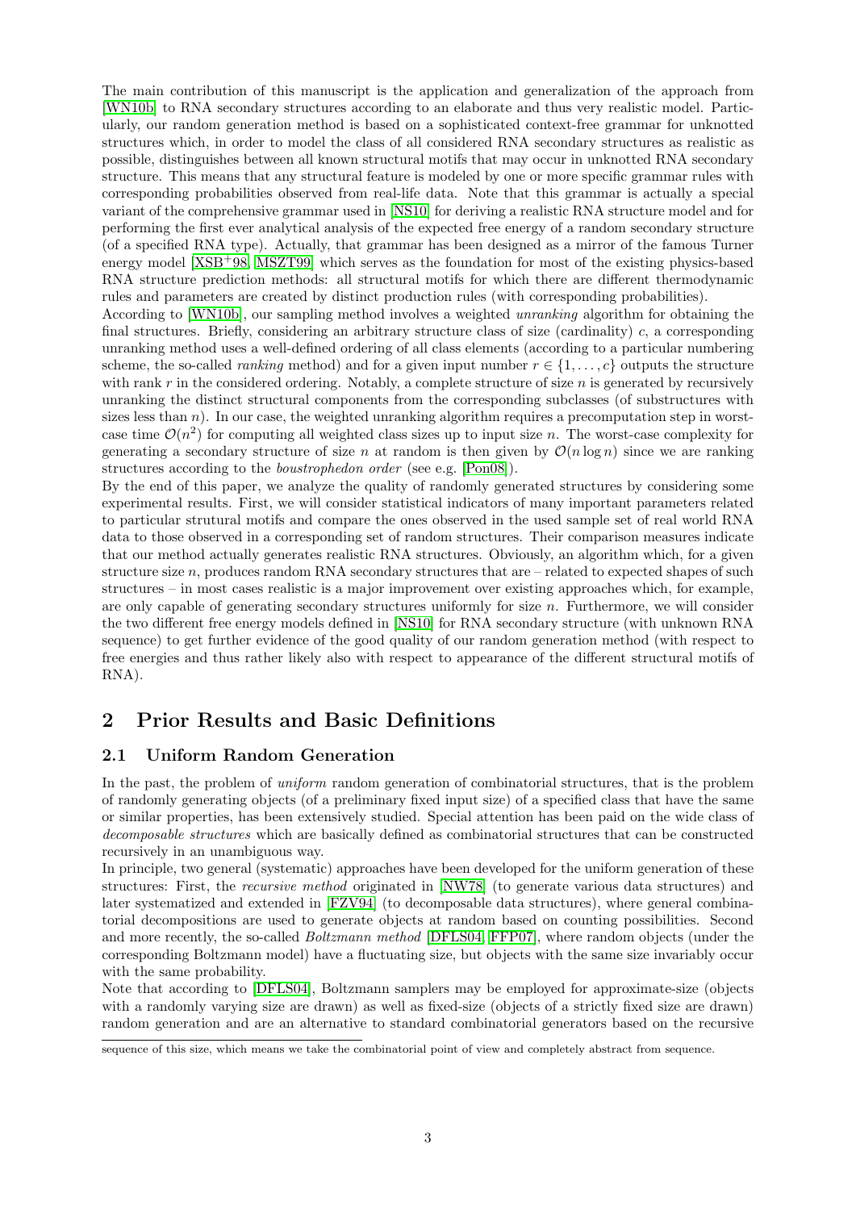The main contribution of this manuscript is the application and generalization of the approach from [WN10b] to RNA secondary structures according to an elaborate and thus very realistic model. Particularly, our random generation method is based on a sophisticated context-free grammar for unknotted structures which, in order to model the class of all considered RNA secondary structures as realistic as possible, distinguishes between all known structural motifs that may occur in unknotted RNA secondary structure. This means that any structural feature is modeled by one or more specific grammar rules with corresponding probabilities observed from real-life data. Note that this grammar is actually a special variant of the comprehensive grammar used in [NS10] for deriving a realistic RNA structure model and for performing the first ever analytical analysis of the expected free energy of a random secondary structure (of a specified RNA type). Actually, that grammar has been designed as a mirror of the famous Turner energy model [XSB+98, MSZT99] which serves as the foundation for most of the existing physics-based RNA structure prediction methods: all structural motifs for which there are different thermodynamic rules and parameters are created by distinct production rules (with corresponding probabilities).

According to [WN10b], our sampling method involves a weighted *unranking* algorithm for obtaining the final structures. Briefly, considering an arbitrary structure class of size (cardinality) $c$, a corresponding unranking method uses a well-defined ordering of all class elements (according to a particular numbering scheme, the so-called *ranking* method) and for a given input number $r \in \{1, \ldots, c\}$ outputs the structure with rank $r$ in the considered ordering. Notably, a complete structure of size $n$ is generated by recursively unranking the distinct structural components from the corresponding subclasses (of substructures with sizes less than $n$). In our case, the weighted unranking algorithm requires a precomputation step in worst-case time $\mathcal{O}(n^2)$ for computing all weighted class sizes up to input size $n$. The worst-case complexity for generating a secondary structure of size $n$ at random is then given by $\mathcal{O}(n \log n)$ since we are ranking structures according to the *boustrophedon order* (see e.g. [Pon08]).

By the end of this paper, we analyze the quality of randomly generated structures by considering some experimental results. First, we will consider statistical indicators of many important parameters related to particular strutural motifs and compare the ones observed in the used sample set of real world RNA data to those observed in a corresponding set of random structures. Their comparison measures indicate that our method actually generates realistic RNA structures. Obviously, an algorithm which, for a given structure size $n$, produces random RNA secondary structures that are – related to expected shapes of such structures – in most cases realistic is a major improvement over existing approaches which, for example, are only capable of generating secondary structures uniformly for size $n$. Furthermore, we will consider the two different free energy models defined in [NS10] for RNA secondary structure (with unknown RNA sequence) to get further evidence of the good quality of our random generation method (with respect to free energies and thus rather likely also with respect to appearance of the different structural motifs of RNA).

## 2 Prior Results and Basic Definitions

### 2.1 Uniform Random Generation

In the past, the problem of *uniform* random generation of combinatorial structures, that is the problem of randomly generating objects (of a preliminary fixed input size) of a specified class that have the same or similar properties, has been extensively studied. Special attention has been paid on the wide class of *decomposable structures* which are basically defined as combinatorial structures that can be constructed recursively in an unambiguous way.

In principle, two general (systematic) approaches have been developed for the uniform generation of these structures: First, the *recursive method* originated in [NW78] (to generate various data structures) and later systematized and extended in [FZV94] (to decomposable data structures), where general combinatorial decompositions are used to generate objects at random based on counting possibilities. Second and more recently, the so-called *Boltzmann method* [DFLS04, FFP07], where random objects (under the corresponding Boltzmann model) have a fluctuating size, but objects with the same size invariably occur with the same probability.

Note that according to [DFLS04], Boltzmann samplers may be employed for approximate-size (objects with a randomly varying size are drawn) as well as fixed-size (objects of a strictly fixed size are drawn) random generation and are an alternative to standard combinatorial generators based on the recursive

sequence of this size, which means we take the combinatorial point of view and completely abstract from sequence.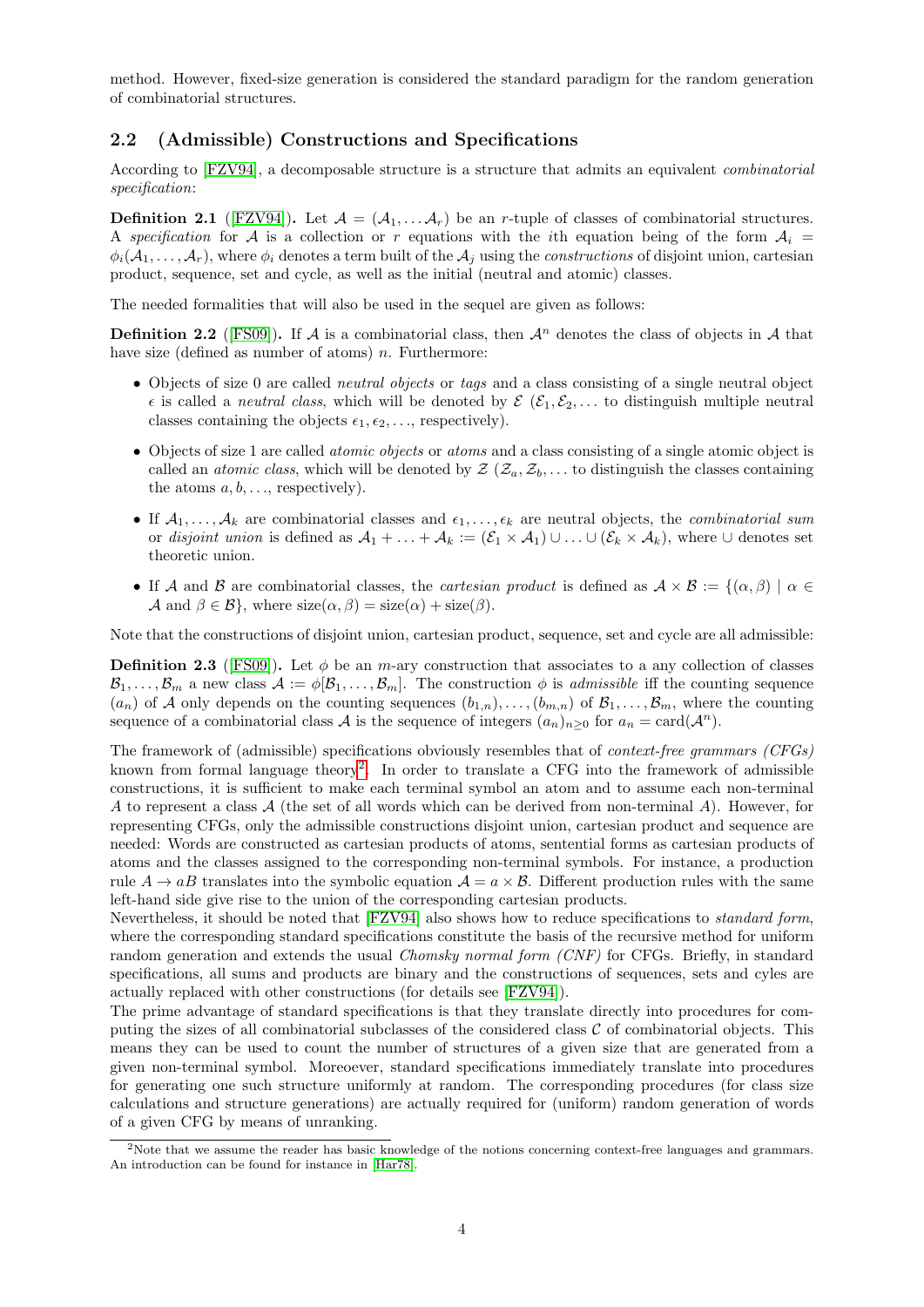method. However, fixed-size generation is considered the standard paradigm for the random generation of combinatorial structures.

## 2.2 (Admissible) Constructions and Specifications

According to [FZV94], a decomposable structure is a structure that admits an equivalent *combinatorial specification*:

**Definition 2.1** ([FZV94]). Let $\mathcal{A} = (\mathcal{A}_1, \ldots \mathcal{A}_r)$ be an $r$-tuple of classes of combinatorial structures. A *specification* for $\mathcal{A}$ is a collection or $r$ equations with the $i$th equation being of the form $\mathcal{A}_i = \phi_i(\mathcal{A}_1, \ldots, \mathcal{A}_r)$, where $\phi_i$ denotes a term built of the $\mathcal{A}_j$ using the *constructions* of disjoint union, cartesian product, sequence, set and cycle, as well as the initial (neutral and atomic) classes.

The needed formalities that will also be used in the sequel are given as follows:

**Definition 2.2** ([FS09]). If $\mathcal{A}$ is a combinatorial class, then $\mathcal{A}^n$ denotes the class of objects in $\mathcal{A}$ that have size (defined as number of atoms) $n$. Furthermore:

- Objects of size 0 are called *neutral objects* or *tags* and a class consisting of a single neutral object $\epsilon$ is called a *neutral class*, which will be denoted by $\mathcal{E}$ ($\mathcal{E}_1, \mathcal{E}_2, \ldots$ to distinguish multiple neutral classes containing the objects $\epsilon_1, \epsilon_2, \ldots$, respectively).
- Objects of size 1 are called *atomic objects* or *atoms* and a class consisting of a single atomic object is called an *atomic class*, which will be denoted by $\mathcal{Z}$ ($\mathcal{Z}_a, \mathcal{Z}_b, \ldots$ to distinguish the classes containing the atoms $a, b, \ldots$, respectively).
- If $\mathcal{A}_1, \ldots, \mathcal{A}_k$ are combinatorial classes and $\epsilon_1, \ldots, \epsilon_k$ are neutral objects, the *combinatorial sum* or *disjoint union* is defined as $\mathcal{A}_1 + \ldots + \mathcal{A}_k := (\mathcal{E}_1 \times \mathcal{A}_1) \cup \ldots \cup (\mathcal{E}_k \times \mathcal{A}_k)$, where $\cup$ denotes set theoretic union.
- If $\mathcal{A}$ and $\mathcal{B}$ are combinatorial classes, the *cartesian product* is defined as $\mathcal{A} \times \mathcal{B} := \{(\alpha, \beta) \mid \alpha \in \mathcal{A} \text{ and } \beta \in \mathcal{B}\}$, where $\text{size}(\alpha, \beta) = \text{size}(\alpha) + \text{size}(\beta)$.

Note that the constructions of disjoint union, cartesian product, sequence, set and cycle are all admissible:

**Definition 2.3** ([FS09]). Let $\phi$ be an $m$-ary construction that associates to a any collection of classes $\mathcal{B}_1, \ldots, \mathcal{B}_m$ a new class $\mathcal{A} := \phi[\mathcal{B}_1, \ldots, \mathcal{B}_m]$. The construction $\phi$ is *admissible* iff the counting sequence $(a_n)$ of $\mathcal{A}$ only depends on the counting sequences $(b_{1,n}), \ldots, (b_{m,n})$ of $\mathcal{B}_1, \ldots, \mathcal{B}_m$, where the counting sequence of a combinatorial class $\mathcal{A}$ is the sequence of integers $(a_n)_{n \geq 0}$ for $a_n = \text{card}(\mathcal{A}^n)$.

The framework of (admissible) specifications obviously resembles that of *context-free grammars (CFGs)* known from formal language theory[2]. In order to translate a CFG into the framework of admissible constructions, it is sufficient to make each terminal symbol an atom and to assume each non-terminal $A$ to represent a class $\mathcal{A}$ (the set of all words which can be derived from non-terminal $A$). However, for representing CFGs, only the admissible constructions disjoint union, cartesian product and sequence are needed: Words are constructed as cartesian products of atoms, sentential forms as cartesian products of atoms and the classes assigned to the corresponding non-terminal symbols. For instance, a production rule $A \to aB$ translates into the symbolic equation $\mathcal{A} = a \times \mathcal{B}$. Different production rules with the same left-hand side give rise to the union of the corresponding cartesian products.
Nevertheless, it should be noted that [FZV94] also shows how to reduce specifications to *standard form*, where the corresponding standard specifications constitute the basis of the recursive method for uniform random generation and extends the usual *Chomsky normal form (CNF)* for CFGs. Briefly, in standard specifications, all sums and products are binary and the constructions of sequences, sets and cyles are actually replaced with other constructions (for details see [FZV94]).
The prime advantage of standard specifications is that they translate directly into procedures for computing the sizes of all combinatorial subclasses of the considered class $\mathcal{C}$ of combinatorial objects. This means they can be used to count the number of structures of a given size that are generated from a given non-terminal symbol. Moreoever, standard specifications immediately translate into procedures for generating one such structure uniformly at random. The corresponding procedures (for class size calculations and structure generations) are actually required for (uniform) random generation of words of a given CFG by means of unranking.

[2]Note that we assume the reader has basic knowledge of the notions concerning context-free languages and grammars. An introduction can be found for instance in [Har78].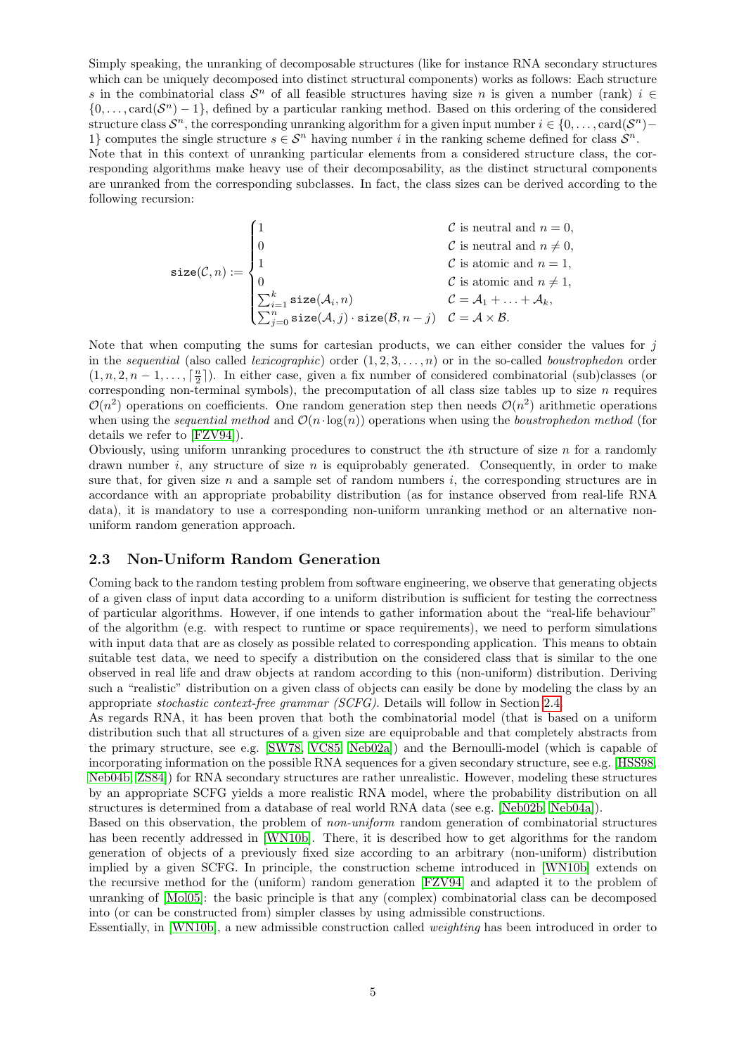Simply speaking, the unranking of decomposable structures (like for instance RNA secondary structures which can be uniquely decomposed into distinct structural components) works as follows: Each structure $s$ in the combinatorial class $\mathcal{S}^n$ of all feasible structures having size $n$ is given a number (rank) $i \in \{0, \ldots, \mathrm{card}(\mathcal{S}^n) - 1\}$, defined by a particular ranking method. Based on this ordering of the considered structure class $\mathcal{S}^n$, the corresponding unranking algorithm for a given input number $i \in \{0, \ldots, \mathrm{card}(\mathcal{S}^n) - 1\}$ computes the single structure $s \in \mathcal{S}^n$ having number $i$ in the ranking scheme defined for class $\mathcal{S}^n$.
Note that in this context of unranking particular elements from a considered structure class, the corresponding algorithms make heavy use of their decomposability, as the distinct structural components are unranked from the corresponding subclasses. In fact, the class sizes can be derived according to the following recursion:

$$\mathtt{size}(\mathcal{C}, n) := \begin{cases} 1 & \mathcal{C} \text{ is neutral and } n = 0, \\ 0 & \mathcal{C} \text{ is neutral and } n \neq 0, \\ 1 & \mathcal{C} \text{ is atomic and } n = 1, \\ 0 & \mathcal{C} \text{ is atomic and } n \neq 1, \\ \sum_{i=1}^{k} \mathtt{size}(\mathcal{A}_i, n) & \mathcal{C} = \mathcal{A}_1 + \ldots + \mathcal{A}_k, \\ \sum_{j=0}^{n} \mathtt{size}(\mathcal{A}, j) \cdot \mathtt{size}(\mathcal{B}, n-j) & \mathcal{C} = \mathcal{A} \times \mathcal{B}. \end{cases}$$

Note that when computing the sums for cartesian products, we can either consider the values for $j$ in the *sequential* (also called *lexicographic*) order $(1, 2, 3, \ldots, n)$ or in the so-called *boustrophedon* order $(1, n, 2, n-1, \ldots, \lceil \frac{n}{2} \rceil)$. In either case, given a fix number of considered combinatorial (sub)classes (or corresponding non-terminal symbols), the precomputation of all class size tables up to size $n$ requires $\mathcal{O}(n^2)$ operations on coefficients. One random generation step then needs $\mathcal{O}(n^2)$ arithmetic operations when using the *sequential method* and $\mathcal{O}(n \cdot \log(n))$ operations when using the *boustrophedon method* (for details we refer to [FZV94]).
Obviously, using uniform unranking procedures to construct the $i$th structure of size $n$ for a randomly drawn number $i$, any structure of size $n$ is equiprobably generated. Consequently, in order to make sure that, for given size $n$ and a sample set of random numbers $i$, the corresponding structures are in accordance with an appropriate probability distribution (as for instance observed from real-life RNA data), it is mandatory to use a corresponding non-uniform unranking method or an alternative non-uniform random generation approach.

## 2.3 Non-Uniform Random Generation

Coming back to the random testing problem from software engineering, we observe that generating objects of a given class of input data according to a uniform distribution is sufficient for testing the correctness of particular algorithms. However, if one intends to gather information about the "real-life behaviour" of the algorithm (e.g. with respect to runtime or space requirements), we need to perform simulations with input data that are as closely as possible related to corresponding application. This means to obtain suitable test data, we need to specify a distribution on the considered class that is similar to the one observed in real life and draw objects at random according to this (non-uniform) distribution. Deriving such a "realistic" distribution on a given class of objects can easily be done by modeling the class by an appropriate *stochastic context-free grammar (SCFG)*. Details will follow in Section 2.4.
As regards RNA, it has been proven that both the combinatorial model (that is based on a uniform distribution such that all structures of a given size are equiprobable and that completely abstracts from the primary structure, see e.g. [SW78, VC85, Neb02a]) and the Bernoulli-model (which is capable of incorporating information on the possible RNA sequences for a given secondary structure, see e.g. [HSS98, Neb04b, ZS84]) for RNA secondary structures are rather unrealistic. However, modeling these structures by an appropriate SCFG yields a more realistic RNA model, where the probability distribution on all structures is determined from a database of real world RNA data (see e.g. [Neb02b, Neb04a]).
Based on this observation, the problem of *non-uniform* random generation of combinatorial structures has been recently addressed in [WN10b]. There, it is described how to get algorithms for the random generation of objects of a previously fixed size according to an arbitrary (non-uniform) distribution implied by a given SCFG. In principle, the construction scheme introduced in [WN10b] extends on the recursive method for the (uniform) random generation [FZV94] and adapted it to the problem of unranking of [Mol05]: the basic principle is that any (complex) combinatorial class can be decomposed into (or can be constructed from) simpler classes by using admissible constructions.
Essentially, in [WN10b], a new admissible construction called *weighting* has been introduced in order to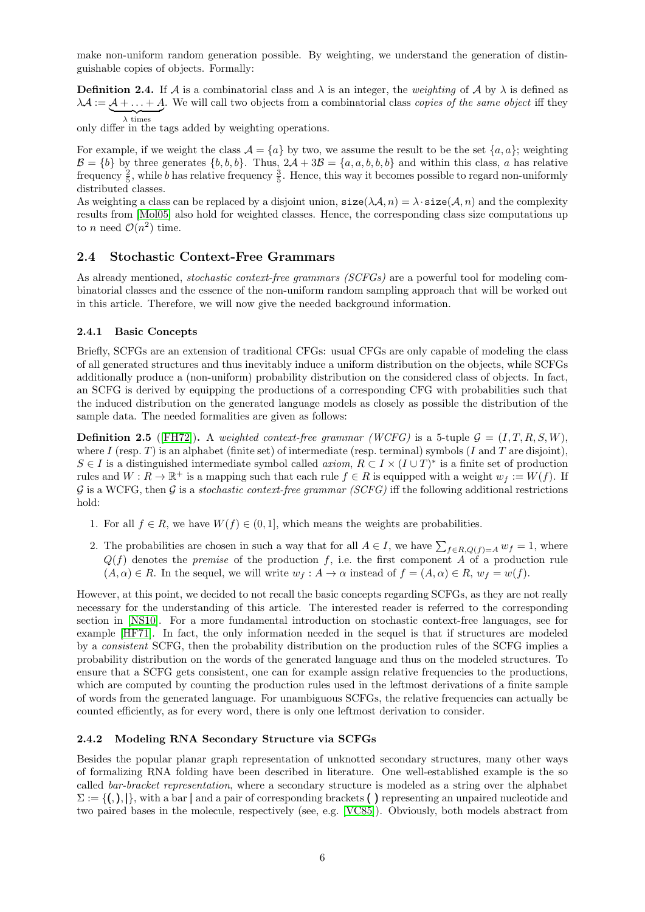make non-uniform random generation possible. By weighting, we understand the generation of distinguishable copies of objects. Formally:

**Definition 2.4.** If $\mathcal{A}$ is a combinatorial class and $\lambda$ is an integer, the *weighting* of $\mathcal{A}$ by $\lambda$ is defined as $\lambda\mathcal{A} := \underbrace{\mathcal{A} + \ldots + \mathcal{A}}_{\lambda \text{ times}}$. We will call two objects from a combinatorial class *copies of the same object* iff they only differ in the tags added by weighting operations.

For example, if we weight the class $\mathcal{A} = \{a\}$ by two, we assume the result to be the set $\{a, a\}$; weighting $\mathcal{B} = \{b\}$ by three generates $\{b, b, b\}$. Thus, $2\mathcal{A} + 3\mathcal{B} = \{a, a, b, b, b\}$ and within this class, $a$ has relative frequency $\frac{2}{5}$, while $b$ has relative frequency $\frac{3}{5}$. Hence, this way it becomes possible to regard non-uniformly distributed classes.
As weighting a class can be replaced by a disjoint union, $\texttt{size}(\lambda\mathcal{A}, n) = \lambda \cdot \texttt{size}(\mathcal{A}, n)$ and the complexity results from [Mol05] also hold for weighted classes. Hence, the corresponding class size computations up to $n$ need $\mathcal{O}(n^2)$ time.

## 2.4 Stochastic Context-Free Grammars

As already mentioned, *stochastic context-free grammars (SCFGs)* are a powerful tool for modeling combinatorial classes and the essence of the non-uniform random sampling approach that will be worked out in this article. Therefore, we will now give the needed background information.

### 2.4.1 Basic Concepts

Briefly, SCFGs are an extension of traditional CFGs: usual CFGs are only capable of modeling the class of all generated structures and thus inevitably induce a uniform distribution on the objects, while SCFGs additionally produce a (non-uniform) probability distribution on the considered class of objects. In fact, an SCFG is derived by equipping the productions of a corresponding CFG with probabilities such that the induced distribution on the generated language models as closely as possible the distribution of the sample data. The needed formalities are given as follows:

**Definition 2.5** ([FH72])**.** A *weighted context-free grammar (WCFG)* is a 5-tuple $\mathcal{G} = (I, T, R, S, W)$, where $I$ (resp. $T$) is an alphabet (finite set) of intermediate (resp. terminal) symbols ($I$ and $T$ are disjoint), $S \in I$ is a distinguished intermediate symbol called *axiom*, $R \subset I \times (I \cup T)^*$ is a finite set of production rules and $W : R \to \mathbb{R}^+$ is a mapping such that each rule $f \in R$ is equipped with a weight $w_f := W(f)$. If $\mathcal{G}$ is a WCFG, then $\mathcal{G}$ is a *stochastic context-free grammar (SCFG)* iff the following additional restrictions hold:

1. For all $f \in R$, we have $W(f) \in (0, 1]$, which means the weights are probabilities.
2. The probabilities are chosen in such a way that for all $A \in I$, we have $\sum_{f \in R, Q(f)=A} w_f = 1$, where $Q(f)$ denotes the *premise* of the production $f$, i.e. the first component $A$ of a production rule $(A, \alpha) \in R$. In the sequel, we will write $w_f : A \to \alpha$ instead of $f = (A, \alpha) \in R$, $w_f = w(f)$.

However, at this point, we decided to not recall the basic concepts regarding SCFGs, as they are not really necessary for the understanding of this article. The interested reader is referred to the corresponding section in [NS10]. For a more fundamental introduction on stochastic context-free languages, see for example [HF71]. In fact, the only information needed in the sequel is that if structures are modeled by a *consistent* SCFG, then the probability distribution on the production rules of the SCFG implies a probability distribution on the words of the generated language and thus on the modeled structures. To ensure that a SCFG gets consistent, one can for example assign relative frequencies to the productions, which are computed by counting the production rules used in the leftmost derivations of a finite sample of words from the generated language. For unambiguous SCFGs, the relative frequencies can actually be counted efficiently, as for every word, there is only one leftmost derivation to consider.

### 2.4.2 Modeling RNA Secondary Structure via SCFGs

Besides the popular planar graph representation of unknotted secondary structures, many other ways of formalizing RNA folding have been described in literature. One well-established example is the so called *bar-bracket representation*, where a secondary structure is modeled as a string over the alphabet $\Sigma := \{(, ), |\}$, with a bar | and a pair of corresponding brackets ( ) representing an unpaired nucleotide and two paired bases in the molecule, respectively (see, e.g. [VC85]). Obviously, both models abstract from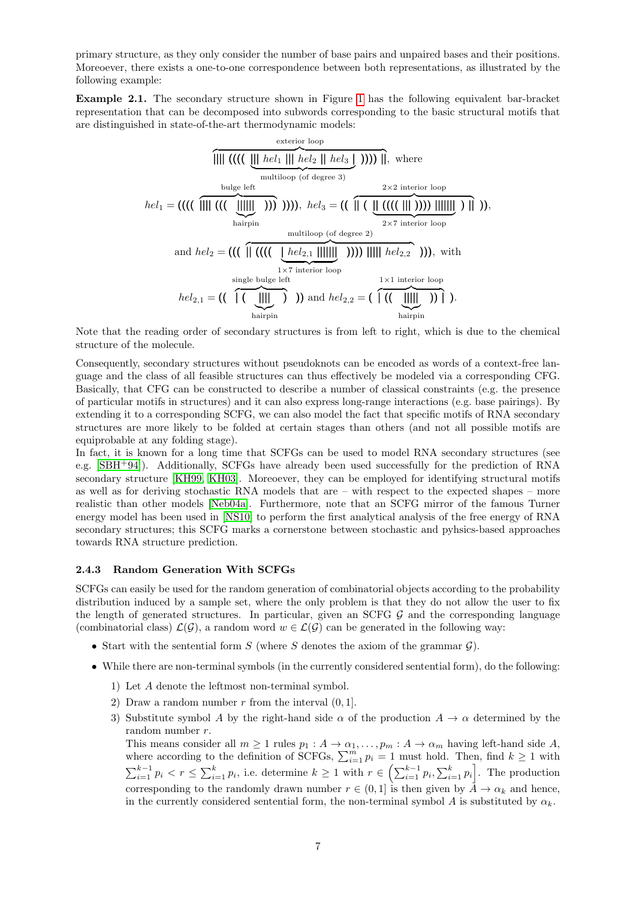primary structure, as they only consider the number of base pairs and unpaired bases and their positions. Moreoever, there exists a one-to-one correspondence between both representations, as illustrated by the following example:

**Example 2.1.** The secondary structure shown in Figure 1 has the following equivalent bar-bracket representation that can be decomposed into subwords corresponding to the basic structural motifs that are distinguished in state-of-the-art thermodynamic models:

$$\overbrace{|||| \; (((( \; \underbrace{||| \; hel_1 \; ||| \; hel_2 \; || \; hel_3 \; |}_{\text{multiloop (of degree 3)}} \; )))) \; ||}^{\text{exterior loop}}, \text{ where}$$

$$hel_1 = (((( \; \overbrace{|||| \; ((( \; \underbrace{||||||}_{\text{hairpin}} \; )))}^{\text{bulge left}} \; )))), \; hel_3 = (( \; \overbrace{|| \; ( \; \underbrace{|| \; (((( \; ||| \; )))) \; |||||||}_{2\times 7 \text{ interior loop}} \; ) \; ||}^{2\times 2 \text{ interior loop}} \; )),$$

$$\text{and } hel_2 = ((( \; \overbrace{|| \; (((( \; \underbrace{| \; hel_{2,1} \; |||||||}_{1\times 7 \text{ interior loop}} \; )))) \; ||||| \; hel_{2,2}}^{\text{multiloop (of degree 2)}} \; ))), \text{ with}$$

$$hel_{2,1} = (( \; \overbrace{| \; ( \; \underbrace{||||}_{\text{hairpin}} \; )}^{\text{single bulge left}} \; )) \text{ and } hel_{2,2} = ( \; \overbrace{| \; (( \; \underbrace{|||||}_{\text{hairpin}} \; )) \; |}^{1\times 1 \text{ interior loop}} \; ).$$

Note that the reading order of secondary structures is from left to right, which is due to the chemical structure of the molecule.

Consequently, secondary structures without pseudoknots can be encoded as words of a context-free language and the class of all feasible structures can thus effectively be modeled via a corresponding CFG. Basically, that CFG can be constructed to describe a number of classical constraints (e.g. the presence of particular motifs in structures) and it can also express long-range interactions (e.g. base pairings). By extending it to a corresponding SCFG, we can also model the fact that specific motifs of RNA secondary structures are more likely to be folded at certain stages than others (and not all possible motifs are equiprobable at any folding stage).

In fact, it is known for a long time that SCFGs can be used to model RNA secondary structures (see e.g. [SBH+94]). Additionally, SCFGs have already been used successfully for the prediction of RNA secondary structure [KH99, KH03]. Moreoever, they can be employed for identifying structural motifs as well as for deriving stochastic RNA models that are – with respect to the expected shapes – more realistic than other models [Neb04a]. Furthermore, note that an SCFG mirror of the famous Turner energy model has been used in [NS10] to perform the first analytical analysis of the free energy of RNA secondary structures; this SCFG marks a cornerstone between stochastic and pyhsics-based approaches towards RNA structure prediction.

### 2.4.3 Random Generation With SCFGs

SCFGs can easily be used for the random generation of combinatorial objects according to the probability distribution induced by a sample set, where the only problem is that they do not allow the user to fix the length of generated structures. In particular, given an SCFG $\mathcal{G}$ and the corresponding language (combinatorial class) $\mathcal{L}(\mathcal{G})$, a random word $w \in \mathcal{L}(\mathcal{G})$ can be generated in the following way:

- Start with the sentential form $S$ (where $S$ denotes the axiom of the grammar $\mathcal{G}$).
- While there are non-terminal symbols (in the currently considered sentential form), do the following:
  1) Let $A$ denote the leftmost non-terminal symbol.
  2) Draw a random number $r$ from the interval $(0, 1]$.
  3) Substitute symbol $A$ by the right-hand side $\alpha$ of the production $A \to \alpha$ determined by the random number $r$.

     This means consider all $m \geq 1$ rules $p_1 : A \to \alpha_1, \ldots, p_m : A \to \alpha_m$ having left-hand side $A$, where according to the definition of SCFGs, $\sum_{i=1}^{m} p_i = 1$ must hold. Then, find $k \geq 1$ with $\sum_{i=1}^{k-1} p_i < r \leq \sum_{i=1}^{k} p_i$, i.e. determine $k \geq 1$ with $r \in \left(\sum_{i=1}^{k-1} p_i, \sum_{i=1}^{k} p_i\right]$. The production corresponding to the randomly drawn number $r \in (0, 1]$ is then given by $A \to \alpha_k$ and hence, in the currently considered sentential form, the non-terminal symbol $A$ is substituted by $\alpha_k$.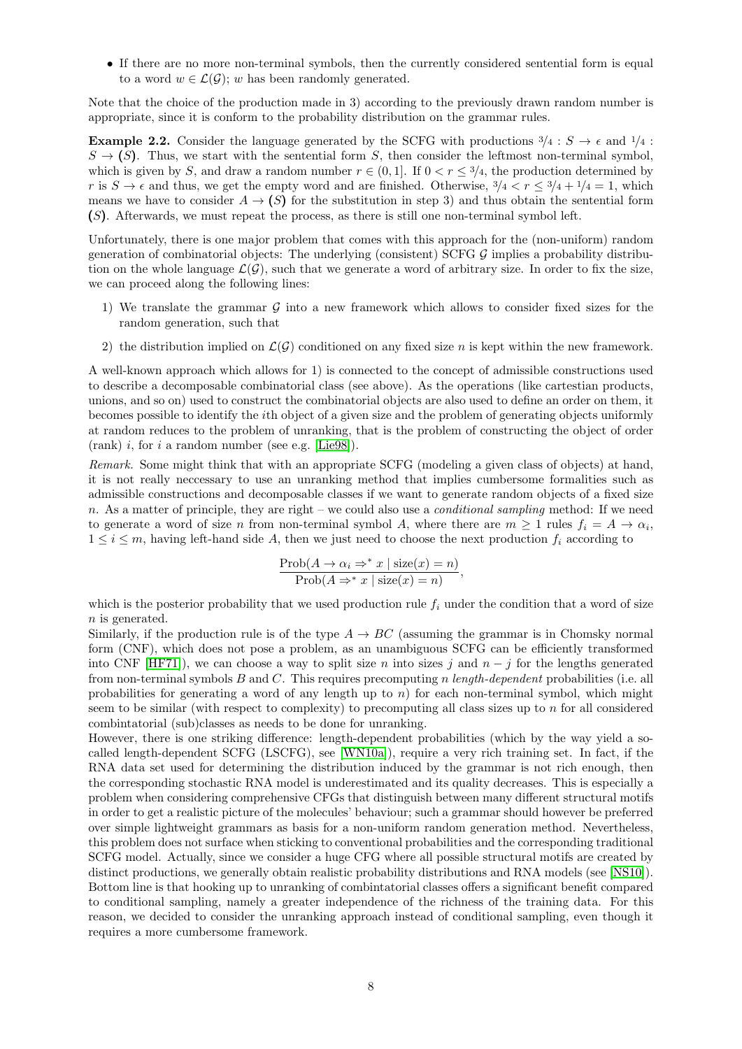- If there are no more non-terminal symbols, then the currently considered sentential form is equal to a word $w \in \mathcal{L}(\mathcal{G})$; $w$ has been randomly generated.

Note that the choice of the production made in 3) according to the previously drawn random number is appropriate, since it is conform to the probability distribution on the grammar rules.

**Example 2.2.** Consider the language generated by the SCFG with productions $3/4 : S \to \epsilon$ and $1/4 : S \to (S)$. Thus, we start with the sentential form $S$, then consider the leftmost non-terminal symbol, which is given by $S$, and draw a random number $r \in (0, 1]$. If $0 < r \leq 3/4$, the production determined by $r$ is $S \to \epsilon$ and thus, we get the empty word and are finished. Otherwise, $3/4 < r \leq 3/4 + 1/4 = 1$, which means we have to consider $A \to (S)$ for the substitution in step 3) and thus obtain the sentential form $(S)$. Afterwards, we must repeat the process, as there is still one non-terminal symbol left.

Unfortunately, there is one major problem that comes with this approach for the (non-uniform) random generation of combinatorial objects: The underlying (consistent) SCFG $\mathcal{G}$ implies a probability distribution on the whole language $\mathcal{L}(\mathcal{G})$, such that we generate a word of arbitrary size. In order to fix the size, we can proceed along the following lines:

1) We translate the grammar $\mathcal{G}$ into a new framework which allows to consider fixed sizes for the random generation, such that

2) the distribution implied on $\mathcal{L}(\mathcal{G})$ conditioned on any fixed size $n$ is kept within the new framework.

A well-known approach which allows for 1) is connected to the concept of admissible constructions used to describe a decomposable combinatorial class (see above). As the operations (like cartestian products, unions, and so on) used to construct the combinatorial objects are also used to define an order on them, it becomes possible to identify the $i$th object of a given size and the problem of generating objects uniformly at random reduces to the problem of unranking, that is the problem of constructing the object of order (rank) $i$, for $i$ a random number (see e.g. [Lie98]).

*Remark.* Some might think that with an appropriate SCFG (modeling a given class of objects) at hand, it is not really neccessary to use an unranking method that implies cumbersome formalities such as admissible constructions and decomposable classes if we want to generate random objects of a fixed size $n$. As a matter of principle, they are right – we could also use a *conditional sampling* method: If we need to generate a word of size $n$ from non-terminal symbol $A$, where there are $m \geq 1$ rules $f_i = A \to \alpha_i$, $1 \leq i \leq m$, having left-hand side $A$, then we just need to choose the next production $f_i$ according to

$$\frac{\text{Prob}(A \to \alpha_i \Rightarrow^* x \mid \text{size}(x) = n)}{\text{Prob}(A \Rightarrow^* x \mid \text{size}(x) = n)},$$

which is the posterior probability that we used production rule $f_i$ under the condition that a word of size $n$ is generated.

Similarly, if the production rule is of the type $A \to BC$ (assuming the grammar is in Chomsky normal form (CNF), which does not pose a problem, as an unambiguous SCFG can be efficiently transformed into CNF [HF71]), we can choose a way to split size $n$ into sizes $j$ and $n - j$ for the lengths generated from non-terminal symbols $B$ and $C$. This requires precomputing $n$ *length-dependent* probabilities (i.e. all probabilities for generating a word of any length up to $n$) for each non-terminal symbol, which might seem to be similar (with respect to complexity) to precomputing all class sizes up to $n$ for all considered combintatorial (sub)classes as needs to be done for unranking.

However, there is one striking difference: length-dependent probabilities (which by the way yield a so-called length-dependent SCFG (LSCFG), see [WN10a]), require a very rich training set. In fact, if the RNA data set used for determining the distribution induced by the grammar is not rich enough, then the corresponding stochastic RNA model is underestimated and its quality decreases. This is especially a problem when considering comprehensive CFGs that distinguish between many different structural motifs in order to get a realistic picture of the molecules' behaviour; such a grammar should however be preferred over simple lightweight grammars as basis for a non-uniform random generation method. Nevertheless, this problem does not surface when sticking to conventional probabilities and the corresponding traditional SCFG model. Actually, since we consider a huge CFG where all possible structural motifs are created by distinct productions, we generally obtain realistic probability distributions and RNA models (see [NS10]). Bottom line is that hooking up to unranking of combintatorial classes offers a significant benefit compared to conditional sampling, namely a greater independence of the richness of the training data. For this reason, we decided to consider the unranking approach instead of conditional sampling, even though it requires a more cumbersome framework.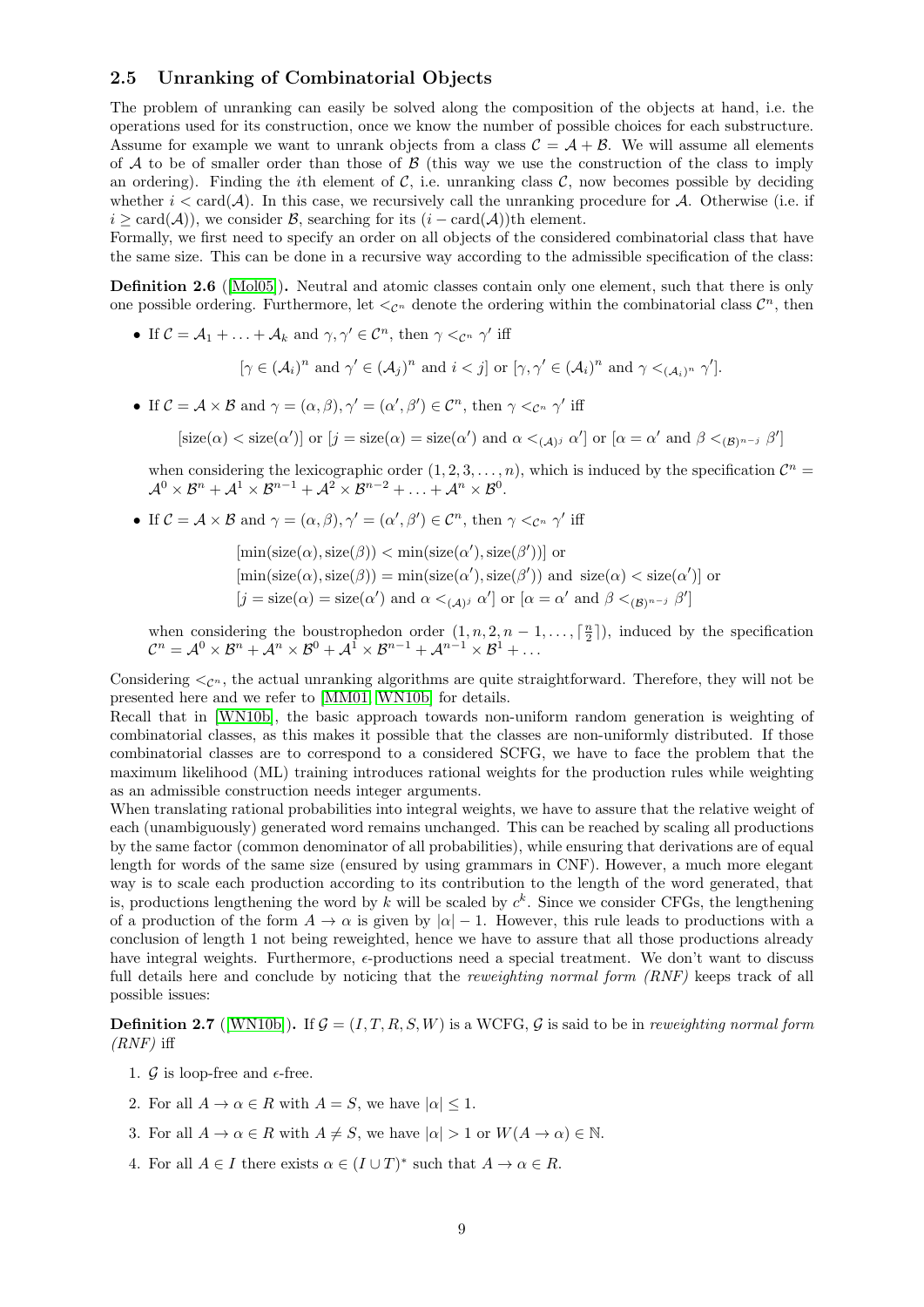### 2.5 Unranking of Combinatorial Objects

The problem of unranking can easily be solved along the composition of the objects at hand, i.e. the operations used for its construction, once we know the number of possible choices for each substructure. Assume for example we want to unrank objects from a class $\mathcal{C} = \mathcal{A} + \mathcal{B}$. We will assume all elements of $\mathcal{A}$ to be of smaller order than those of $\mathcal{B}$ (this way we use the construction of the class to imply an ordering). Finding the $i$th element of $\mathcal{C}$, i.e. unranking class $\mathcal{C}$, now becomes possible by deciding whether $i < \text{card}(\mathcal{A})$. In this case, we recursively call the unranking procedure for $\mathcal{A}$. Otherwise (i.e. if $i \geq \text{card}(\mathcal{A})$), we consider $\mathcal{B}$, searching for its $(i - \text{card}(\mathcal{A}))$th element.
Formally, we first need to specify an order on all objects of the considered combinatorial class that have the same size. This can be done in a recursive way according to the admissible specification of the class:

**Definition 2.6** ([Mol05]). Neutral and atomic classes contain only one element, such that there is only one possible ordering. Furthermore, let $<_{\mathcal{C}^n}$ denote the ordering within the combinatorial class $\mathcal{C}^n$, then

- If $\mathcal{C} = \mathcal{A}_1 + \ldots + \mathcal{A}_k$ and $\gamma, \gamma' \in \mathcal{C}^n$, then $\gamma <_{\mathcal{C}^n} \gamma'$ iff

$$[\gamma \in (\mathcal{A}_i)^n \text{ and } \gamma' \in (\mathcal{A}_j)^n \text{ and } i < j] \text{ or } [\gamma, \gamma' \in (\mathcal{A}_i)^n \text{ and } \gamma <_{(\mathcal{A}_i)^n} \gamma'].$$

- If $\mathcal{C} = \mathcal{A} \times \mathcal{B}$ and $\gamma = (\alpha, \beta), \gamma' = (\alpha', \beta') \in \mathcal{C}^n$, then $\gamma <_{\mathcal{C}^n} \gamma'$ iff

$$[\text{size}(\alpha) < \text{size}(\alpha')] \text{ or } [j = \text{size}(\alpha) = \text{size}(\alpha') \text{ and } \alpha <_{(\mathcal{A})^j} \alpha'] \text{ or } [\alpha = \alpha' \text{ and } \beta <_{(\mathcal{B})^{n-j}} \beta']$$

  when considering the lexicographic order $(1, 2, 3, \ldots, n)$, which is induced by the specification $\mathcal{C}^n = \mathcal{A}^0 \times \mathcal{B}^n + \mathcal{A}^1 \times \mathcal{B}^{n-1} + \mathcal{A}^2 \times \mathcal{B}^{n-2} + \ldots + \mathcal{A}^n \times \mathcal{B}^0$.

- If $\mathcal{C} = \mathcal{A} \times \mathcal{B}$ and $\gamma = (\alpha, \beta), \gamma' = (\alpha', \beta') \in \mathcal{C}^n$, then $\gamma <_{\mathcal{C}^n} \gamma'$ iff

$$\begin{aligned}
&[\min(\text{size}(\alpha), \text{size}(\beta)) < \min(\text{size}(\alpha'), \text{size}(\beta'))] \text{ or} \\
&[\min(\text{size}(\alpha), \text{size}(\beta)) = \min(\text{size}(\alpha'), \text{size}(\beta')) \text{ and } \text{size}(\alpha) < \text{size}(\alpha')] \text{ or} \\
&[j = \text{size}(\alpha) = \text{size}(\alpha') \text{ and } \alpha <_{(\mathcal{A})^j} \alpha'] \text{ or } [\alpha = \alpha' \text{ and } \beta <_{(\mathcal{B})^{n-j}} \beta']
\end{aligned}$$

  when considering the boustrophedon order $(1, n, 2, n-1, \ldots, \lceil \frac{n}{2} \rceil)$, induced by the specification $\mathcal{C}^n = \mathcal{A}^0 \times \mathcal{B}^n + \mathcal{A}^n \times \mathcal{B}^0 + \mathcal{A}^1 \times \mathcal{B}^{n-1} + \mathcal{A}^{n-1} \times \mathcal{B}^1 + \ldots$

Considering $<_{\mathcal{C}^n}$, the actual unranking algorithms are quite straightforward. Therefore, they will not be presented here and we refer to [MM01, WN10b] for details.
Recall that in [WN10b], the basic approach towards non-uniform random generation is weighting of combinatorial classes, as this makes it possible that the classes are non-uniformly distributed. If those combinatorial classes are to correspond to a considered SCFG, we have to face the problem that the maximum likelihood (ML) training introduces rational weights for the production rules while weighting as an admissible construction needs integer arguments.
When translating rational probabilities into integral weights, we have to assure that the relative weight of each (unambiguously) generated word remains unchanged. This can be reached by scaling all productions by the same factor (common denominator of all probabilities), while ensuring that derivations are of equal length for words of the same size (ensured by using grammars in CNF). However, a much more elegant way is to scale each production according to its contribution to the length of the word generated, that is, productions lengthening the word by $k$ will be scaled by $c^k$. Since we consider CFGs, the lengthening of a production of the form $A \to \alpha$ is given by $|\alpha| - 1$. However, this rule leads to productions with a conclusion of length 1 not being reweighted, hence we have to assure that all those productions already have integral weights. Furthermore, $\epsilon$-productions need a special treatment. We don't want to discuss full details here and conclude by noticing that the *reweighting normal form (RNF)* keeps track of all possible issues:

**Definition 2.7** ([WN10b]). If $\mathcal{G} = (I, T, R, S, W)$ is a WCFG, $\mathcal{G}$ is said to be in *reweighting normal form (RNF)* iff

1. $\mathcal{G}$ is loop-free and $\epsilon$-free.
2. For all $A \to \alpha \in R$ with $A = S$, we have $|\alpha| \leq 1$.
3. For all $A \to \alpha \in R$ with $A \neq S$, we have $|\alpha| > 1$ or $W(A \to \alpha) \in \mathbb{N}$.
4. For all $A \in I$ there exists $\alpha \in (I \cup T)^*$ such that $A \to \alpha \in R$.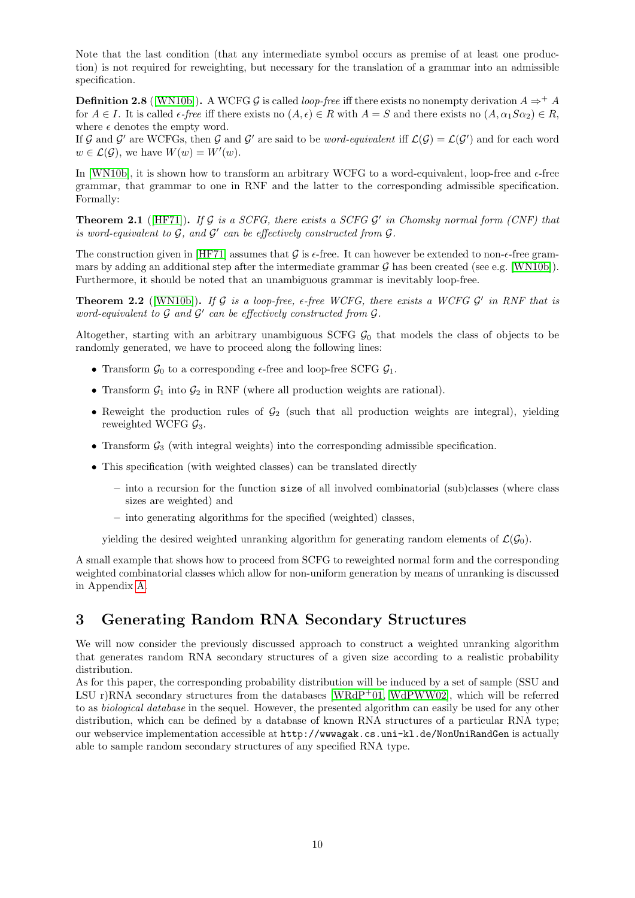Note that the last condition (that any intermediate symbol occurs as premise of at least one production) is not required for reweighting, but necessary for the translation of a grammar into an admissible specification.

**Definition 2.8** ([WN10b]). A WCFG $\mathcal{G}$ is called *loop-free* iff there exists no nonempty derivation $A \Rightarrow^+ A$ for $A \in I$. It is called *$\epsilon$-free* iff there exists no $(A, \epsilon) \in R$ with $A = S$ and there exists no $(A, \alpha_1 S \alpha_2) \in R$, where $\epsilon$ denotes the empty word.
If $\mathcal{G}$ and $\mathcal{G}'$ are WCFGs, then $\mathcal{G}$ and $\mathcal{G}'$ are said to be *word-equivalent* iff $\mathcal{L}(\mathcal{G}) = \mathcal{L}(\mathcal{G}')$ and for each word $w \in \mathcal{L}(\mathcal{G})$, we have $W(w) = W'(w)$.

In [WN10b], it is shown how to transform an arbitrary WCFG to a word-equivalent, loop-free and $\epsilon$-free grammar, that grammar to one in RNF and the latter to the corresponding admissible specification. Formally:

**Theorem 2.1** ([HF71]). *If $\mathcal{G}$ is a SCFG, there exists a SCFG $\mathcal{G}'$ in Chomsky normal form (CNF) that is word-equivalent to $\mathcal{G}$, and $\mathcal{G}'$ can be effectively constructed from $\mathcal{G}$.*

The construction given in [HF71] assumes that $\mathcal{G}$ is $\epsilon$-free. It can however be extended to non-$\epsilon$-free grammars by adding an additional step after the intermediate grammar $\mathcal{G}$ has been created (see e.g. [WN10b]). Furthermore, it should be noted that an unambiguous grammar is inevitably loop-free.

**Theorem 2.2** ([WN10b]). *If $\mathcal{G}$ is a loop-free, $\epsilon$-free WCFG, there exists a WCFG $\mathcal{G}'$ in RNF that is word-equivalent to $\mathcal{G}$ and $\mathcal{G}'$ can be effectively constructed from $\mathcal{G}$.*

Altogether, starting with an arbitrary unambiguous SCFG $\mathcal{G}_0$ that models the class of objects to be randomly generated, we have to proceed along the following lines:

- Transform $\mathcal{G}_0$ to a corresponding $\epsilon$-free and loop-free SCFG $\mathcal{G}_1$.
- Transform $\mathcal{G}_1$ into $\mathcal{G}_2$ in RNF (where all production weights are rational).
- Reweight the production rules of $\mathcal{G}_2$ (such that all production weights are integral), yielding reweighted WCFG $\mathcal{G}_3$.
- Transform $\mathcal{G}_3$ (with integral weights) into the corresponding admissible specification.
- This specification (with weighted classes) can be translated directly
  - into a recursion for the function `size` of all involved combinatorial (sub)classes (where class sizes are weighted) and
  - into generating algorithms for the specified (weighted) classes,

  yielding the desired weighted unranking algorithm for generating random elements of $\mathcal{L}(\mathcal{G}_0)$.

A small example that shows how to proceed from SCFG to reweighted normal form and the corresponding weighted combinatorial classes which allow for non-uniform generation by means of unranking is discussed in Appendix A.

## 3 Generating Random RNA Secondary Structures

We will now consider the previously discussed approach to construct a weighted unranking algorithm that generates random RNA secondary structures of a given size according to a realistic probability distribution.
As for this paper, the corresponding probability distribution will be induced by a set of sample (SSU and LSU r)RNA secondary structures from the databases [WRdP+01, WdPWW02], which will be referred to as *biological database* in the sequel. However, the presented algorithm can easily be used for any other distribution, which can be defined by a database of known RNA structures of a particular RNA type; our webservice implementation accessible at `http://wwwagak.cs.uni-kl.de/NonUniRandGen` is actually able to sample random secondary structures of any specified RNA type.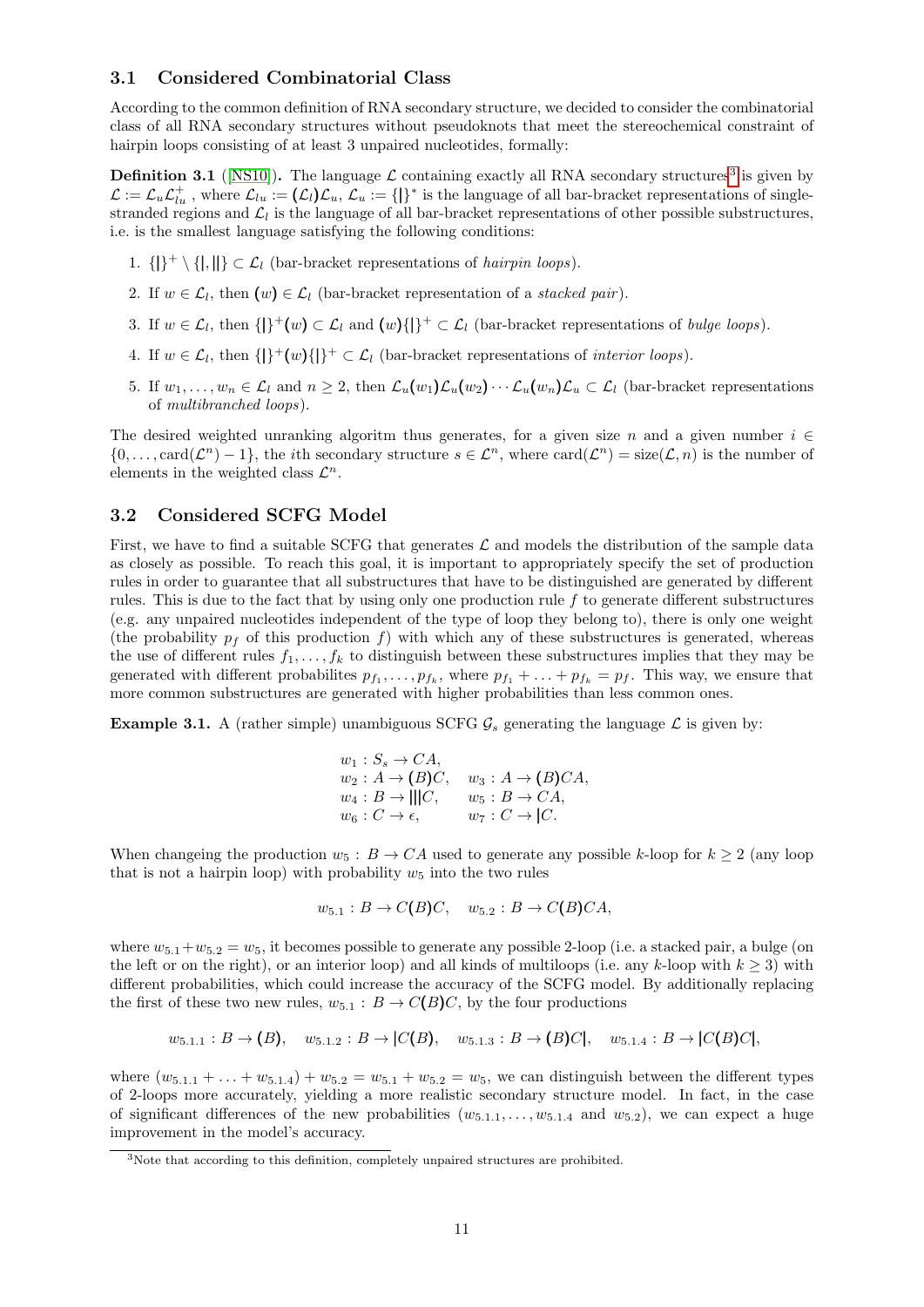### 3.1 Considered Combinatorial Class

According to the common definition of RNA secondary structure, we decided to consider the combinatorial class of all RNA secondary structures without pseudoknots that meet the stereochemical constraint of hairpin loops consisting of at least 3 unpaired nucleotides, formally:

**Definition 3.1** ([NS10]). The language $\mathcal{L}$ containing exactly all RNA secondary structures[3] is given by $\mathcal{L} := \mathcal{L}_u \mathcal{L}_{lu}^+$ , where $\mathcal{L}_{lu} := (\mathcal{L}_l)\mathcal{L}_u$, $\mathcal{L}_u := \{|\}^*$ is the language of all bar-bracket representations of single-stranded regions and $\mathcal{L}_l$ is the language of all bar-bracket representations of other possible substructures, i.e. is the smallest language satisfying the following conditions:

1. $\{|\}^+ \setminus \{|, ||\} \subset \mathcal{L}_l$ (bar-bracket representations of *hairpin loops*).
2. If $w \in \mathcal{L}_l$, then $(w) \in \mathcal{L}_l$ (bar-bracket representation of a *stacked pair*).
3. If $w \in \mathcal{L}_l$, then $\{|\}^+(w) \subset \mathcal{L}_l$ and $(w)\{|\}^+ \subset \mathcal{L}_l$ (bar-bracket representations of *bulge loops*).
4. If $w \in \mathcal{L}_l$, then $\{|\}^+(w)\{|\}^+ \subset \mathcal{L}_l$ (bar-bracket representations of *interior loops*).
5. If $w_1, \ldots, w_n \in \mathcal{L}_l$ and $n \geq 2$, then $\mathcal{L}_u(w_1)\mathcal{L}_u(w_2) \cdots \mathcal{L}_u(w_n)\mathcal{L}_u \subset \mathcal{L}_l$ (bar-bracket representations of *multibranched loops*).

The desired weighted unranking algoritm thus generates, for a given size $n$ and a given number $i \in \{0, \ldots, \text{card}(\mathcal{L}^n) - 1\}$, the $i$th secondary structure $s \in \mathcal{L}^n$, where $\text{card}(\mathcal{L}^n) = \text{size}(\mathcal{L}, n)$ is the number of elements in the weighted class $\mathcal{L}^n$.

### 3.2 Considered SCFG Model

First, we have to find a suitable SCFG that generates $\mathcal{L}$ and models the distribution of the sample data as closely as possible. To reach this goal, it is important to appropriately specify the set of production rules in order to guarantee that all substructures that have to be distinguished are generated by different rules. This is due to the fact that by using only one production rule $f$ to generate different substructures (e.g. any unpaired nucleotides independent of the type of loop they belong to), there is only one weight (the probability $p_f$ of this production $f$) with which any of these substructures is generated, whereas the use of different rules $f_1, \ldots, f_k$ to distinguish between these substructures implies that they may be generated with different probabilites $p_{f_1}, \ldots, p_{f_k}$, where $p_{f_1} + \ldots + p_{f_k} = p_f$. This way, we ensure that more common substructures are generated with higher probabilities than less common ones.

**Example 3.1.** A (rather simple) unambiguous SCFG $\mathcal{G}_s$ generating the language $\mathcal{L}$ is given by:

$$
\begin{array}{ll}
w_1 : S_s \to CA, & \\
w_2 : A \to (B)C, & w_3 : A \to (B)CA, \\
w_4 : B \to |||C, & w_5 : B \to CA, \\
w_6 : C \to \epsilon, & w_7 : C \to |C.
\end{array}
$$

When changeing the production $w_5 : B \to CA$ used to generate any possible $k$-loop for $k \geq 2$ (any loop that is not a hairpin loop) with probability $w_5$ into the two rules

$$
w_{5.1} : B \to C(B)C, \quad w_{5.2} : B \to C(B)CA,
$$

where $w_{5.1} + w_{5.2} = w_5$, it becomes possible to generate any possible 2-loop (i.e. a stacked pair, a bulge (on the left or on the right), or an interior loop) and all kinds of multiloops (i.e. any $k$-loop with $k \geq 3$) with different probabilities, which could increase the accuracy of the SCFG model. By additionally replacing the first of these two new rules, $w_{5.1} : B \to C(B)C$, by the four productions

$$
w_{5.1.1} : B \to (B), \quad w_{5.1.2} : B \to |C(B), \quad w_{5.1.3} : B \to (B)C|, \quad w_{5.1.4} : B \to |C(B)C|,
$$

where $(w_{5.1.1} + \ldots + w_{5.1.4}) + w_{5.2} = w_{5.1} + w_{5.2} = w_5$, we can distinguish between the different types of 2-loops more accurately, yielding a more realistic secondary structure model. In fact, in the case of significant differences of the new probabilities ($w_{5.1.1}, \ldots, w_{5.1.4}$ and $w_{5.2}$), we can expect a huge improvement in the model's accuracy.

[3] Note that according to this definition, completely unpaired structures are prohibited.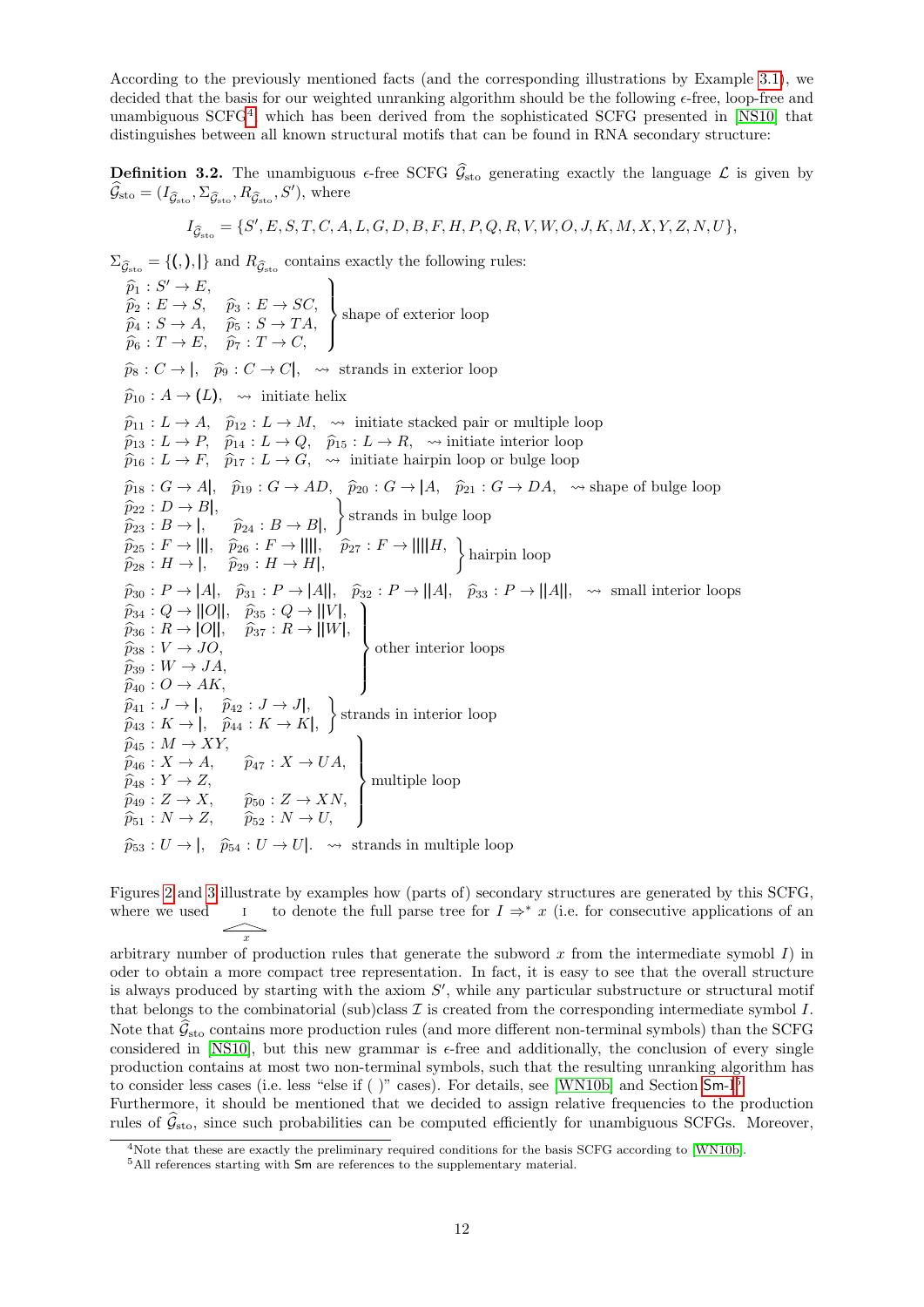According to the previously mentioned facts (and the corresponding illustrations by Example 3.1), we decided that the basis for our weighted unranking algorithm should be the following $\epsilon$-free, loop-free and unambiguous SCFG[4] which has been derived from the sophisticated SCFG presented in [NS10] that distinguishes between all known structural motifs that can be found in RNA secondary structure:

**Definition 3.2.** The unambiguous $\epsilon$-free SCFG $\widehat{\mathcal{G}}_{\text{sto}}$ generating exactly the language $\mathcal{L}$ is given by $\widehat{\mathcal{G}}_{\text{sto}} = (I_{\widehat{\mathcal{G}}_{\text{sto}}}, \Sigma_{\widehat{\mathcal{G}}_{\text{sto}}}, R_{\widehat{\mathcal{G}}_{\text{sto}}}, S')$, where

$$I_{\widehat{\mathcal{G}}_{\text{sto}}} = \{S', E, S, T, C, A, L, G, D, B, F, H, P, Q, R, V, W, O, J, K, M, X, Y, Z, N, U\},$$

$\Sigma_{\widehat{\mathcal{G}}_{\text{sto}}} = \{(,),|\}$ and $R_{\widehat{\mathcal{G}}_{\text{sto}}}$ contains exactly the following rules:

- $\widehat{p}_1 : S' \to E$, $\widehat{p}_2 : E \to S$, $\widehat{p}_3 : E \to SC$, $\widehat{p}_4 : S \to A$, $\widehat{p}_5 : S \to TA$, $\widehat{p}_6 : T \to E$, $\widehat{p}_7 : T \to C$, — shape of exterior loop
- $\widehat{p}_8 : C \to |$, $\widehat{p}_9 : C \to C|$, $\rightsquigarrow$ strands in exterior loop
- $\widehat{p}_{10} : A \to (L)$, $\rightsquigarrow$ initiate helix
- $\widehat{p}_{11} : L \to A$, $\widehat{p}_{12} : L \to M$, $\rightsquigarrow$ initiate stacked pair or multiple loop
- $\widehat{p}_{13} : L \to P$, $\widehat{p}_{14} : L \to Q$, $\widehat{p}_{15} : L \to R$, $\rightsquigarrow$ initiate interior loop
- $\widehat{p}_{16} : L \to F$, $\widehat{p}_{17} : L \to G$, $\rightsquigarrow$ initiate hairpin loop or bulge loop
- $\widehat{p}_{18} : G \to A|$, $\widehat{p}_{19} : G \to AD$, $\widehat{p}_{20} : G \to |A$, $\widehat{p}_{21} : G \to DA$, $\rightsquigarrow$ shape of bulge loop
- $\widehat{p}_{22} : D \to B|$, $\widehat{p}_{23} : B \to |$, $\widehat{p}_{24} : B \to B|$, — strands in bulge loop
- $\widehat{p}_{25} : F \to |||$, $\widehat{p}_{26} : F \to ||||$, $\widehat{p}_{27} : F \to ||||H$, $\widehat{p}_{28} : H \to |$, $\widehat{p}_{29} : H \to H|$, — hairpin loop
- $\widehat{p}_{30} : P \to |A|$, $\widehat{p}_{31} : P \to |A||$, $\widehat{p}_{32} : P \to ||A|$, $\widehat{p}_{33} : P \to ||A||$, $\rightsquigarrow$ small interior loops
- $\widehat{p}_{34} : Q \to ||O||$, $\widehat{p}_{35} : Q \to ||V|$, $\widehat{p}_{36} : R \to |O||$, $\widehat{p}_{37} : R \to ||W|$, $\widehat{p}_{38} : V \to JO$, $\widehat{p}_{39} : W \to JA$, $\widehat{p}_{40} : O \to AK$, — other interior loops
- $\widehat{p}_{41} : J \to |$, $\widehat{p}_{42} : J \to J|$, $\widehat{p}_{43} : K \to |$, $\widehat{p}_{44} : K \to K|$, — strands in interior loop
- $\widehat{p}_{45} : M \to XY$, $\widehat{p}_{46} : X \to A$, $\widehat{p}_{47} : X \to UA$, $\widehat{p}_{48} : Y \to Z$, $\widehat{p}_{49} : Z \to X$, $\widehat{p}_{50} : Z \to XN$, $\widehat{p}_{51} : N \to Z$, $\widehat{p}_{52} : N \to U$, — multiple loop
- $\widehat{p}_{53} : U \to |$, $\widehat{p}_{54} : U \to U|$. $\rightsquigarrow$ strands in multiple loop

Figures 2 and 3 illustrate by examples how (parts of) secondary structures are generated by this SCFG, where we used $\overset{I}{\underset{x}{\triangle}}$ to denote the full parse tree for $I \Rightarrow^* x$ (i.e. for consecutive applications of an arbitrary number of production rules that generate the subword $x$ from the intermediate symobl $I$) in oder to obtain a more compact tree representation. In fact, it is easy to see that the overall structure is always produced by starting with the axiom $S'$, while any particular substructure or structural motif that belongs to the combinatorial (sub)class $\mathcal{I}$ is created from the corresponding intermediate symbol $I$. Note that $\widehat{\mathcal{G}}_{\text{sto}}$ contains more production rules (and more different non-terminal symbols) than the SCFG considered in [NS10], but this new grammar is $\epsilon$-free and additionally, the conclusion of every single production contains at most two non-terminal symbols, such that the resulting unranking algorithm has to consider less cases (i.e. less "else if ( )" cases). For details, see [WN10b] and Section Sm-I[5]. Furthermore, it should be mentioned that we decided to assign relative frequencies to the production rules of $\widehat{\mathcal{G}}_{\text{sto}}$, since such probabilities can be computed efficiently for unambiguous SCFGs. Moreover,

[4] Note that these are exactly the preliminary required conditions for the basis SCFG according to [WN10b].

[5] All references starting with Sm are references to the supplementary material.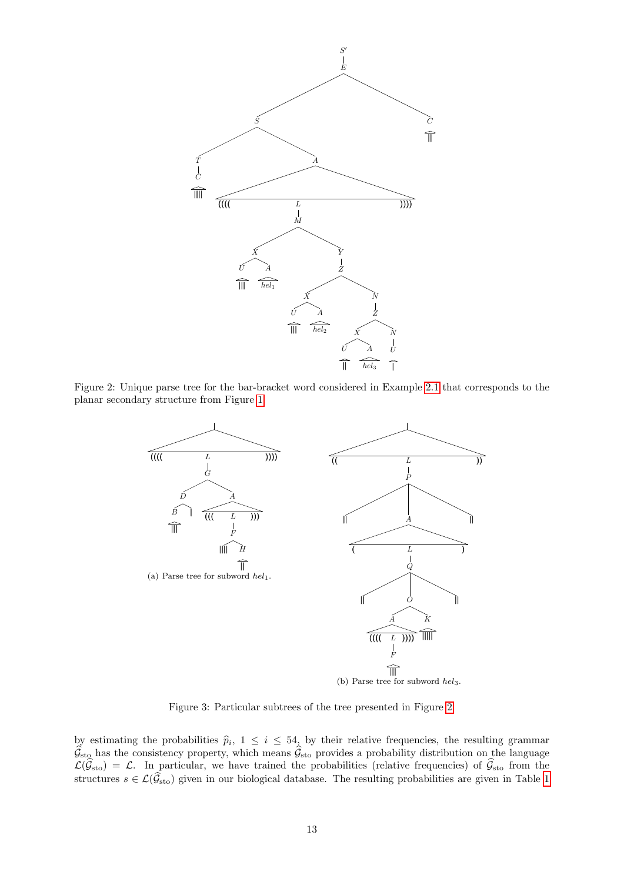Figure 2: Unique parse tree for the bar-bracket word considered in Example 2.1 that corresponds to the planar secondary structure from Figure 1.

(a) Parse tree for subword $hel_1$.

(b) Parse tree for subword $hel_3$.

Figure 3: Particular subtrees of the tree presented in Figure 2.

by estimating the probabilities $\widehat{p}_i$, $1 \le i \le 54$, by their relative frequencies, the resulting grammar $\widehat{\mathcal{G}}_{\text{sto}}$ has the consistency property, which means $\widehat{\mathcal{G}}_{\text{sto}}$ provides a probability distribution on the language $\mathcal{L}(\widehat{\mathcal{G}}_{\text{sto}}) = \mathcal{L}$. In particular, we have trained the probabilities (relative frequencies) of $\widehat{\mathcal{G}}_{\text{sto}}$ from the structures $s \in \mathcal{L}(\widehat{\mathcal{G}}_{\text{sto}})$ given in our biological database. The resulting probabilities are given in Table 1.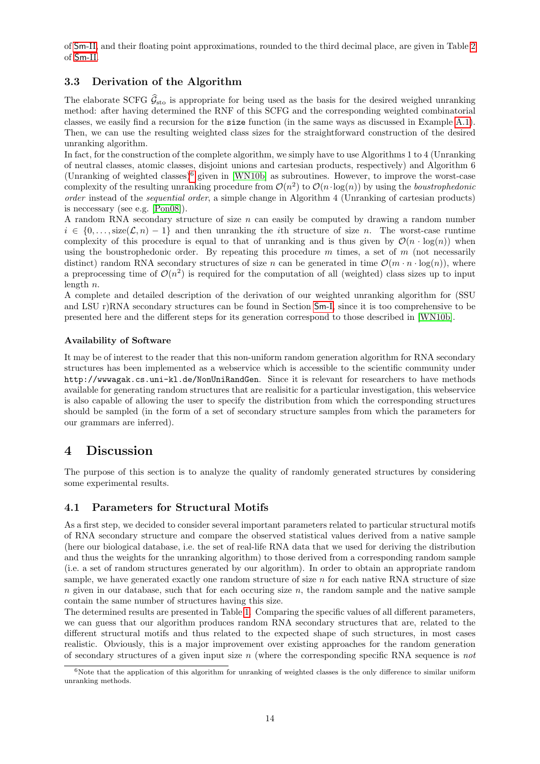of Sm-II, and their floating point approximations, rounded to the third decimal place, are given in Table 2 of Sm-II.

### 3.3 Derivation of the Algorithm

The elaborate SCFG $\widehat{\mathcal{G}}_{\text{sto}}$ is appropriate for being used as the basis for the desired weighed unranking method: after having determined the RNF of this SCFG and the corresponding weighted combinatorial classes, we easily find a recursion for the `size` function (in the same ways as discussed in Example A.1). Then, we can use the resulting weighted class sizes for the straightforward construction of the desired unranking algorithm.

In fact, for the construction of the complete algorithm, we simply have to use Algorithms 1 to 4 (Unranking of neutral classes, atomic classes, disjoint unions and cartesian products, respectively) and Algorithm 6 (Unranking of weighted classes)[6] given in [WN10b] as subroutines. However, to improve the worst-case complexity of the resulting unranking procedure from $\mathcal{O}(n^2)$ to $\mathcal{O}(n \cdot \log(n))$ by using the *boustrophedonic order* instead of the *sequential order*, a simple change in Algorithm 4 (Unranking of cartesian products) is neccessary (see e.g. [Pon08]).

A random RNA secondary structure of size $n$ can easily be computed by drawing a random number $i \in \{0, \ldots, \text{size}(\mathcal{L}, n) - 1\}$ and then unranking the $i$th structure of size $n$. The worst-case runtime complexity of this procedure is equal to that of unranking and is thus given by $\mathcal{O}(n \cdot \log(n))$ when using the boustrophedonic order. By repeating this procedure $m$ times, a set of $m$ (not necessarily distinct) random RNA secondary structures of size $n$ can be generated in time $\mathcal{O}(m \cdot n \cdot \log(n))$, where a preprocessing time of $\mathcal{O}(n^2)$ is required for the computation of all (weighted) class sizes up to input length $n$.

A complete and detailed description of the derivation of our weighted unranking algorithm for (SSU and LSU r)RNA secondary structures can be found in Section Sm-I, since it is too comprehensive to be presented here and the different steps for its generation correspond to those described in [WN10b].

#### Availability of Software

It may be of interest to the reader that this non-uniform random generation algorithm for RNA secondary structures has been implemented as a webservice which is accessible to the scientific community under `http://wwwagak.cs.uni-kl.de/NonUniRandGen`. Since it is relevant for researchers to have methods available for generating random structures that are realisitic for a particular investigation, this webservice is also capable of allowing the user to specify the distribution from which the corresponding structures should be sampled (in the form of a set of secondary structure samples from which the parameters for our grammars are inferred).

## 4 Discussion

The purpose of this section is to analyze the quality of randomly generated structures by considering some experimental results.

### 4.1 Parameters for Structural Motifs

As a first step, we decided to consider several important parameters related to particular structural motifs of RNA secondary structure and compare the observed statistical values derived from a native sample (here our biological database, i.e. the set of real-life RNA data that we used for deriving the distribution and thus the weights for the unranking algorithm) to those derived from a corresponding random sample (i.e. a set of random structures generated by our algorithm). In order to obtain an appropriate random sample, we have generated exactly one random structure of size $n$ for each native RNA structure of size $n$ given in our database, such that for each occuring size $n$, the random sample and the native sample contain the same number of structures having this size.

The determined results are presented in Table 1. Comparing the specific values of all different parameters, we can guess that our algorithm produces random RNA secondary structures that are, related to the different structural motifs and thus related to the expected shape of such structures, in most cases realistic. Obviously, this is a major improvement over existing approaches for the random generation of secondary structures of a given input size $n$ (where the corresponding specific RNA sequence is *not*

[6] Note that the application of this algorithm for unranking of weighted classes is the only difference to similar uniform unranking methods.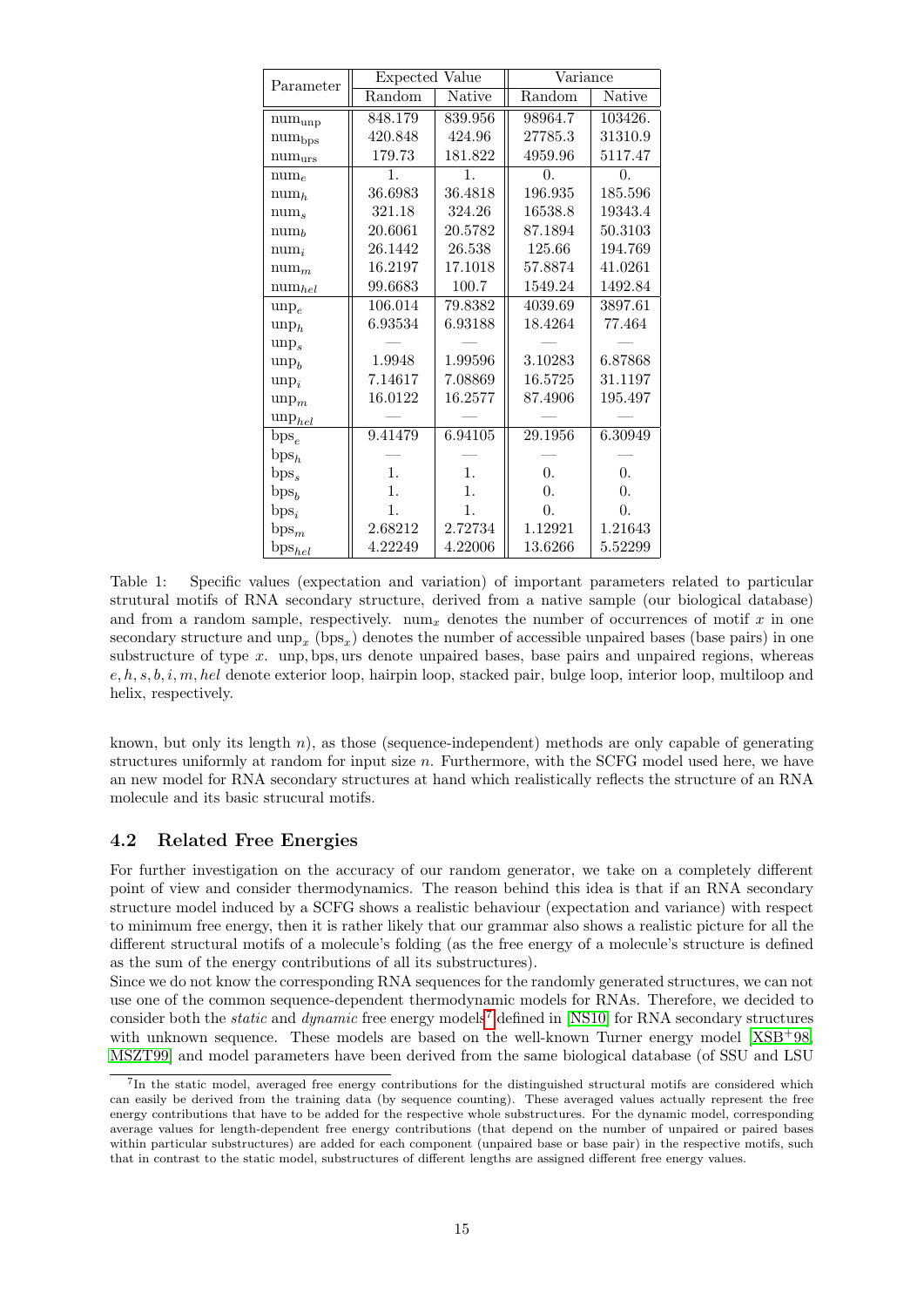| Parameter | Expected Value | | Variance | |
|---|---|---|---|---|
| | Random | Native | Random | Native |
| $\text{num}_{\text{unp}}$ | 848.179 | 839.956 | 98964.7 | 103426. |
| $\text{num}_{\text{bps}}$ | 420.848 | 424.96 | 27785.3 | 31310.9 |
| $\text{num}_{\text{urs}}$ | 179.73 | 181.822 | 4959.96 | 5117.47 |
| $\text{num}_e$ | 1. | 1. | 0. | 0. |
| $\text{num}_h$ | 36.6983 | 36.4818 | 196.935 | 185.596 |
| $\text{num}_s$ | 321.18 | 324.26 | 16538.8 | 19343.4 |
| $\text{num}_b$ | 20.6061 | 20.5782 | 87.1894 | 50.3103 |
| $\text{num}_i$ | 26.1442 | 26.538 | 125.66 | 194.769 |
| $\text{num}_m$ | 16.2197 | 17.1018 | 57.8874 | 41.0261 |
| $\text{num}_{hel}$ | 99.6683 | 100.7 | 1549.24 | 1492.84 |
| $\text{unp}_e$ | 106.014 | 79.8382 | 4039.69 | 3897.61 |
| $\text{unp}_h$ | 6.93534 | 6.93188 | 18.4264 | 77.464 |
| $\text{unp}_s$ | — | — | — | — |
| $\text{unp}_b$ | 1.9948 | 1.99596 | 3.10283 | 6.87868 |
| $\text{unp}_i$ | 7.14617 | 7.08869 | 16.5725 | 31.1197 |
| $\text{unp}_m$ | 16.0122 | 16.2577 | 87.4906 | 195.497 |
| $\text{unp}_{hel}$ | — | — | — | — |
| $\text{bps}_e$ | 9.41479 | 6.94105 | 29.1956 | 6.30949 |
| $\text{bps}_h$ | — | — | — | — |
| $\text{bps}_s$ | 1. | 1. | 0. | 0. |
| $\text{bps}_b$ | 1. | 1. | 0. | 0. |
| $\text{bps}_i$ | 1. | 1. | 0. | 0. |
| $\text{bps}_m$ | 2.68212 | 2.72734 | 1.12921 | 1.21643 |
| $\text{bps}_{hel}$ | 4.22249 | 4.22006 | 13.6266 | 5.52299 |

Table 1: Specific values (expectation and variation) of important parameters related to particular strutural motifs of RNA secondary structure, derived from a native sample (our biological database) and from a random sample, respectively. $\text{num}_x$ denotes the number of occurrences of motif $x$ in one secondary structure and $\text{unp}_x$ ($\text{bps}_x$) denotes the number of accessible unpaired bases (base pairs) in one substructure of type $x$. unp, bps, urs denote unpaired bases, base pairs and unpaired regions, whereas $e, h, s, b, i, m, hel$ denote exterior loop, hairpin loop, stacked pair, bulge loop, interior loop, multiloop and helix, respectively.

known, but only its length $n$), as those (sequence-independent) methods are only capable of generating structures uniformly at random for input size $n$. Furthermore, with the SCFG model used here, we have an new model for RNA secondary structures at hand which realistically reflects the structure of an RNA molecule and its basic strucural motifs.

### 4.2 Related Free Energies

For further investigation on the accuracy of our random generator, we take on a completely different point of view and consider thermodynamics. The reason behind this idea is that if an RNA secondary structure model induced by a SCFG shows a realistic behaviour (expectation and variance) with respect to minimum free energy, then it is rather likely that our grammar also shows a realistic picture for all the different structural motifs of a molecule's folding (as the free energy of a molecule's structure is defined as the sum of the energy contributions of all its substructures).

Since we do not know the corresponding RNA sequences for the randomly generated structures, we can not use one of the common sequence-dependent thermodynamic models for RNAs. Therefore, we decided to consider both the *static* and *dynamic* free energy models[7] defined in [NS10] for RNA secondary structures with unknown sequence. These models are based on the well-known Turner energy model [XSB+98, MSZT99] and model parameters have been derived from the same biological database (of SSU and LSU

[7] In the static model, averaged free energy contributions for the distinguished structural motifs are considered which can easily be derived from the training data (by sequence counting). These averaged values actually represent the free energy contributions that have to be added for the respective whole substructures. For the dynamic model, corresponding average values for length-dependent free energy contributions (that depend on the number of unpaired or paired bases within particular substructures) are added for each component (unpaired base or base pair) in the respective motifs, such that in contrast to the static model, substructures of different lengths are assigned different free energy values.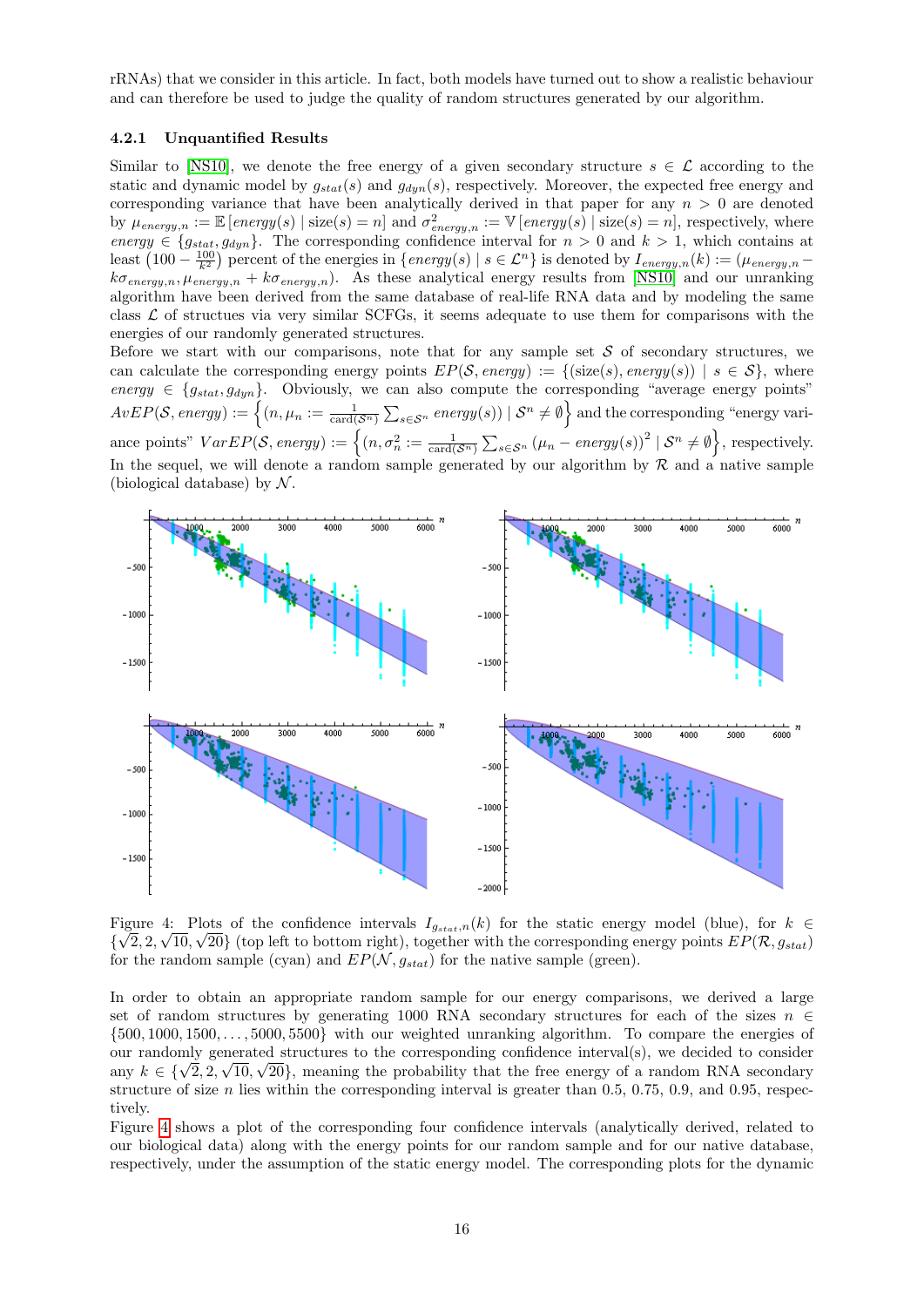rRNAs) that we consider in this article. In fact, both models have turned out to show a realistic behaviour and can therefore be used to judge the quality of random structures generated by our algorithm.

#### 4.2.1 Unquantified Results

Similar to [NS10], we denote the free energy of a given secondary structure $s \in \mathcal{L}$ according to the static and dynamic model by $g_{stat}(s)$ and $g_{dyn}(s)$, respectively. Moreover, the expected free energy and corresponding variance that have been analytically derived in that paper for any $n > 0$ are denoted by $\mu_{energy,n} := \mathbb{E}[energy(s) \mid \text{size}(s) = n]$ and $\sigma^2_{energy,n} := \mathbb{V}[energy(s) \mid \text{size}(s) = n]$, respectively, where $energy \in \{g_{stat}, g_{dyn}\}$. The corresponding confidence interval for $n > 0$ and $k > 1$, which contains at least $(100 - \frac{100}{k^2})$ percent of the energies in $\{energy(s) \mid s \in \mathcal{L}^n\}$ is denoted by $I_{energy,n}(k) := (\mu_{energy,n} - k\sigma_{energy,n}, \mu_{energy,n} + k\sigma_{energy,n})$. As these analytical energy results from [NS10] and our unranking algorithm have been derived from the same database of real-life RNA data and by modeling the same class $\mathcal{L}$ of structues via very similar SCFGs, it seems adequate to use them for comparisons with the energies of our randomly generated structures.

Before we start with our comparisons, note that for any sample set $\mathcal{S}$ of secondary structures, we can calculate the corresponding energy points $EP(\mathcal{S}, energy) := \{(\text{size}(s), energy(s)) \mid s \in \mathcal{S}\}$, where $energy \in \{g_{stat}, g_{dyn}\}$. Obviously, we can also compute the corresponding "average energy points" $AvEP(\mathcal{S}, energy) := \left\{(n, \mu_n := \frac{1}{\text{card}(\mathcal{S}^n)} \sum_{s \in \mathcal{S}^n} energy(s)) \mid \mathcal{S}^n \neq \emptyset\right\}$ and the corresponding "energy variance points" $VarEP(\mathcal{S}, energy) := \left\{(n, \sigma_n^2 := \frac{1}{\text{card}(\mathcal{S}^n)} \sum_{s \in \mathcal{S}^n} (\mu_n - energy(s))^2 \mid \mathcal{S}^n \neq \emptyset\right\}$, respectively. In the sequel, we will denote a random sample generated by our algorithm by $\mathcal{R}$ and a native sample (biological database) by $\mathcal{N}$.

Figure 4: Plots of the confidence intervals $I_{g_{stat},n}(k)$ for the static energy model (blue), for $k \in \{\sqrt{2}, 2, \sqrt{10}, \sqrt{20}\}$ (top left to bottom right), together with the corresponding energy points $EP(\mathcal{R}, g_{stat})$ for the random sample (cyan) and $EP(\mathcal{N}, g_{stat})$ for the native sample (green).

In order to obtain an appropriate random sample for our energy comparisons, we derived a large set of random structures by generating 1000 RNA secondary structures for each of the sizes $n \in \{500, 1000, 1500, \ldots, 5000, 5500\}$ with our weighted unranking algorithm. To compare the energies of our randomly generated structures to the corresponding confidence interval(s), we decided to consider any $k \in \{\sqrt{2}, 2, \sqrt{10}, \sqrt{20}\}$, meaning the probability that the free energy of a random RNA secondary structure of size $n$ lies within the corresponding interval is greater than 0.5, 0.75, 0.9, and 0.95, respectively.

Figure 4 shows a plot of the corresponding four confidence intervals (analytically derived, related to our biological data) along with the energy points for our random sample and for our native database, respectively, under the assumption of the static energy model. The corresponding plots for the dynamic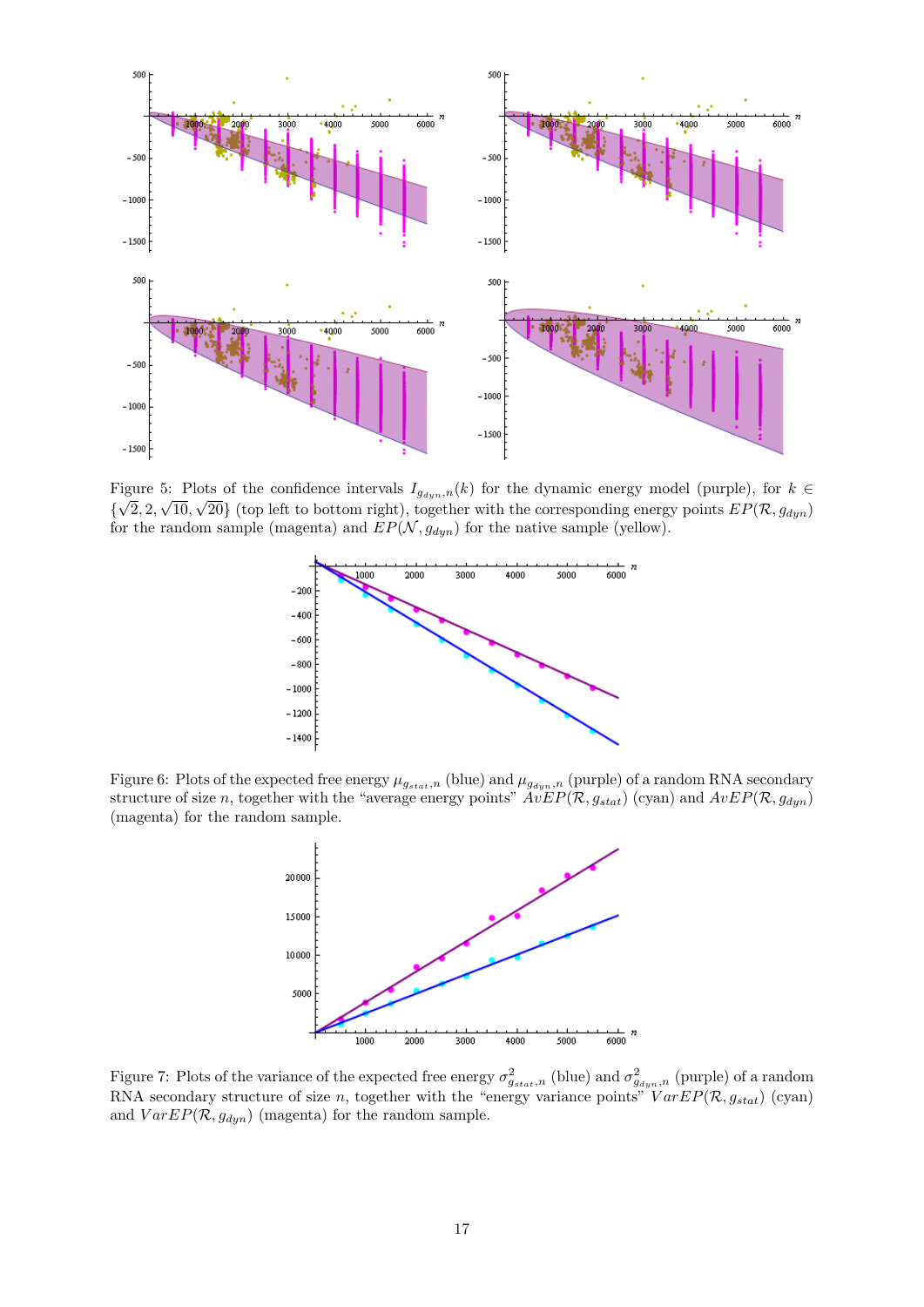Figure 5: Plots of the confidence intervals $I_{g_{dyn},n}(k)$ for the dynamic energy model (purple), for $k \in \{\sqrt{2}, 2, \sqrt{10}, \sqrt{20}\}$ (top left to bottom right), together with the corresponding energy points $EP(\mathcal{R}, g_{dyn})$ for the random sample (magenta) and $EP(\mathcal{N}, g_{dyn})$ for the native sample (yellow).

Figure 6: Plots of the expected free energy $\mu_{g_{stat},n}$ (blue) and $\mu_{g_{dyn},n}$ (purple) of a random RNA secondary structure of size $n$, together with the "average energy points" $AvEP(\mathcal{R}, g_{stat})$ (cyan) and $AvEP(\mathcal{R}, g_{dyn})$ (magenta) for the random sample.

Figure 7: Plots of the variance of the expected free energy $\sigma^2_{g_{stat},n}$ (blue) and $\sigma^2_{g_{dyn},n}$ (purple) of a random RNA secondary structure of size $n$, together with the "energy variance points" $VarEP(\mathcal{R}, g_{stat})$ (cyan) and $VarEP(\mathcal{R}, g_{dyn})$ (magenta) for the random sample.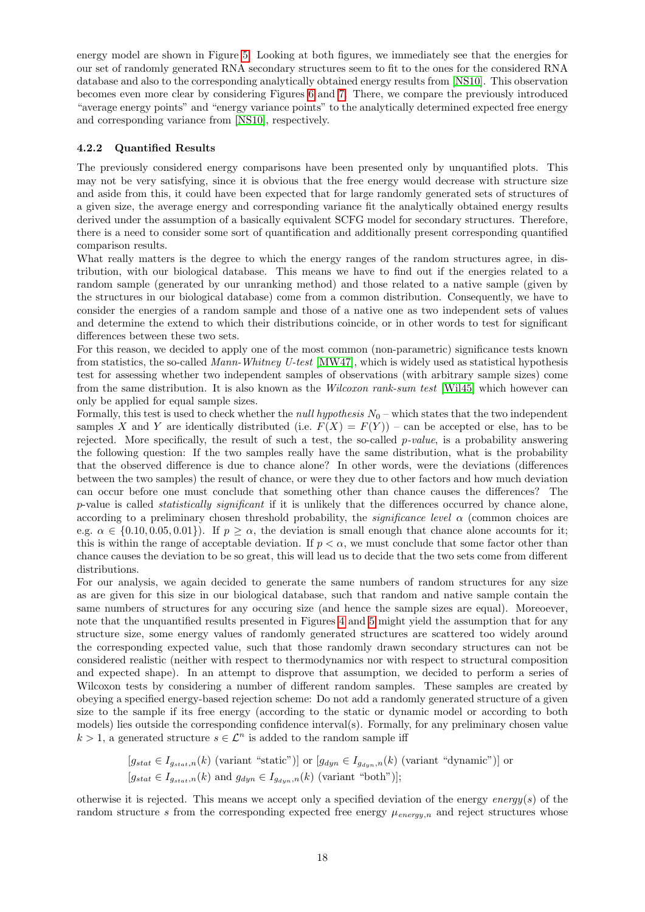energy model are shown in Figure 5. Looking at both figures, we immediately see that the energies for our set of randomly generated RNA secondary structures seem to fit to the ones for the considered RNA database and also to the corresponding analytically obtained energy results from [NS10]. This observation becomes even more clear by considering Figures 6 and 7. There, we compare the previously introduced "average energy points" and "energy variance points" to the analytically determined expected free energy and corresponding variance from [NS10], respectively.

#### 4.2.2 Quantified Results

The previously considered energy comparisons have been presented only by unquantified plots. This may not be very satisfying, since it is obvious that the free energy would decrease with structure size and aside from this, it could have been expected that for large randomly generated sets of structures of a given size, the average energy and corresponding variance fit the analytically obtained energy results derived under the assumption of a basically equivalent SCFG model for secondary structures. Therefore, there is a need to consider some sort of quantification and additionally present corresponding quantified comparison results.

What really matters is the degree to which the energy ranges of the random structures agree, in distribution, with our biological database. This means we have to find out if the energies related to a random sample (generated by our unranking method) and those related to a native sample (given by the structures in our biological database) come from a common distribution. Consequently, we have to consider the energies of a random sample and those of a native one as two independent sets of values and determine the extend to which their distributions coincide, or in other words to test for significant differences between these two sets.

For this reason, we decided to apply one of the most common (non-parametric) significance tests known from statistics, the so-called *Mann-Whitney U-test* [MW47], which is widely used as statistical hypothesis test for assessing whether two independent samples of observations (with arbitrary sample sizes) come from the same distribution. It is also known as the *Wilcoxon rank-sum test* [Wil45] which however can only be applied for equal sample sizes.

Formally, this test is used to check whether the *null hypothesis* $N_0$ – which states that the two independent samples $X$ and $Y$ are identically distributed (i.e. $F(X) = F(Y)$) – can be accepted or else, has to be rejected. More specifically, the result of such a test, the so-called *p-value*, is a probability answering the following question: If the two samples really have the same distribution, what is the probability that the observed difference is due to chance alone? In other words, were the deviations (differences between the two samples) the result of chance, or were they due to other factors and how much deviation can occur before one must conclude that something other than chance causes the differences? The $p$-value is called *statistically significant* if it is unlikely that the differences occurred by chance alone, according to a preliminary chosen threshold probability, the *significance level* $\alpha$ (common choices are e.g. $\alpha \in \{0.10, 0.05, 0.01\}$). If $p \geq \alpha$, the deviation is small enough that chance alone accounts for it; this is within the range of acceptable deviation. If $p < \alpha$, we must conclude that some factor other than chance causes the deviation to be so great, this will lead us to decide that the two sets come from different distributions.

For our analysis, we again decided to generate the same numbers of random structures for any size as are given for this size in our biological database, such that random and native sample contain the same numbers of structures for any occuring size (and hence the sample sizes are equal). Moreoever, note that the unquantified results presented in Figures 4 and 5 might yield the assumption that for any structure size, some energy values of randomly generated structures are scattered too widely around the corresponding expected value, such that those randomly drawn secondary structures can not be considered realistic (neither with respect to thermodynamics nor with respect to structural composition and expected shape). In an attempt to disprove that assumption, we decided to perform a series of Wilcoxon tests by considering a number of different random samples. These samples are created by obeying a specified energy-based rejection scheme: Do not add a randomly generated structure of a given size to the sample if its free energy (according to the static or dynamic model or according to both models) lies outside the corresponding confidence interval(s). Formally, for any preliminary chosen value $k > 1$, a generated structure $s \in \mathcal{L}^n$ is added to the random sample iff

$$[g_{stat} \in I_{g_{stat},n}(k) \text{ (variant "static")}] \text{ or } [g_{dyn} \in I_{g_{dyn},n}(k) \text{ (variant "dynamic")}] \text{ or}$$
$$[g_{stat} \in I_{g_{stat},n}(k) \text{ and } g_{dyn} \in I_{g_{dyn},n}(k) \text{ (variant "both")}];$$

otherwise it is rejected. This means we accept only a specified deviation of the energy $energy(s)$ of the random structure $s$ from the corresponding expected free energy $\mu_{energy,n}$ and reject structures whose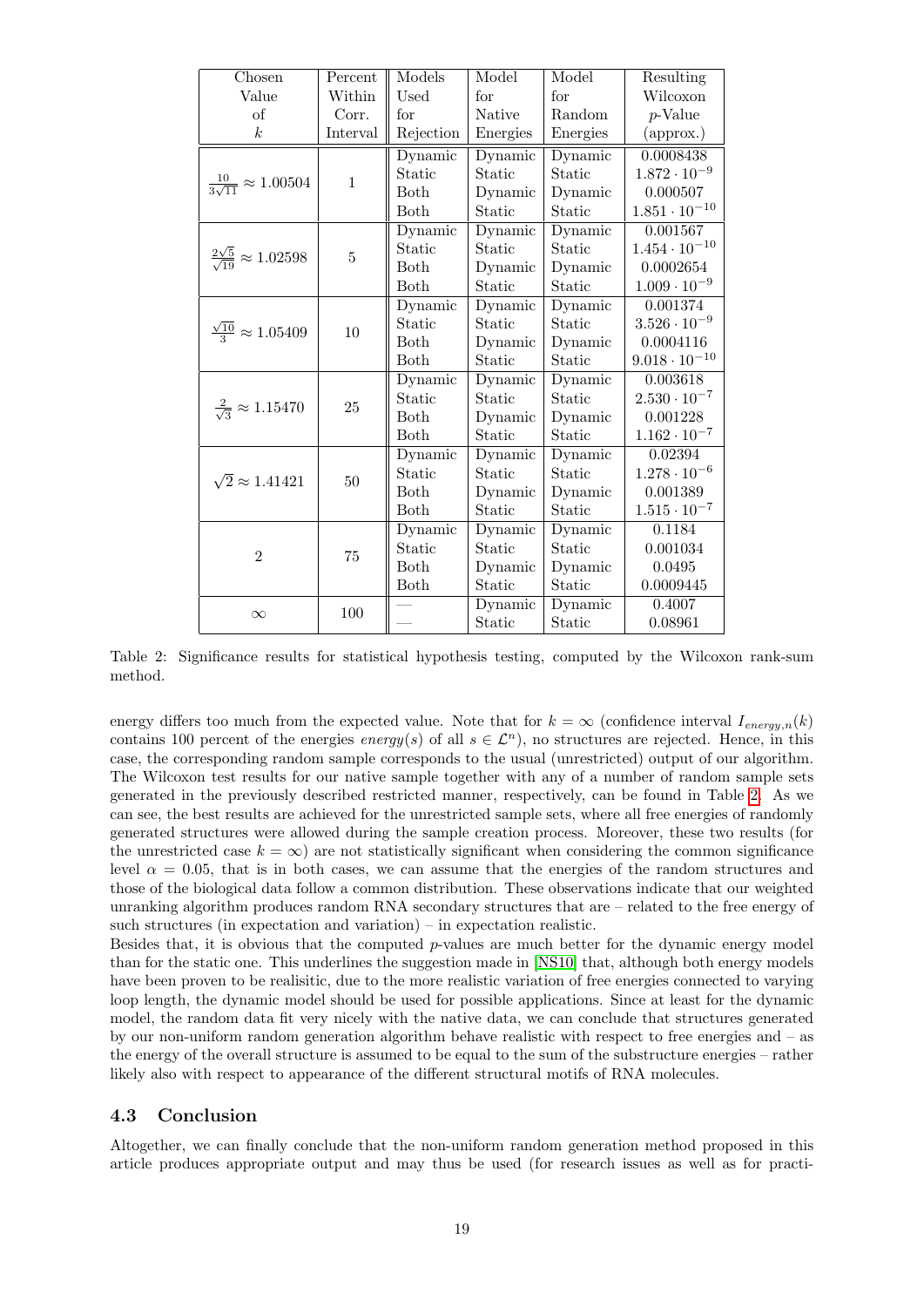| Chosen Value of $k$ | Percent Within Corr. Interval | Models Used for Rejection | Model for Native Energies | Model for Random Energies | Resulting Wilcoxon $p$-Value (approx.) |
|---|---|---|---|---|---|
| $\frac{10}{3\sqrt{11}} \approx 1.00504$ | 1 | Dynamic | Dynamic | Dynamic | 0.0008438 |
| | | Static | Static | Static | $1.872 \cdot 10^{-9}$ |
| | | Both | Dynamic | Dynamic | 0.000507 |
| | | Both | Static | Static | $1.851 \cdot 10^{-10}$ |
| $\frac{2\sqrt{5}}{\sqrt{19}} \approx 1.02598$ | 5 | Dynamic | Dynamic | Dynamic | 0.001567 |
| | | Static | Static | Static | $1.454 \cdot 10^{-10}$ |
| | | Both | Dynamic | Dynamic | 0.0002654 |
| | | Both | Static | Static | $1.009 \cdot 10^{-9}$ |
| $\frac{\sqrt{10}}{3} \approx 1.05409$ | 10 | Dynamic | Dynamic | Dynamic | 0.001374 |
| | | Static | Static | Static | $3.526 \cdot 10^{-9}$ |
| | | Both | Dynamic | Dynamic | 0.0004116 |
| | | Both | Static | Static | $9.018 \cdot 10^{-10}$ |
| $\frac{2}{\sqrt{3}} \approx 1.15470$ | 25 | Dynamic | Dynamic | Dynamic | 0.003618 |
| | | Static | Static | Static | $2.530 \cdot 10^{-7}$ |
| | | Both | Dynamic | Dynamic | 0.001228 |
| | | Both | Static | Static | $1.162 \cdot 10^{-7}$ |
| $\sqrt{2} \approx 1.41421$ | 50 | Dynamic | Dynamic | Dynamic | 0.02394 |
| | | Static | Static | Static | $1.278 \cdot 10^{-6}$ |
| | | Both | Dynamic | Dynamic | 0.001389 |
| | | Both | Static | Static | $1.515 \cdot 10^{-7}$ |
| 2 | 75 | Dynamic | Dynamic | Dynamic | 0.1184 |
| | | Static | Static | Static | 0.001034 |
| | | Both | Dynamic | Dynamic | 0.0495 |
| | | Both | Static | Static | 0.0009445 |
| $\infty$ | 100 | — | Dynamic | Dynamic | 0.4007 |
| | | — | Static | Static | 0.08961 |

Table 2: Significance results for statistical hypothesis testing, computed by the Wilcoxon rank-sum method.

energy differs too much from the expected value. Note that for $k = \infty$ (confidence interval $I_{energy,n}(k)$ contains 100 percent of the energies $energy(s)$ of all $s \in \mathcal{L}^n$), no structures are rejected. Hence, in this case, the corresponding random sample corresponds to the usual (unrestricted) output of our algorithm. The Wilcoxon test results for our native sample together with any of a number of random sample sets generated in the previously described restricted manner, respectively, can be found in Table 2. As we can see, the best results are achieved for the unrestricted sample sets, where all free energies of randomly generated structures were allowed during the sample creation process. Moreover, these two results (for the unrestricted case $k = \infty$) are not statistically significant when considering the common significance level $\alpha = 0.05$, that is in both cases, we can assume that the energies of the random structures and those of the biological data follow a common distribution. These observations indicate that our weighted unranking algorithm produces random RNA secondary structures that are – related to the free energy of such structures (in expectation and variation) – in expectation realistic.

Besides that, it is obvious that the computed $p$-values are much better for the dynamic energy model than for the static one. This underlines the suggestion made in [NS10] that, although both energy models have been proven to be realisitic, due to the more realistic variation of free energies connected to varying loop length, the dynamic model should be used for possible applications. Since at least for the dynamic model, the random data fit very nicely with the native data, we can conclude that structures generated by our non-uniform random generation algorithm behave realistic with respect to free energies and – as the energy of the overall structure is assumed to be equal to the sum of the substructure energies – rather likely also with respect to appearance of the different structural motifs of RNA molecules.

### 4.3 Conclusion

Altogether, we can finally conclude that the non-uniform random generation method proposed in this article produces appropriate output and may thus be used (for research issues as well as for practi-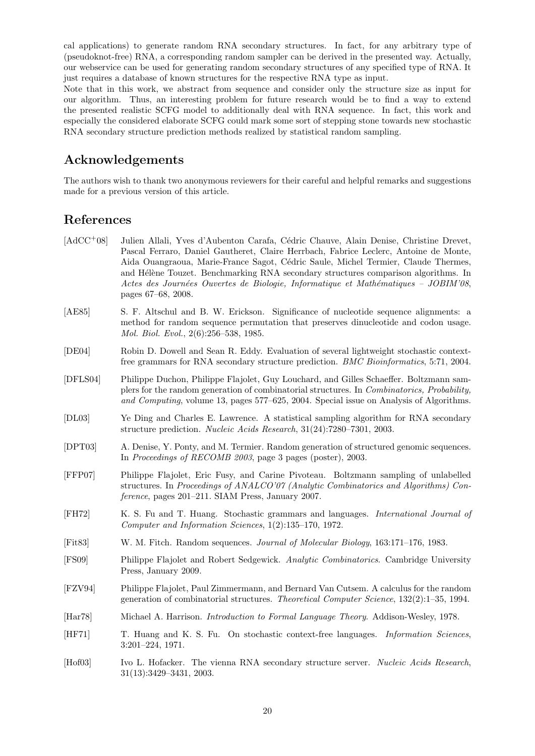cal applications) to generate random RNA secondary structures. In fact, for any arbitrary type of (pseudoknot-free) RNA, a corresponding random sampler can be derived in the presented way. Actually, our webservice can be used for generating random secondary structures of any specified type of RNA. It just requires a database of known structures for the respective RNA type as input.

Note that in this work, we abstract from sequence and consider only the structure size as input for our algorithm. Thus, an interesting problem for future research would be to find a way to extend the presented realistic SCFG model to additionally deal with RNA sequence. In fact, this work and especially the considered elaborate SCFG could mark some sort of stepping stone towards new stochastic RNA secondary structure prediction methods realized by statistical random sampling.

## Acknowledgements

The authors wish to thank two anonymous reviewers for their careful and helpful remarks and suggestions made for a previous version of this article.

## References

[AdCC+08] Julien Allali, Yves d'Aubenton Carafa, Cédric Chauve, Alain Denise, Christine Drevet, Pascal Ferraro, Daniel Gautheret, Claire Herrbach, Fabrice Leclerc, Antoine de Monte, Aida Ouangraoua, Marie-France Sagot, Cédric Saule, Michel Termier, Claude Thermes, and Hélène Touzet. Benchmarking RNA secondary structures comparison algorithms. In *Actes des Journées Ouvertes de Biologie, Informatique et Mathématiques – JOBIM'08*, pages 67–68, 2008.

[AE85] S. F. Altschul and B. W. Erickson. Significance of nucleotide sequence alignments: a method for random sequence permutation that preserves dinucleotide and codon usage. *Mol. Biol. Evol.*, 2(6):256–538, 1985.

[DE04] Robin D. Dowell and Sean R. Eddy. Evaluation of several lightweight stochastic context-free grammars for RNA secondary structure prediction. *BMC Bioinformatics*, 5:71, 2004.

[DFLS04] Philippe Duchon, Philippe Flajolet, Guy Louchard, and Gilles Schaeffer. Boltzmann samplers for the random generation of combinatorial structures. In *Combinatorics, Probability, and Computing*, volume 13, pages 577–625, 2004. Special issue on Analysis of Algorithms.

[DL03] Ye Ding and Charles E. Lawrence. A statistical sampling algorithm for RNA secondary structure prediction. *Nucleic Acids Research*, 31(24):7280–7301, 2003.

[DPT03] A. Denise, Y. Ponty, and M. Termier. Random generation of structured genomic sequences. In *Proceedings of RECOMB 2003*, page 3 pages (poster), 2003.

[FFP07] Philippe Flajolet, Eric Fusy, and Carine Pivoteau. Boltzmann sampling of unlabelled structures. In *Proceedings of ANALCO'07 (Analytic Combinatorics and Algorithms) Conference*, pages 201–211. SIAM Press, January 2007.

[FH72] K. S. Fu and T. Huang. Stochastic grammars and languages. *International Journal of Computer and Information Sciences*, 1(2):135–170, 1972.

[Fit83] W. M. Fitch. Random sequences. *Journal of Molecular Biology*, 163:171–176, 1983.

[FS09] Philippe Flajolet and Robert Sedgewick. *Analytic Combinatorics*. Cambridge University Press, January 2009.

[FZV94] Philippe Flajolet, Paul Zimmermann, and Bernard Van Cutsem. A calculus for the random generation of combinatorial structures. *Theoretical Computer Science*, 132(2):1–35, 1994.

[Har78] Michael A. Harrison. *Introduction to Formal Language Theory*. Addison-Wesley, 1978.

[HF71] T. Huang and K. S. Fu. On stochastic context-free languages. *Information Sciences*, 3:201–224, 1971.

[Hof03] Ivo L. Hofacker. The vienna RNA secondary structure server. *Nucleic Acids Research*, 31(13):3429–3431, 2003.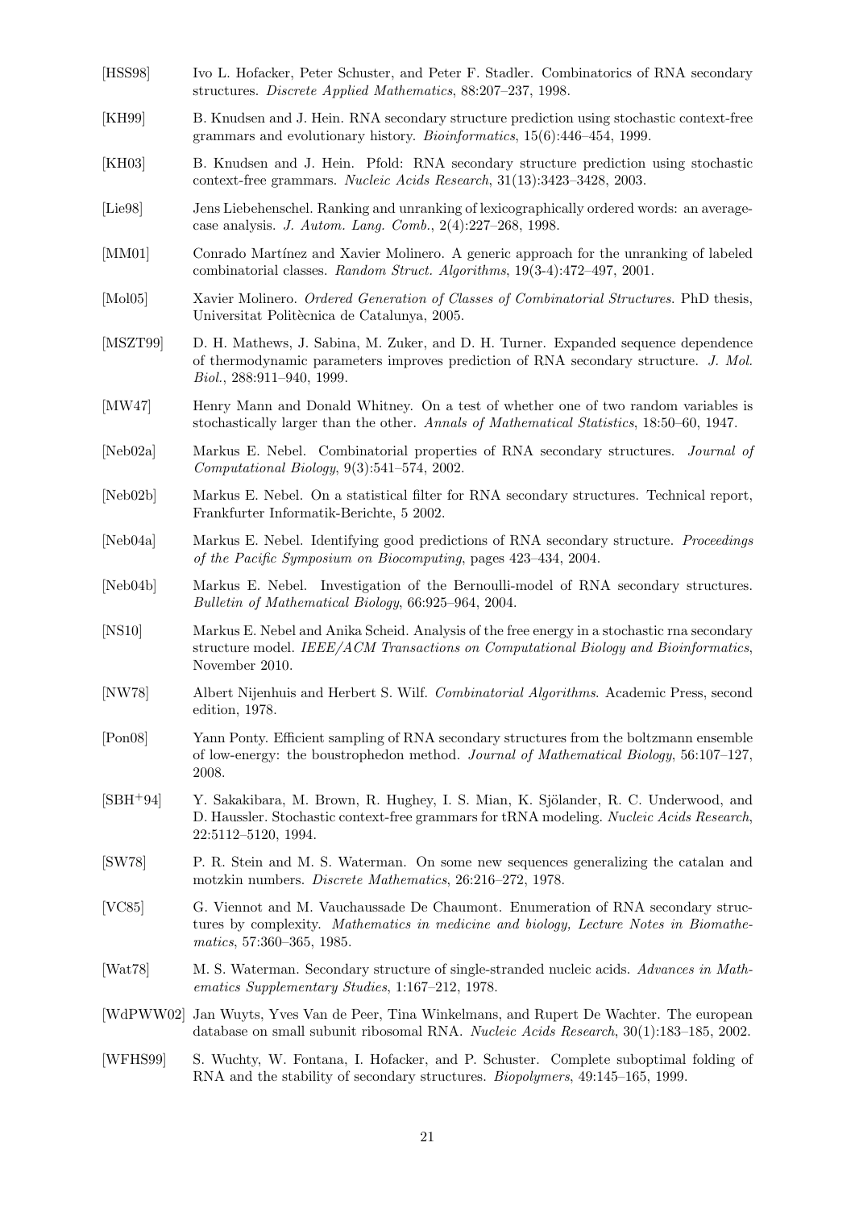[HSS98] Ivo L. Hofacker, Peter Schuster, and Peter F. Stadler. Combinatorics of RNA secondary structures. *Discrete Applied Mathematics*, 88:207–237, 1998.

[KH99] B. Knudsen and J. Hein. RNA secondary structure prediction using stochastic context-free grammars and evolutionary history. *Bioinformatics*, 15(6):446–454, 1999.

[KH03] B. Knudsen and J. Hein. Pfold: RNA secondary structure prediction using stochastic context-free grammars. *Nucleic Acids Research*, 31(13):3423–3428, 2003.

[Lie98] Jens Liebehenschel. Ranking and unranking of lexicographically ordered words: an average-case analysis. *J. Autom. Lang. Comb.*, 2(4):227–268, 1998.

[MM01] Conrado Martínez and Xavier Molinero. A generic approach for the unranking of labeled combinatorial classes. *Random Struct. Algorithms*, 19(3-4):472–497, 2001.

[Mol05] Xavier Molinero. *Ordered Generation of Classes of Combinatorial Structures*. PhD thesis, Universitat Politècnica de Catalunya, 2005.

[MSZT99] D. H. Mathews, J. Sabina, M. Zuker, and D. H. Turner. Expanded sequence dependence of thermodynamic parameters improves prediction of RNA secondary structure. *J. Mol. Biol.*, 288:911–940, 1999.

[MW47] Henry Mann and Donald Whitney. On a test of whether one of two random variables is stochastically larger than the other. *Annals of Mathematical Statistics*, 18:50–60, 1947.

[Neb02a] Markus E. Nebel. Combinatorial properties of RNA secondary structures. *Journal of Computational Biology*, 9(3):541–574, 2002.

[Neb02b] Markus E. Nebel. On a statistical filter for RNA secondary structures. Technical report, Frankfurter Informatik-Berichte, 5 2002.

[Neb04a] Markus E. Nebel. Identifying good predictions of RNA secondary structure. *Proceedings of the Pacific Symposium on Biocomputing*, pages 423–434, 2004.

[Neb04b] Markus E. Nebel. Investigation of the Bernoulli-model of RNA secondary structures. *Bulletin of Mathematical Biology*, 66:925–964, 2004.

[NS10] Markus E. Nebel and Anika Scheid. Analysis of the free energy in a stochastic rna secondary structure model. *IEEE/ACM Transactions on Computational Biology and Bioinformatics*, November 2010.

[NW78] Albert Nijenhuis and Herbert S. Wilf. *Combinatorial Algorithms*. Academic Press, second edition, 1978.

[Pon08] Yann Ponty. Efficient sampling of RNA secondary structures from the boltzmann ensemble of low-energy: the boustrophedon method. *Journal of Mathematical Biology*, 56:107–127, 2008.

[SBH+94] Y. Sakakibara, M. Brown, R. Hughey, I. S. Mian, K. Sjölander, R. C. Underwood, and D. Haussler. Stochastic context-free grammars for tRNA modeling. *Nucleic Acids Research*, 22:5112–5120, 1994.

[SW78] P. R. Stein and M. S. Waterman. On some new sequences generalizing the catalan and motzkin numbers. *Discrete Mathematics*, 26:216–272, 1978.

[VC85] G. Viennot and M. Vauchaussade De Chaumont. Enumeration of RNA secondary structures by complexity. *Mathematics in medicine and biology, Lecture Notes in Biomathematics*, 57:360–365, 1985.

[Wat78] M. S. Waterman. Secondary structure of single-stranded nucleic acids. *Advances in Mathematics Supplementary Studies*, 1:167–212, 1978.

[WdPWW02] Jan Wuyts, Yves Van de Peer, Tina Winkelmans, and Rupert De Wachter. The european database on small subunit ribosomal RNA. *Nucleic Acids Research*, 30(1):183–185, 2002.

[WFHS99] S. Wuchty, W. Fontana, I. Hofacker, and P. Schuster. Complete suboptimal folding of RNA and the stability of secondary structures. *Biopolymers*, 49:145–165, 1999.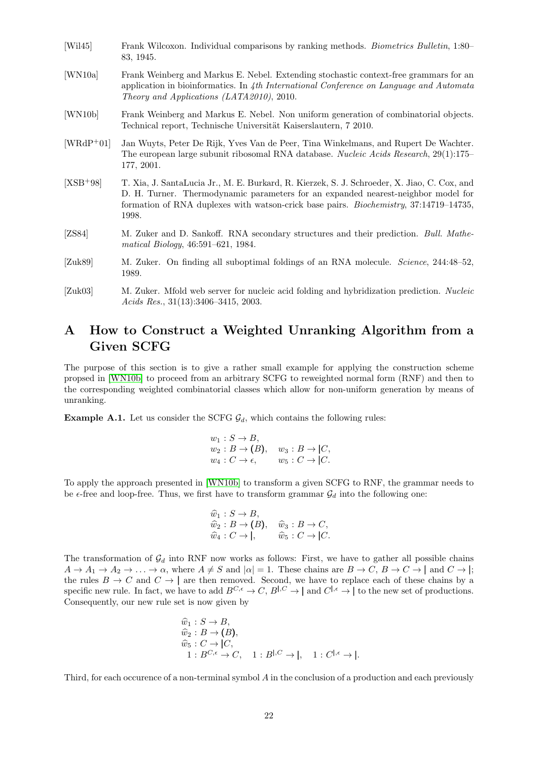[Wil45] Frank Wilcoxon. Individual comparisons by ranking methods. *Biometrics Bulletin*, 1:80–83, 1945.

[WN10a] Frank Weinberg and Markus E. Nebel. Extending stochastic context-free grammars for an application in bioinformatics. In *4th International Conference on Language and Automata Theory and Applications (LATA2010)*, 2010.

[WN10b] Frank Weinberg and Markus E. Nebel. Non uniform generation of combinatorial objects. Technical report, Technische Universität Kaiserslautern, 7 2010.

[WRdP+01] Jan Wuyts, Peter De Rijk, Yves Van de Peer, Tina Winkelmans, and Rupert De Wachter. The european large subunit ribosomal RNA database. *Nucleic Acids Research*, 29(1):175–177, 2001.

[XSB+98] T. Xia, J. SantaLucia Jr., M. E. Burkard, R. Kierzek, S. J. Schroeder, X. Jiao, C. Cox, and D. H. Turner. Thermodynamic parameters for an expanded nearest-neighbor model for formation of RNA duplexes with watson-crick base pairs. *Biochemistry*, 37:14719–14735, 1998.

[ZS84] M. Zuker and D. Sankoff. RNA secondary structures and their prediction. *Bull. Mathematical Biology*, 46:591–621, 1984.

[Zuk89] M. Zuker. On finding all suboptimal foldings of an RNA molecule. *Science*, 244:48–52, 1989.

[Zuk03] M. Zuker. Mfold web server for nucleic acid folding and hybridization prediction. *Nucleic Acids Res.*, 31(13):3406–3415, 2003.

# A How to Construct a Weighted Unranking Algorithm from a Given SCFG

The purpose of this section is to give a rather small example for applying the construction scheme propsed in [WN10b] to proceed from an arbitrary SCFG to reweighted normal form (RNF) and then to the corresponding weighted combinatorial classes which allow for non-uniform generation by means of unranking.

**Example A.1.** Let us consider the SCFG $\mathcal{G}_d$, which contains the following rules:

$$\begin{aligned} &w_1 : S \to B, \\ &w_2 : B \to \mathbf{(}B\mathbf{)}, \quad w_3 : B \to \mathbf{|}C, \\ &w_4 : C \to \epsilon, \qquad w_5 : C \to \mathbf{|}C. \end{aligned}$$

To apply the approach presented in [WN10b] to transform a given SCFG to RNF, the grammar needs to be $\epsilon$-free and loop-free. Thus, we first have to transform grammar $\mathcal{G}_d$ into the following one:

$$\begin{aligned} &\widehat{w}_1 : S \to B, \\ &\widehat{w}_2 : B \to \mathbf{(}B\mathbf{)}, \quad \widehat{w}_3 : B \to C, \\ &\widehat{w}_4 : C \to \mathbf{|}, \qquad \widehat{w}_5 : C \to \mathbf{|}C. \end{aligned}$$

The transformation of $\mathcal{G}_d$ into RNF now works as follows: First, we have to gather all possible chains $A \to A_1 \to A_2 \to \ldots \to \alpha$, where $A \neq S$ and $|\alpha| = 1$. These chains are $B \to C$, $B \to C \to \mathbf{|}$ and $C \to \mathbf{|}$; the rules $B \to C$ and $C \to \mathbf{|}$ are then removed. Second, we have to replace each of these chains by a specific new rule. In fact, we have to add $B^{C,\epsilon} \to C$, $B^{\mathbf{|},C} \to \mathbf{|}$ and $C^{\mathbf{|},\epsilon} \to \mathbf{|}$ to the new set of productions. Consequently, our new rule set is now given by

$$\begin{aligned} &\widehat{w}_1 : S \to B, \\ &\widehat{w}_2 : B \to \mathbf{(}B\mathbf{)}, \\ &\widehat{w}_5 : C \to \mathbf{|}C, \\ &\;1 : B^{C,\epsilon} \to C, \quad 1 : B^{\mathbf{|},C} \to \mathbf{|}, \quad 1 : C^{\mathbf{|},\epsilon} \to \mathbf{|}. \end{aligned}$$

Third, for each occurence of a non-terminal symbol $A$ in the conclusion of a production and each previously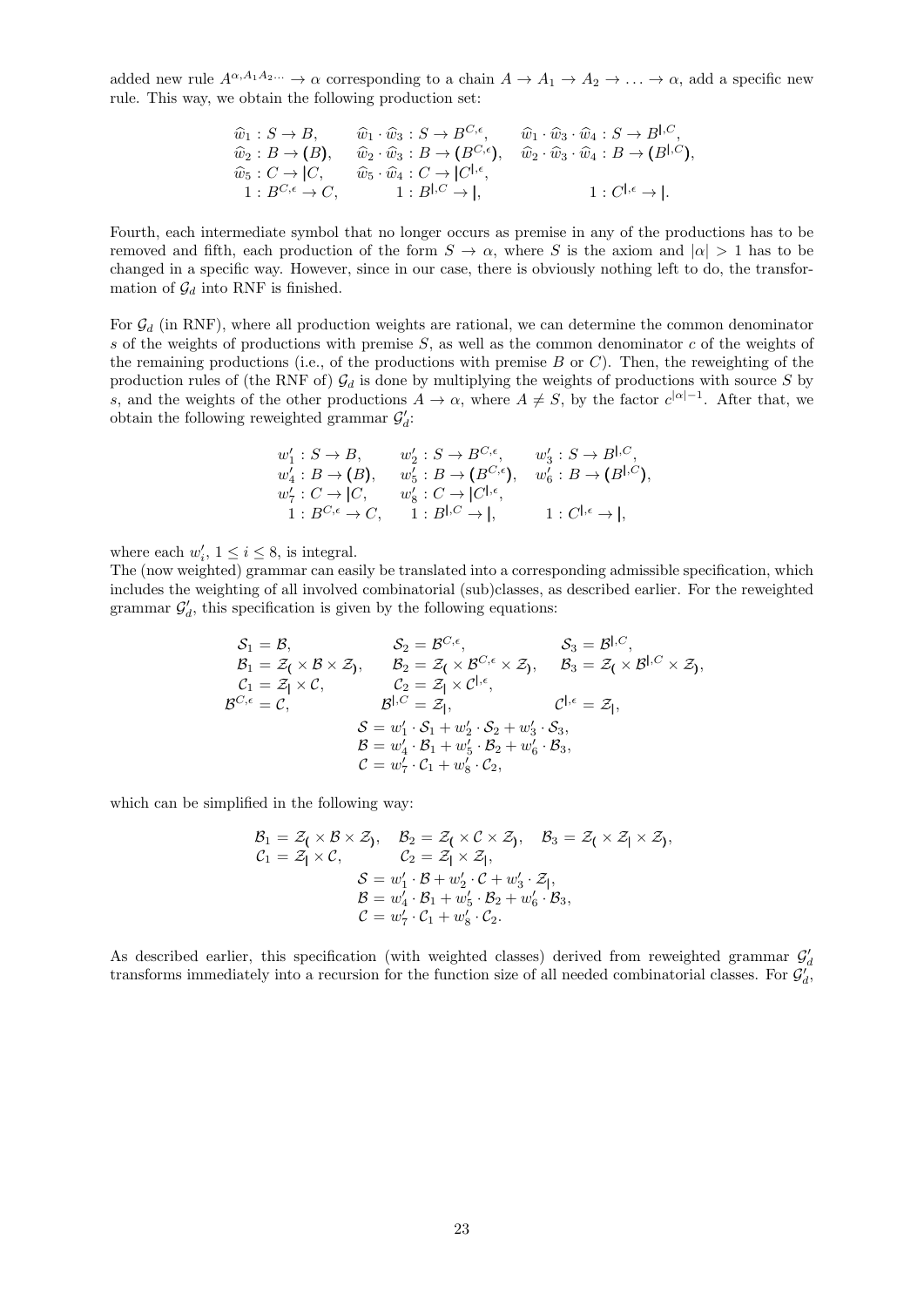added new rule $A^{\alpha,A_1A_2\dots} \to \alpha$ corresponding to a chain $A \to A_1 \to A_2 \to \dots \to \alpha$, add a specific new rule. This way, we obtain the following production set:

$$
\begin{array}{lll}
\widehat{w}_1 : S \to B, & \widehat{w}_1 \cdot \widehat{w}_3 : S \to B^{C,\epsilon}, & \widehat{w}_1 \cdot \widehat{w}_3 \cdot \widehat{w}_4 : S \to B^{|,C}, \\
\widehat{w}_2 : B \to (B), & \widehat{w}_2 \cdot \widehat{w}_3 : B \to (B^{C,\epsilon}), & \widehat{w}_2 \cdot \widehat{w}_3 \cdot \widehat{w}_4 : B \to (B^{|,C}), \\
\widehat{w}_5 : C \to |C, & \widehat{w}_5 \cdot \widehat{w}_4 : C \to |C^{|,\epsilon}, & \\
1 : B^{C,\epsilon} \to C, & 1 : B^{|,C} \to |, & 1 : C^{|,\epsilon} \to |.
\end{array}
$$

Fourth, each intermediate symbol that no longer occurs as premise in any of the productions has to be removed and fifth, each production of the form $S \to \alpha$, where $S$ is the axiom and $|\alpha| > 1$ has to be changed in a specific way. However, since in our case, there is obviously nothing left to do, the transformation of $\mathcal{G}_d$ into RNF is finished.

For $\mathcal{G}_d$ (in RNF), where all production weights are rational, we can determine the common denominator $s$ of the weights of productions with premise $S$, as well as the common denominator $c$ of the weights of the remaining productions (i.e., of the productions with premise $B$ or $C$). Then, the reweighting of the production rules of (the RNF of) $\mathcal{G}_d$ is done by multiplying the weights of productions with source $S$ by $s$, and the weights of the other productions $A \to \alpha$, where $A \neq S$, by the factor $c^{|\alpha|-1}$. After that, we obtain the following reweighted grammar $\mathcal{G}'_d$:

$$
\begin{array}{lll}
w'_1 : S \to B, & w'_2 : S \to B^{C,\epsilon}, & w'_3 : S \to B^{|,C}, \\
w'_4 : B \to (B), & w'_5 : B \to (B^{C,\epsilon}), & w'_6 : B \to (B^{|,C}), \\
w'_7 : C \to |C, & w'_8 : C \to |C^{|,\epsilon}, & \\
1 : B^{C,\epsilon} \to C, & 1 : B^{|,C} \to |, & 1 : C^{|,\epsilon} \to |,
\end{array}
$$

where each $w'_i$, $1 \leq i \leq 8$, is integral.

The (now weighted) grammar can easily be translated into a corresponding admissible specification, which includes the weighting of all involved combinatorial (sub)classes, as described earlier. For the reweighted grammar $\mathcal{G}'_d$, this specification is given by the following equations:

$$
\begin{array}{lll}
\mathcal{S}_1 = \mathcal{B}, & \mathcal{S}_2 = \mathcal{B}^{C,\epsilon}, & \mathcal{S}_3 = \mathcal{B}^{|,C}, \\
\mathcal{B}_1 = \mathcal{Z}_( \times \mathcal{B} \times \mathcal{Z}_), & \mathcal{B}_2 = \mathcal{Z}_( \times \mathcal{B}^{C,\epsilon} \times \mathcal{Z}_), & \mathcal{B}_3 = \mathcal{Z}_( \times \mathcal{B}^{|,C} \times \mathcal{Z}_), \\
\mathcal{C}_1 = \mathcal{Z}_| \times \mathcal{C}, & \mathcal{C}_2 = \mathcal{Z}_| \times \mathcal{C}^{|,\epsilon}, & \\
\mathcal{B}^{C,\epsilon} = \mathcal{C}, & \mathcal{B}^{|,C} = \mathcal{Z}_|, & \mathcal{C}^{|,\epsilon} = \mathcal{Z}_|,
\end{array}
$$

$$
\begin{aligned}
\mathcal{S} &= w'_1 \cdot \mathcal{S}_1 + w'_2 \cdot \mathcal{S}_2 + w'_3 \cdot \mathcal{S}_3, \\
\mathcal{B} &= w'_4 \cdot \mathcal{B}_1 + w'_5 \cdot \mathcal{B}_2 + w'_6 \cdot \mathcal{B}_3, \\
\mathcal{C} &= w'_7 \cdot \mathcal{C}_1 + w'_8 \cdot \mathcal{C}_2,
\end{aligned}
$$

which can be simplified in the following way:

$$
\begin{array}{lll}
\mathcal{B}_1 = \mathcal{Z}_( \times \mathcal{B} \times \mathcal{Z}_), & \mathcal{B}_2 = \mathcal{Z}_( \times \mathcal{C} \times \mathcal{Z}_), & \mathcal{B}_3 = \mathcal{Z}_( \times \mathcal{Z}_| \times \mathcal{Z}_), \\
\mathcal{C}_1 = \mathcal{Z}_| \times \mathcal{C}, & \mathcal{C}_2 = \mathcal{Z}_| \times \mathcal{Z}_|, &
\end{array}
$$

$$
\begin{aligned}
\mathcal{S} &= w'_1 \cdot \mathcal{B} + w'_2 \cdot \mathcal{C} + w'_3 \cdot \mathcal{Z}_|, \\
\mathcal{B} &= w'_4 \cdot \mathcal{B}_1 + w'_5 \cdot \mathcal{B}_2 + w'_6 \cdot \mathcal{B}_3, \\
\mathcal{C} &= w'_7 \cdot \mathcal{C}_1 + w'_8 \cdot \mathcal{C}_2.
\end{aligned}
$$

As described earlier, this specification (with weighted classes) derived from reweighted grammar $\mathcal{G}'_d$ transforms immediately into a recursion for the function size of all needed combinatorial classes. For $\mathcal{G}'_d$,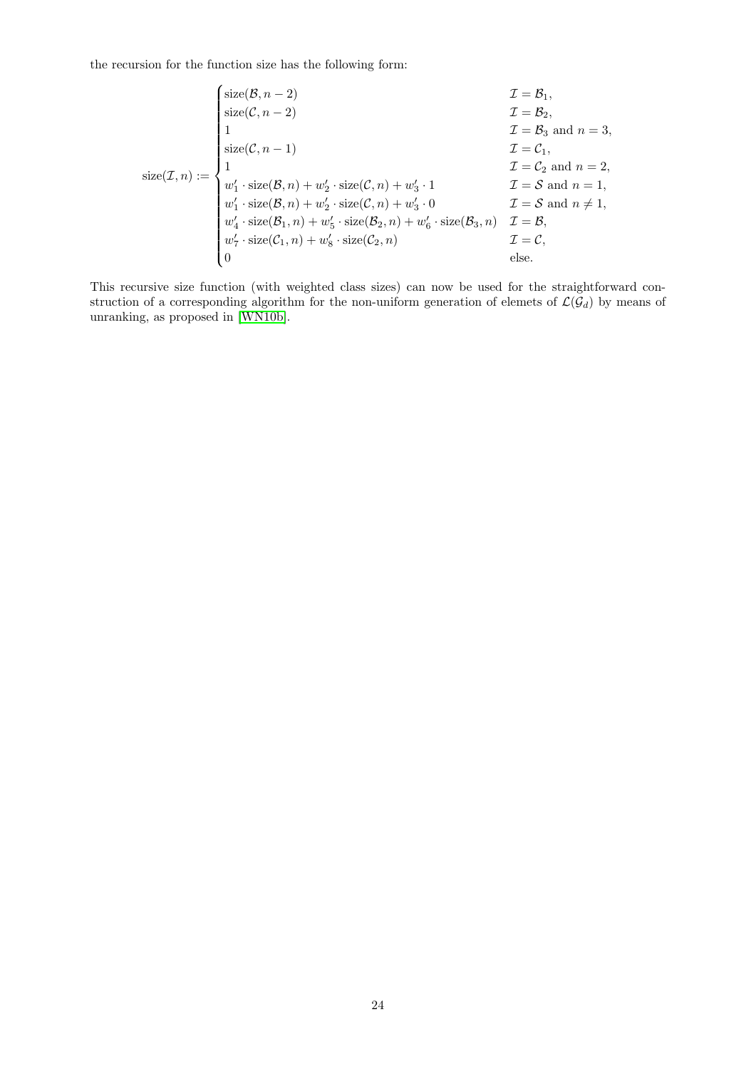the recursion for the function size has the following form:

$$
\text{size}(\mathcal{I}, n) := \begin{cases}
\text{size}(\mathcal{B}, n-2) & \mathcal{I} = \mathcal{B}_1, \\
\text{size}(\mathcal{C}, n-2) & \mathcal{I} = \mathcal{B}_2, \\
1 & \mathcal{I} = \mathcal{B}_3 \text{ and } n = 3, \\
\text{size}(\mathcal{C}, n-1) & \mathcal{I} = \mathcal{C}_1, \\
1 & \mathcal{I} = \mathcal{C}_2 \text{ and } n = 2, \\
w'_1 \cdot \text{size}(\mathcal{B}, n) + w'_2 \cdot \text{size}(\mathcal{C}, n) + w'_3 \cdot 1 & \mathcal{I} = \mathcal{S} \text{ and } n = 1, \\
w'_1 \cdot \text{size}(\mathcal{B}, n) + w'_2 \cdot \text{size}(\mathcal{C}, n) + w'_3 \cdot 0 & \mathcal{I} = \mathcal{S} \text{ and } n \neq 1, \\
w'_4 \cdot \text{size}(\mathcal{B}_1, n) + w'_5 \cdot \text{size}(\mathcal{B}_2, n) + w'_6 \cdot \text{size}(\mathcal{B}_3, n) & \mathcal{I} = \mathcal{B}, \\
w'_7 \cdot \text{size}(\mathcal{C}_1, n) + w'_8 \cdot \text{size}(\mathcal{C}_2, n) & \mathcal{I} = \mathcal{C}, \\
0 & \text{else.}
\end{cases}
$$

This recursive size function (with weighted class sizes) can now be used for the straightforward construction of a corresponding algorithm for the non-uniform generation of elemets of $\mathcal{L}(\mathcal{G}_d)$ by means of unranking, as proposed in [WN10b].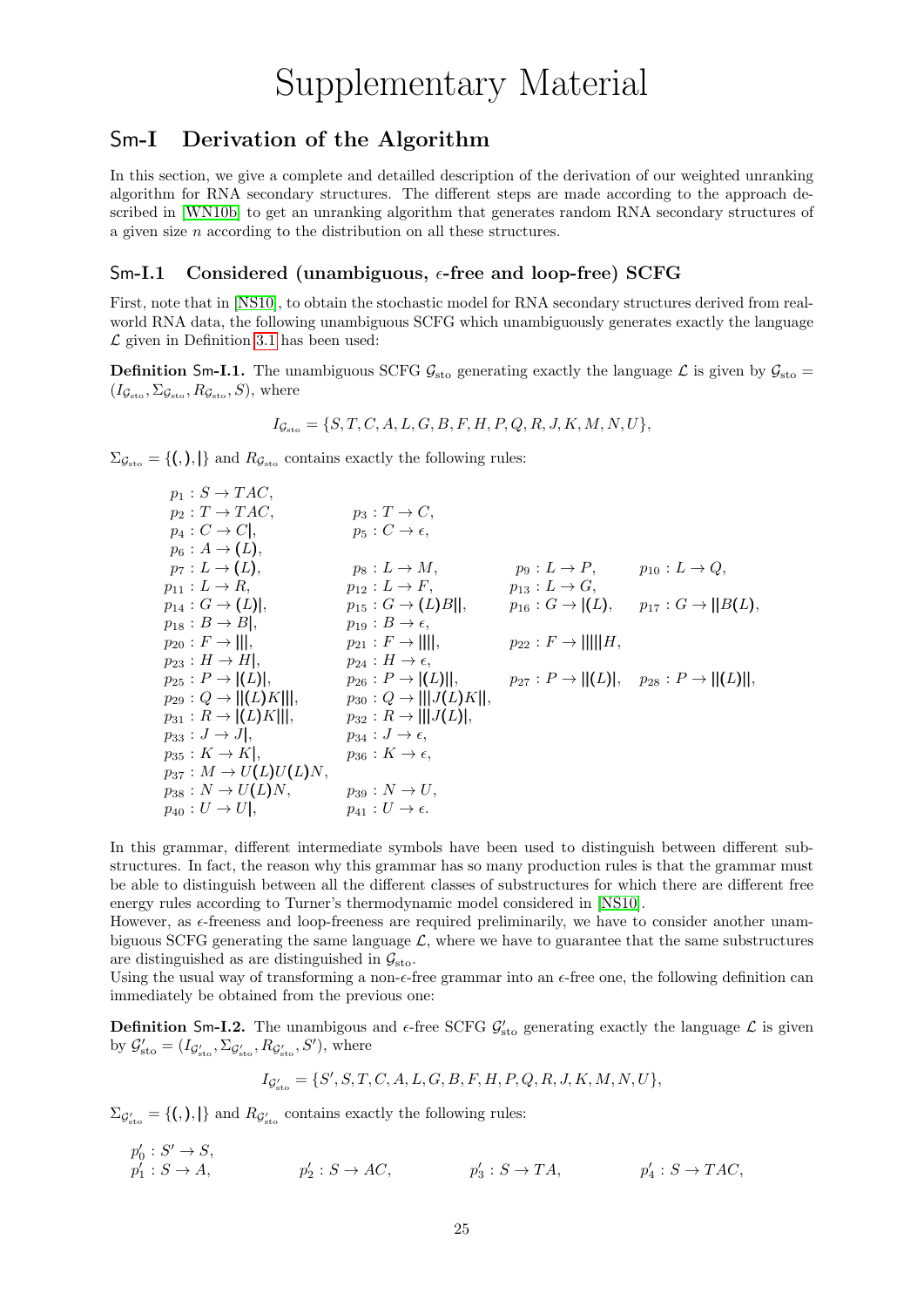# Supplementary Material

## Sm-I Derivation of the Algorithm

In this section, we give a complete and detailled description of the derivation of our weighted unranking algorithm for RNA secondary structures. The different steps are made according to the approach described in [WN10b] to get an unranking algorithm that generates random RNA secondary structures of a given size $n$ according to the distribution on all these structures.

### Sm-I.1 Considered (unambiguous, $\epsilon$-free and loop-free) SCFG

First, note that in [NS10], to obtain the stochastic model for RNA secondary structures derived from real-world RNA data, the following unambiguous SCFG which unambiguously generates exactly the language $\mathcal{L}$ given in Definition 3.1 has been used:

**Definition Sm-I.1.** The unambiguous SCFG $\mathcal{G}_{\text{sto}}$ generating exactly the language $\mathcal{L}$ is given by $\mathcal{G}_{\text{sto}} = (I_{\mathcal{G}_{\text{sto}}}, \Sigma_{\mathcal{G}_{\text{sto}}}, R_{\mathcal{G}_{\text{sto}}}, S)$, where

$$I_{\mathcal{G}_{\text{sto}}} = \{S, T, C, A, L, G, B, F, H, P, Q, R, J, K, M, N, U\},$$

$\Sigma_{\mathcal{G}_{\text{sto}}} = \{(, ), |\}$ and $R_{\mathcal{G}_{\text{sto}}}$ contains exactly the following rules:

$p_1 : S \to TAC,$
$p_2 : T \to TAC,$ $\quad p_3 : T \to C,$
$p_4 : C \to C|,$ $\quad p_5 : C \to \epsilon,$
$p_6 : A \to (L),$
$p_7 : L \to (L),$ $\quad p_8 : L \to M,$ $\quad p_9 : L \to P,$ $\quad p_{10} : L \to Q,$
$p_{11} : L \to R,$ $\quad p_{12} : L \to F,$ $\quad p_{13} : L \to G,$
$p_{14} : G \to (L)|,$ $\quad p_{15} : G \to (L)B||,$ $\quad p_{16} : G \to |(L),$ $\quad p_{17} : G \to ||B(L),$
$p_{18} : B \to B|,$ $\quad p_{19} : B \to \epsilon,$
$p_{20} : F \to |||,$ $\quad p_{21} : F \to ||||,$ $\quad p_{22} : F \to |||||H,$
$p_{23} : H \to H|,$ $\quad p_{24} : H \to \epsilon,$
$p_{25} : P \to |(L)|,$ $\quad p_{26} : P \to |(L)||,$ $\quad p_{27} : P \to ||(L)|,$ $\quad p_{28} : P \to ||(L)||,$
$p_{29} : Q \to ||(L)K|||,$ $\quad p_{30} : Q \to |||J(L)K||,$
$p_{31} : R \to |(L)K|||,$ $\quad p_{32} : R \to |||J(L)|,$
$p_{33} : J \to J|,$ $\quad p_{34} : J \to \epsilon,$
$p_{35} : K \to K|,$ $\quad p_{36} : K \to \epsilon,$
$p_{37} : M \to U(L)U(L)N,$
$p_{38} : N \to U(L)N,$ $\quad p_{39} : N \to U,$
$p_{40} : U \to U|,$ $\quad p_{41} : U \to \epsilon.$

In this grammar, different intermediate symbols have been used to distinguish between different substructures. In fact, the reason why this grammar has so many production rules is that the grammar must be able to distinguish between all the different classes of substructures for which there are different free energy rules according to Turner's thermodynamic model considered in [NS10].
However, as $\epsilon$-freeness and loop-freeness are required preliminarily, we have to consider another unambiguous SCFG generating the same language $\mathcal{L}$, where we have to guarantee that the same substructures are distinguished as are distinguished in $\mathcal{G}_{\text{sto}}$.
Using the usual way of transforming a non-$\epsilon$-free grammar into an $\epsilon$-free one, the following definition can immediately be obtained from the previous one:

**Definition Sm-I.2.** The unambigous and $\epsilon$-free SCFG $\mathcal{G}'_{\text{sto}}$ generating exactly the language $\mathcal{L}$ is given by $\mathcal{G}'_{\text{sto}} = (I_{\mathcal{G}'_{\text{sto}}}, \Sigma_{\mathcal{G}'_{\text{sto}}}, R_{\mathcal{G}'_{\text{sto}}}, S')$, where

$$I_{\mathcal{G}'_{\text{sto}}} = \{S', S, T, C, A, L, G, B, F, H, P, Q, R, J, K, M, N, U\},$$

$\Sigma_{\mathcal{G}'_{\text{sto}}} = \{(, ), |\}$ and $R_{\mathcal{G}'_{\text{sto}}}$ contains exactly the following rules:

$p'_0 : S' \to S,$
$p'_1 : S \to A,$ $\quad p'_2 : S \to AC,$ $\quad p'_3 : S \to TA,$ $\quad p'_4 : S \to TAC,$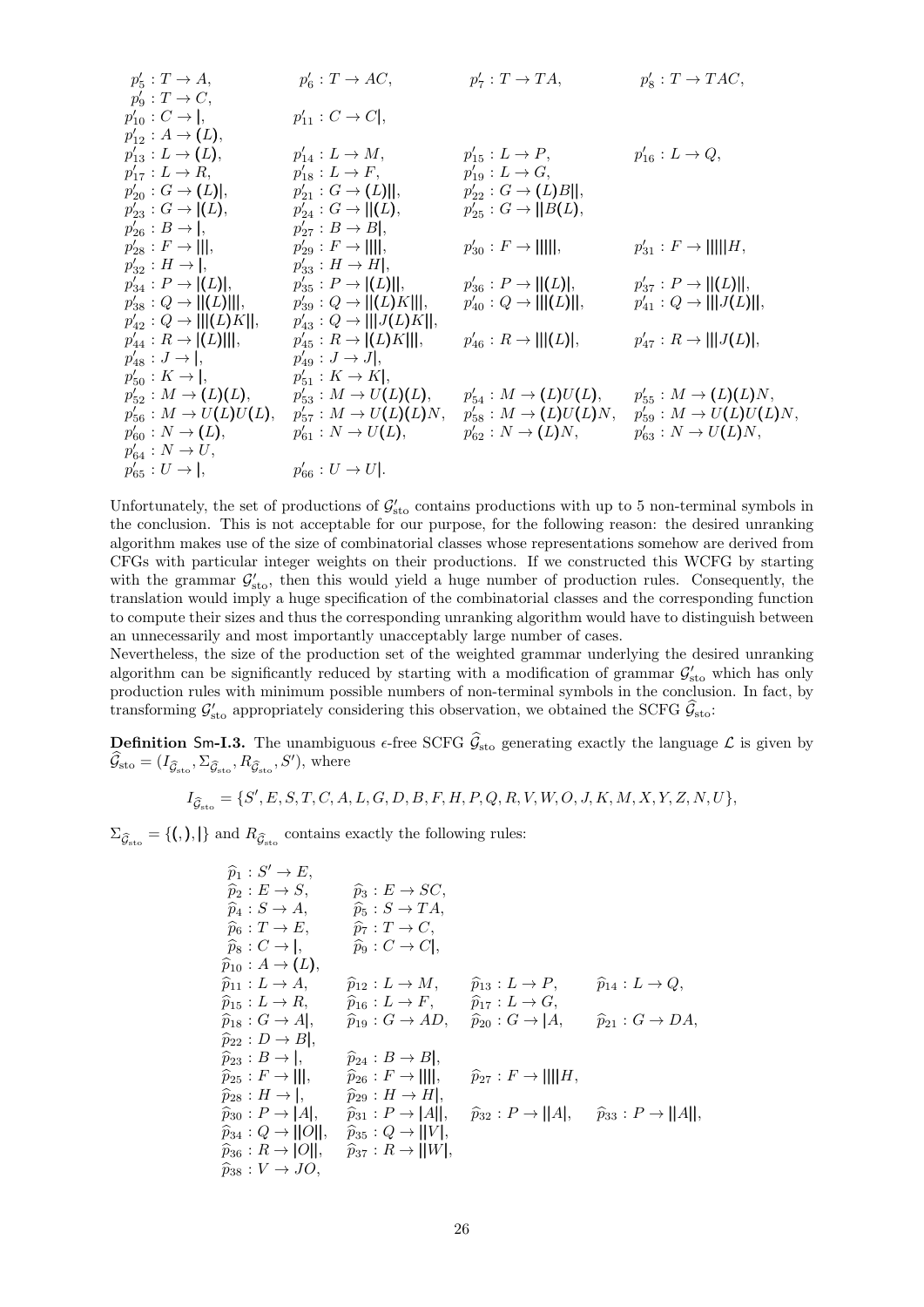$p'_5 : T \to A$, $p'_6 : T \to AC$, $p'_7 : T \to TA$, $p'_8 : T \to TAC$,
$p'_9 : T \to C$,
$p'_{10} : C \to |$, $p'_{11} : C \to C|$,
$p'_{12} : A \to (L)$,
$p'_{13} : L \to (L)$, $p'_{14} : L \to M$, $p'_{15} : L \to P$, $p'_{16} : L \to Q$,
$p'_{17} : L \to R$, $p'_{18} : L \to F$, $p'_{19} : L \to G$,
$p'_{20} : G \to (L)|$, $p'_{21} : G \to (L)||$, $p'_{22} : G \to (L)B||$,
$p'_{23} : G \to |(L)$, $p'_{24} : G \to ||(L)$, $p'_{25} : G \to ||B(L)$,
$p'_{26} : B \to |$, $p'_{27} : B \to B|$,
$p'_{28} : F \to |||$, $p'_{29} : F \to ||||$, $p'_{30} : F \to |||||$, $p'_{31} : F \to |||||H$,
$p'_{32} : H \to |$, $p'_{33} : H \to H|$,
$p'_{34} : P \to |(L)|$, $p'_{35} : P \to |(L)||$, $p'_{36} : P \to ||(L)|$, $p'_{37} : P \to ||(L)||$,
$p'_{38} : Q \to ||(L)|||$, $p'_{39} : Q \to ||(L)K|||$, $p'_{40} : Q \to |||(L)||$, $p'_{41} : Q \to |||J(L)||$,
$p'_{42} : Q \to |||(L)K||$, $p'_{43} : Q \to |||J(L)K||$,
$p'_{44} : R \to |(L)|||$, $p'_{45} : R \to |(L)K|||$, $p'_{46} : R \to |||(L)|$, $p'_{47} : R \to |||J(L)|$,
$p'_{48} : J \to |$, $p'_{49} : J \to J|$,
$p'_{50} : K \to |$, $p'_{51} : K \to K|$,
$p'_{52} : M \to (L)(L)$, $p'_{53} : M \to U(L)(L)$, $p'_{54} : M \to (L)U(L)$, $p'_{55} : M \to (L)(L)N$,
$p'_{56} : M \to U(L)U(L)$, $p'_{57} : M \to U(L)(L)N$, $p'_{58} : M \to (L)U(L)N$, $p'_{59} : M \to U(L)U(L)N$,
$p'_{60} : N \to (L)$, $p'_{61} : N \to U(L)$, $p'_{62} : N \to (L)N$, $p'_{63} : N \to U(L)N$,
$p'_{64} : N \to U$,
$p'_{65} : U \to |$, $p'_{66} : U \to U|$.

Unfortunately, the set of productions of $\mathcal{G}'_{\text{sto}}$ contains productions with up to 5 non-terminal symbols in the conclusion. This is not acceptable for our purpose, for the following reason: the desired unranking algorithm makes use of the size of combinatorial classes whose representations somehow are derived from CFGs with particular integer weights on their productions. If we constructed this WCFG by starting with the grammar $\mathcal{G}'_{\text{sto}}$, then this would yield a huge number of production rules. Consequently, the translation would imply a huge specification of the combinatorial classes and the corresponding function to compute their sizes and thus the corresponding unranking algorithm would have to distinguish between an unnecessarily and most importantly unacceptably large number of cases.
Nevertheless, the size of the production set of the weighted grammar underlying the desired unranking algorithm can be significantly reduced by starting with a modification of grammar $\mathcal{G}'_{\text{sto}}$ which has only production rules with minimum possible numbers of non-terminal symbols in the conclusion. In fact, by transforming $\mathcal{G}'_{\text{sto}}$ appropriately considering this observation, we obtained the SCFG $\widehat{\mathcal{G}}_{\text{sto}}$:

**Definition Sm-I.3.** The unambiguous $\epsilon$-free SCFG $\widehat{\mathcal{G}}_{\text{sto}}$ generating exactly the language $\mathcal{L}$ is given by $\widehat{\mathcal{G}}_{\text{sto}} = (I_{\widehat{\mathcal{G}}_{\text{sto}}}, \Sigma_{\widehat{\mathcal{G}}_{\text{sto}}}, R_{\widehat{\mathcal{G}}_{\text{sto}}}, S')$, where

$$I_{\widehat{\mathcal{G}}_{\text{sto}}} = \{S', E, S, T, C, A, L, G, D, B, F, H, P, Q, R, V, W, O, J, K, M, X, Y, Z, N, U\},$$

$\Sigma_{\widehat{\mathcal{G}}_{\text{sto}}} = \{(,),|\}$ and $R_{\widehat{\mathcal{G}}_{\text{sto}}}$ contains exactly the following rules:

$\widehat{p}_1 : S' \to E$,
$\widehat{p}_2 : E \to S$, $\widehat{p}_3 : E \to SC$,
$\widehat{p}_4 : S \to A$, $\widehat{p}_5 : S \to TA$,
$\widehat{p}_6 : T \to E$, $\widehat{p}_7 : T \to C$,
$\widehat{p}_8 : C \to |$, $\widehat{p}_9 : C \to C|$,
$\widehat{p}_{10} : A \to (L)$,
$\widehat{p}_{11} : L \to A$, $\widehat{p}_{12} : L \to M$, $\widehat{p}_{13} : L \to P$, $\widehat{p}_{14} : L \to Q$,
$\widehat{p}_{15} : L \to R$, $\widehat{p}_{16} : L \to F$, $\widehat{p}_{17} : L \to G$,
$\widehat{p}_{18} : G \to A|$, $\widehat{p}_{19} : G \to AD$, $\widehat{p}_{20} : G \to |A$, $\widehat{p}_{21} : G \to DA$,
$\widehat{p}_{22} : D \to B|$,
$\widehat{p}_{23} : B \to |$, $\widehat{p}_{24} : B \to B|$,
$\widehat{p}_{25} : F \to |||$, $\widehat{p}_{26} : F \to ||||$, $\widehat{p}_{27} : F \to ||||H$,
$\widehat{p}_{28} : H \to |$, $\widehat{p}_{29} : H \to H|$,
$\widehat{p}_{30} : P \to |A|$, $\widehat{p}_{31} : P \to |A||$, $\widehat{p}_{32} : P \to ||A|$, $\widehat{p}_{33} : P \to ||A||$,
$\widehat{p}_{34} : Q \to ||O||$, $\widehat{p}_{35} : Q \to ||V|$,
$\widehat{p}_{36} : R \to |O||$, $\widehat{p}_{37} : R \to ||W|$,
$\widehat{p}_{38} : V \to JO$,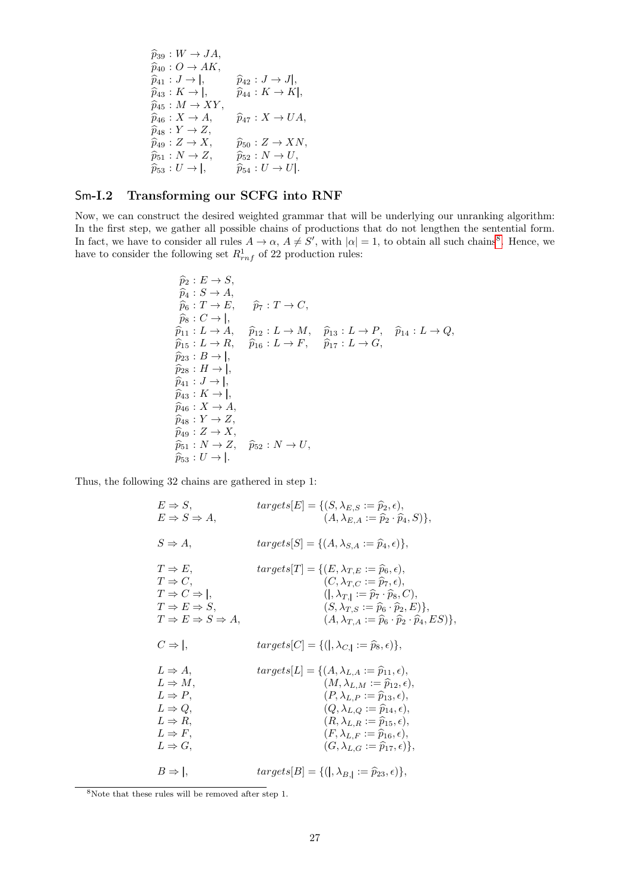$$
\begin{array}{ll}
\widehat{p}_{39}: W \to JA, & \\
\widehat{p}_{40}: O \to AK, & \\
\widehat{p}_{41}: J \to |, & \widehat{p}_{42}: J \to J|, \\
\widehat{p}_{43}: K \to |, & \widehat{p}_{44}: K \to K|, \\
\widehat{p}_{45}: M \to XY, & \\
\widehat{p}_{46}: X \to A, & \widehat{p}_{47}: X \to UA, \\
\widehat{p}_{48}: Y \to Z, & \\
\widehat{p}_{49}: Z \to X, & \widehat{p}_{50}: Z \to XN, \\
\widehat{p}_{51}: N \to Z, & \widehat{p}_{52}: N \to U, \\
\widehat{p}_{53}: U \to |, & \widehat{p}_{54}: U \to U|.
\end{array}
$$

### Sm-I.2 Transforming our SCFG into RNF

Now, we can construct the desired weighted grammar that will be underlying our unranking algorithm: In the first step, we gather all possible chains of productions that do not lengthen the sentential form. In fact, we have to consider all rules $A \to \alpha$, $A \neq S'$, with $|\alpha| = 1$, to obtain all such chains[8]. Hence, we have to consider the following set $R^1_{rnf}$ of 22 production rules:

$$
\begin{array}{llll}
\widehat{p}_{2}: E \to S, & & & \\
\widehat{p}_{4}: S \to A, & & & \\
\widehat{p}_{6}: T \to E, & \widehat{p}_{7}: T \to C, & & \\
\widehat{p}_{8}: C \to |, & & & \\
\widehat{p}_{11}: L \to A, & \widehat{p}_{12}: L \to M, & \widehat{p}_{13}: L \to P, & \widehat{p}_{14}: L \to Q, \\
\widehat{p}_{15}: L \to R, & \widehat{p}_{16}: L \to F, & \widehat{p}_{17}: L \to G, & \\
\widehat{p}_{23}: B \to |, & & & \\
\widehat{p}_{28}: H \to |, & & & \\
\widehat{p}_{41}: J \to |, & & & \\
\widehat{p}_{43}: K \to |, & & & \\
\widehat{p}_{46}: X \to A, & & & \\
\widehat{p}_{48}: Y \to Z, & & & \\
\widehat{p}_{49}: Z \to X, & & & \\
\widehat{p}_{51}: N \to Z, & \widehat{p}_{52}: N \to U, & & \\
\widehat{p}_{53}: U \to |. & & &
\end{array}
$$

Thus, the following 32 chains are gathered in step 1:

$$
\begin{array}{ll}
E \Rightarrow S, & targets[E] = \{(S, \lambda_{E,S} := \widehat{p}_2, \epsilon), \\
E \Rightarrow S \Rightarrow A, & \qquad (A, \lambda_{E,A} := \widehat{p}_2 \cdot \widehat{p}_4, S)\}, \\
& \\
S \Rightarrow A, & targets[S] = \{(A, \lambda_{S,A} := \widehat{p}_4, \epsilon)\}, \\
& \\
T \Rightarrow E, & targets[T] = \{(E, \lambda_{T,E} := \widehat{p}_6, \epsilon), \\
T \Rightarrow C, & \qquad (C, \lambda_{T,C} := \widehat{p}_7, \epsilon), \\
T \Rightarrow C \Rightarrow |, & \qquad (|, \lambda_{T,|} := \widehat{p}_7 \cdot \widehat{p}_8, C), \\
T \Rightarrow E \Rightarrow S, & \qquad (S, \lambda_{T,S} := \widehat{p}_6 \cdot \widehat{p}_2, E)\}, \\
T \Rightarrow E \Rightarrow S \Rightarrow A, & \qquad (A, \lambda_{T,A} := \widehat{p}_6 \cdot \widehat{p}_2 \cdot \widehat{p}_4, ES)\}, \\
& \\
C \Rightarrow |, & targets[C] = \{(|, \lambda_{C,|} := \widehat{p}_8, \epsilon)\}, \\
& \\
L \Rightarrow A, & targets[L] = \{(A, \lambda_{L,A} := \widehat{p}_{11}, \epsilon), \\
L \Rightarrow M, & \qquad (M, \lambda_{L,M} := \widehat{p}_{12}, \epsilon), \\
L \Rightarrow P, & \qquad (P, \lambda_{L,P} := \widehat{p}_{13}, \epsilon), \\
L \Rightarrow Q, & \qquad (Q, \lambda_{L,Q} := \widehat{p}_{14}, \epsilon), \\
L \Rightarrow R, & \qquad (R, \lambda_{L,R} := \widehat{p}_{15}, \epsilon), \\
L \Rightarrow F, & \qquad (F, \lambda_{L,F} := \widehat{p}_{16}, \epsilon), \\
L \Rightarrow G, & \qquad (G, \lambda_{L,G} := \widehat{p}_{17}, \epsilon)\}, \\
& \\
B \Rightarrow |, & targets[B] = \{(|, \lambda_{B,|} := \widehat{p}_{23}, \epsilon)\},
\end{array}
$$

[8] Note that these rules will be removed after step 1.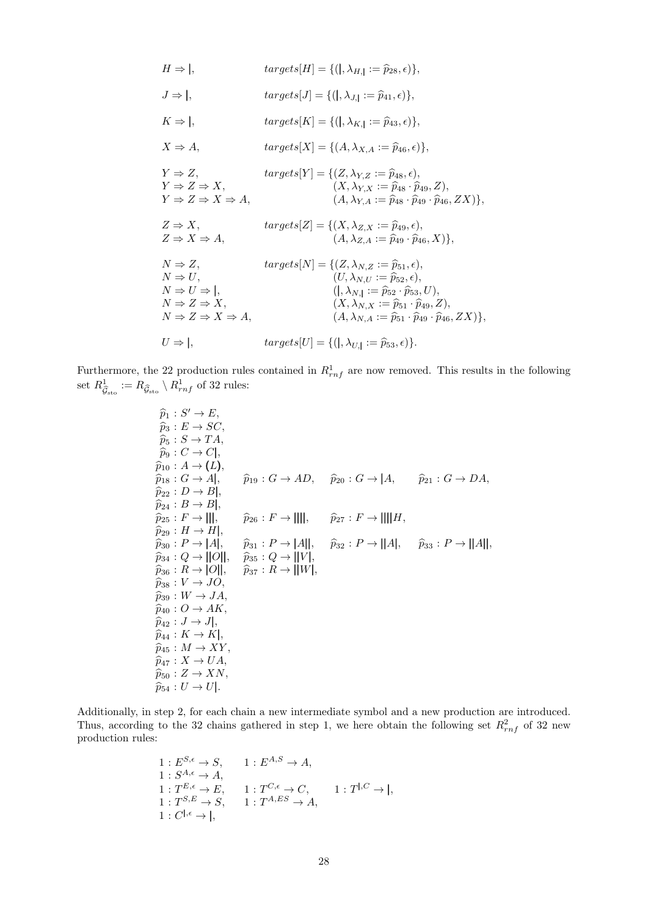$$
\begin{array}{ll}
H \Rightarrow \mathsf{|}, & targets[H] = \{(\mathsf{|}, \lambda_{H,\mathsf{|}} := \widehat{p}_{28}, \epsilon)\}, \\[2ex]
J \Rightarrow \mathsf{|}, & targets[J] = \{(\mathsf{|}, \lambda_{J,\mathsf{|}} := \widehat{p}_{41}, \epsilon)\}, \\[2ex]
K \Rightarrow \mathsf{|}, & targets[K] = \{(\mathsf{|}, \lambda_{K,\mathsf{|}} := \widehat{p}_{43}, \epsilon)\}, \\[2ex]
X \Rightarrow A, & targets[X] = \{(A, \lambda_{X,A} := \widehat{p}_{46}, \epsilon)\}, \\[2ex]
Y \Rightarrow Z, & targets[Y] = \{(Z, \lambda_{Y,Z} := \widehat{p}_{48}, \epsilon), \\
Y \Rightarrow Z \Rightarrow X, & \qquad\qquad\quad (X, \lambda_{Y,X} := \widehat{p}_{48} \cdot \widehat{p}_{49}, Z), \\
Y \Rightarrow Z \Rightarrow X \Rightarrow A, & \qquad\qquad\quad (A, \lambda_{Y,A} := \widehat{p}_{48} \cdot \widehat{p}_{49} \cdot \widehat{p}_{46}, ZX)\}, \\[2ex]
Z \Rightarrow X, & targets[Z] = \{(X, \lambda_{Z,X} := \widehat{p}_{49}, \epsilon), \\
Z \Rightarrow X \Rightarrow A, & \qquad\qquad\quad (A, \lambda_{Z,A} := \widehat{p}_{49} \cdot \widehat{p}_{46}, X)\}, \\[2ex]
N \Rightarrow Z, & targets[N] = \{(Z, \lambda_{N,Z} := \widehat{p}_{51}, \epsilon), \\
N \Rightarrow U, & \qquad\qquad\quad (U, \lambda_{N,U} := \widehat{p}_{52}, \epsilon), \\
N \Rightarrow U \Rightarrow \mathsf{|}, & \qquad\qquad\quad (\mathsf{|}, \lambda_{N,\mathsf{|}} := \widehat{p}_{52} \cdot \widehat{p}_{53}, U), \\
N \Rightarrow Z \Rightarrow X, & \qquad\qquad\quad (X, \lambda_{N,X} := \widehat{p}_{51} \cdot \widehat{p}_{49}, Z), \\
N \Rightarrow Z \Rightarrow X \Rightarrow A, & \qquad\qquad\quad (A, \lambda_{N,A} := \widehat{p}_{51} \cdot \widehat{p}_{49} \cdot \widehat{p}_{46}, ZX)\}, \\[2ex]
U \Rightarrow \mathsf{|}, & targets[U] = \{(\mathsf{|}, \lambda_{U,\mathsf{|}} := \widehat{p}_{53}, \epsilon)\}.
\end{array}
$$

Furthermore, the 22 production rules contained in $R^1_{rnf}$ are now removed. This results in the following set $R^1_{\widehat{\mathcal{G}}_{sto}} := R_{\widehat{\mathcal{G}}_{sto}} \setminus R^1_{rnf}$ of 32 rules:

$$
\begin{array}{llll}
\widehat{p}_1 : S' \to E, & & & \\
\widehat{p}_3 : E \to SC, & & & \\
\widehat{p}_5 : S \to TA, & & & \\
\widehat{p}_9 : C \to C\mathsf{|}, & & & \\
\widehat{p}_{10} : A \to (L), & & & \\
\widehat{p}_{18} : G \to A\mathsf{|}, & \widehat{p}_{19} : G \to AD, & \widehat{p}_{20} : G \to \mathsf{|}A, & \widehat{p}_{21} : G \to DA, \\
\widehat{p}_{22} : D \to B\mathsf{|}, & & & \\
\widehat{p}_{24} : B \to B\mathsf{|}, & & & \\
\widehat{p}_{25} : F \to \mathsf{|||}, & \widehat{p}_{26} : F \to \mathsf{||||}, & \widehat{p}_{27} : F \to \mathsf{||||}H, & \\
\widehat{p}_{29} : H \to H\mathsf{|}, & & & \\
\widehat{p}_{30} : P \to \mathsf{|}A\mathsf{|}, & \widehat{p}_{31} : P \to \mathsf{|}A\mathsf{||}, & \widehat{p}_{32} : P \to \mathsf{||}A\mathsf{|}, & \widehat{p}_{33} : P \to \mathsf{||}A\mathsf{||}, \\
\widehat{p}_{34} : Q \to \mathsf{||}O\mathsf{||}, & \widehat{p}_{35} : Q \to \mathsf{||}V\mathsf{|}, & & \\
\widehat{p}_{36} : R \to \mathsf{|}O\mathsf{||}, & \widehat{p}_{37} : R \to \mathsf{||}W\mathsf{|}, & & \\
\widehat{p}_{38} : V \to JO, & & & \\
\widehat{p}_{39} : W \to JA, & & & \\
\widehat{p}_{40} : O \to AK, & & & \\
\widehat{p}_{42} : J \to J\mathsf{|}, & & & \\
\widehat{p}_{44} : K \to K\mathsf{|}, & & & \\
\widehat{p}_{45} : M \to XY, & & & \\
\widehat{p}_{47} : X \to UA, & & & \\
\widehat{p}_{50} : Z \to XN, & & & \\
\widehat{p}_{54} : U \to U\mathsf{|}. & & &
\end{array}
$$

Additionally, in step 2, for each chain a new intermediate symbol and a new production are introduced. Thus, according to the 32 chains gathered in step 1, we here obtain the following set $R^2_{rnf}$ of 32 new production rules:

$$
\begin{array}{lll}
1 : E^{S,\epsilon} \to S, & 1 : E^{A,S} \to A, & \\
1 : S^{A,\epsilon} \to A, & & \\
1 : T^{E,\epsilon} \to E, & 1 : T^{C,\epsilon} \to C, & 1 : T^{\mathsf{|},C} \to \mathsf{|}, \\
1 : T^{S,E} \to S, & 1 : T^{A,ES} \to A, & \\
1 : C^{\mathsf{|},\epsilon} \to \mathsf{|}, & &
\end{array}
$$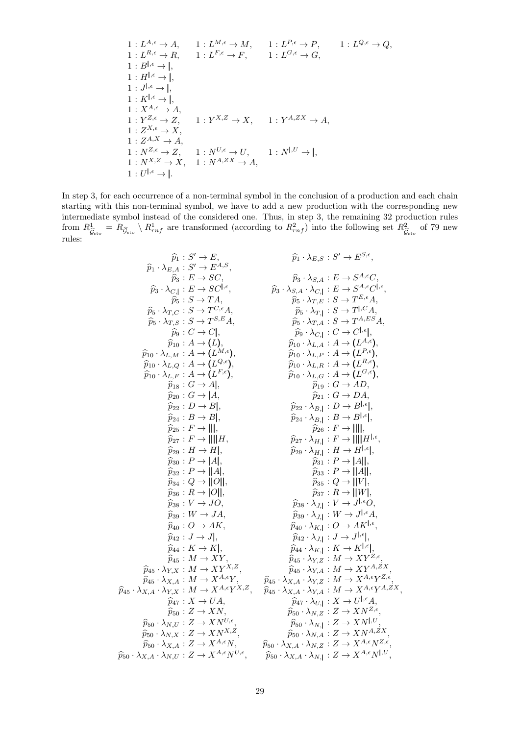$$
\begin{array}{llll}
1 : L^{A,\epsilon} \to A, & 1 : L^{M,\epsilon} \to M, & 1 : L^{P,\epsilon} \to P, & 1 : L^{Q,\epsilon} \to Q,\\
1 : L^{R,\epsilon} \to R, & 1 : L^{F,\epsilon} \to F, & 1 : L^{G,\epsilon} \to G, & \\
1 : B^{|,\epsilon} \to |, & & & \\
1 : H^{|,\epsilon} \to |, & & & \\
1 : J^{|,\epsilon} \to |, & & & \\
1 : K^{|,\epsilon} \to |, & & & \\
1 : X^{A,\epsilon} \to A, & & & \\
1 : Y^{Z,\epsilon} \to Z, & 1 : Y^{X,Z} \to X, & 1 : Y^{A,ZX} \to A, & \\
1 : Z^{X,\epsilon} \to X, & & & \\
1 : Z^{A,X} \to A, & & & \\
1 : N^{Z,\epsilon} \to Z, & 1 : N^{U,\epsilon} \to U, & 1 : N^{|,U} \to |, & \\
1 : N^{X,Z} \to X, & 1 : N^{A,ZX} \to A, & & \\
1 : U^{|,\epsilon} \to |. & & &
\end{array}
$$

In step 3, for each occurrence of a non-terminal symbol in the conclusion of a production and each chain starting with this non-terminal symbol, we have to add a new production with the corresponding new intermediate symbol instead of the considered one. Thus, in step 3, the remaining 32 production rules from $R^1_{\widehat{\mathcal{G}}_{\rm sto}} = R_{\widehat{\mathcal{G}}_{\rm sto}} \setminus R^1_{rnf}$ are transformed (according to $R^2_{rnf}$) into the following set $R^2_{\widehat{\mathcal{G}}_{\rm sto}}$ of 79 new rules:

$$
\begin{array}{rlrl}
\widehat{p}_1 : & S' \to E, & \widehat{p}_1 \cdot \lambda_{E,S} : & S' \to E^{S,\epsilon},\\
\widehat{p}_1 \cdot \lambda_{E,A} : & S' \to E^{A,S}, & & \\
\widehat{p}_3 : & E \to SC, & \widehat{p}_3 \cdot \lambda_{S,A} : & E \to S^{A,\epsilon}C,\\
\widehat{p}_3 \cdot \lambda_{C,|} : & E \to SC^{|,\epsilon}, & \widehat{p}_3 \cdot \lambda_{S,A} \cdot \lambda_{C,|} : & E \to S^{A,\epsilon}C^{|,\epsilon},\\
\widehat{p}_5 : & S \to TA, & \widehat{p}_5 \cdot \lambda_{T,E} : & S \to T^{E,\epsilon}A,\\
\widehat{p}_5 \cdot \lambda_{T,C} : & S \to T^{C,\epsilon}A, & \widehat{p}_5 \cdot \lambda_{T,|} : & S \to T^{|,C}A,\\
\widehat{p}_5 \cdot \lambda_{T,S} : & S \to T^{S,E}A, & \widehat{p}_5 \cdot \lambda_{T,A} : & S \to T^{A,ES}A,\\
\widehat{p}_9 : & C \to C|, & \widehat{p}_9 \cdot \lambda_{C,|} : & C \to C^{|,\epsilon}|,\\
\widehat{p}_{10} : & A \to (L), & \widehat{p}_{10} \cdot \lambda_{L,A} : & A \to (L^{A,\epsilon}),\\
\widehat{p}_{10} \cdot \lambda_{L,M} : & A \to (L^{M,\epsilon}), & \widehat{p}_{10} \cdot \lambda_{L,P} : & A \to (L^{P,\epsilon}),\\
\widehat{p}_{10} \cdot \lambda_{L,Q} : & A \to (L^{Q,\epsilon}), & \widehat{p}_{10} \cdot \lambda_{L,R} : & A \to (L^{R,\epsilon}),\\
\widehat{p}_{10} \cdot \lambda_{L,F} : & A \to (L^{F,\epsilon}), & \widehat{p}_{10} \cdot \lambda_{L,G} : & A \to (L^{G,\epsilon}),\\
\widehat{p}_{18} : & G \to A|, & \widehat{p}_{19} : & G \to AD,\\
\widehat{p}_{20} : & G \to |A, & \widehat{p}_{21} : & G \to DA,\\
\widehat{p}_{22} : & D \to B|, & \widehat{p}_{22} \cdot \lambda_{B,|} : & D \to B^{|,\epsilon}|,\\
\widehat{p}_{24} : & B \to B|, & \widehat{p}_{24} \cdot \lambda_{B,|} : & B \to B^{|,\epsilon}|,\\
\widehat{p}_{25} : & F \to |||, & \widehat{p}_{26} : & F \to ||||,\\
\widehat{p}_{27} : & F \to ||||H, & \widehat{p}_{27} \cdot \lambda_{H,|} : & F \to ||||H^{|,\epsilon},\\
\widehat{p}_{29} : & H \to H|, & \widehat{p}_{29} \cdot \lambda_{H,|} : & H \to H^{|,\epsilon}|,\\
\widehat{p}_{30} : & P \to |A|, & \widehat{p}_{31} : & P \to |A||,\\
\widehat{p}_{32} : & P \to ||A|, & \widehat{p}_{33} : & P \to ||A||,\\
\widehat{p}_{34} : & Q \to ||O||, & \widehat{p}_{35} : & Q \to ||V|,\\
\widehat{p}_{36} : & R \to |O||, & \widehat{p}_{37} : & R \to ||W|,\\
\widehat{p}_{38} : & V \to JO, & \widehat{p}_{38} \cdot \lambda_{J,|} : & V \to J^{|,\epsilon}O,\\
\widehat{p}_{39} : & W \to JA, & \widehat{p}_{39} \cdot \lambda_{J,|} : & W \to J^{|,\epsilon}A,\\
\widehat{p}_{40} : & O \to AK, & \widehat{p}_{40} \cdot \lambda_{K,|} : & O \to AK^{|,\epsilon},\\
\widehat{p}_{42} : & J \to J|, & \widehat{p}_{42} \cdot \lambda_{J,|} : & J \to J^{|,\epsilon}|,\\
\widehat{p}_{44} : & K \to K|, & \widehat{p}_{44} \cdot \lambda_{K,|} : & K \to K^{|,\epsilon}|,\\
\widehat{p}_{45} : & M \to XY, & \widehat{p}_{45} \cdot \lambda_{Y,Z} : & M \to XY^{Z,\epsilon},\\
\widehat{p}_{45} \cdot \lambda_{Y,X} : & M \to XY^{X,Z}, & \widehat{p}_{45} \cdot \lambda_{Y,A} : & M \to XY^{A,ZX},\\
\widehat{p}_{45} \cdot \lambda_{X,A} : & M \to X^{A,\epsilon}Y, & \widehat{p}_{45} \cdot \lambda_{X,A} \cdot \lambda_{Y,Z} : & M \to X^{A,\epsilon}Y^{Z,\epsilon},\\
\widehat{p}_{45} \cdot \lambda_{X,A} \cdot \lambda_{Y,X} : & M \to X^{A,\epsilon}Y^{X,Z}, & \widehat{p}_{45} \cdot \lambda_{X,A} \cdot \lambda_{Y,A} : & M \to X^{A,\epsilon}Y^{A,ZX},\\
\widehat{p}_{47} : & X \to UA, & \widehat{p}_{47} \cdot \lambda_{U,|} : & X \to U^{|,\epsilon}A,\\
\widehat{p}_{50} : & Z \to XN, & \widehat{p}_{50} \cdot \lambda_{N,Z} : & Z \to XN^{Z,\epsilon},\\
\widehat{p}_{50} \cdot \lambda_{N,U} : & Z \to XN^{U,\epsilon}, & \widehat{p}_{50} \cdot \lambda_{N,|} : & Z \to XN^{|,U},\\
\widehat{p}_{50} \cdot \lambda_{N,X} : & Z \to XN^{X,Z}, & \widehat{p}_{50} \cdot \lambda_{N,A} : & Z \to XN^{A,ZX},\\
\widehat{p}_{50} \cdot \lambda_{X,A} : & Z \to X^{A,\epsilon}N, & \widehat{p}_{50} \cdot \lambda_{X,A} \cdot \lambda_{N,Z} : & Z \to X^{A,\epsilon}N^{Z,\epsilon},\\
\widehat{p}_{50} \cdot \lambda_{X,A} \cdot \lambda_{N,U} : & Z \to X^{A,\epsilon}N^{U,\epsilon}, & \widehat{p}_{50} \cdot \lambda_{X,A} \cdot \lambda_{N,|} : & Z \to X^{A,\epsilon}N^{|,U},
\end{array}
$$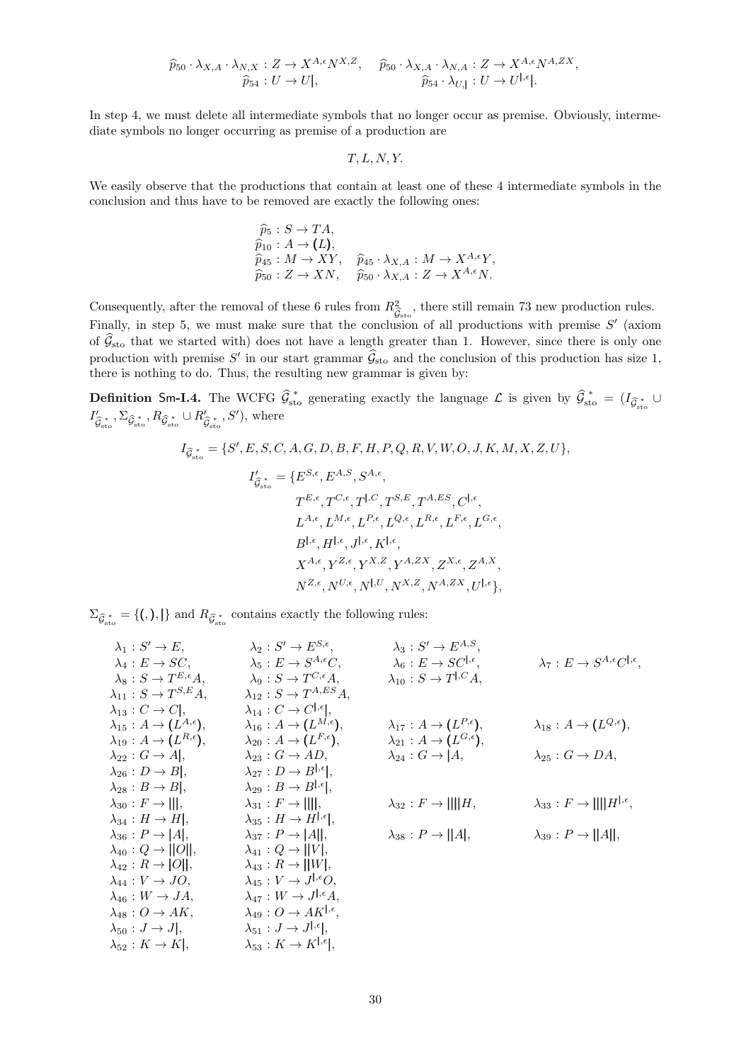$$\widehat{p}_{50} \cdot \lambda_{X,A} \cdot \lambda_{N,X} : Z \to X^{A,\epsilon} N^{X,Z}, \quad \widehat{p}_{50} \cdot \lambda_{X,A} \cdot \lambda_{N,A} : Z \to X^{A,\epsilon} N^{A,ZX},$$
$$\widehat{p}_{54} : U \to U|, \qquad \widehat{p}_{54} \cdot \lambda_{U,|} : U \to U^{|,\epsilon}|.$$

In step 4, we must delete all intermediate symbols that no longer occur as premise. Obviously, intermediate symbols no longer occurring as premise of a production are

$$T, L, N, Y.$$

We easily observe that the productions that contain at least one of these 4 intermediate symbols in the conclusion and thus have to be removed are exactly the following ones:

$$\begin{aligned}
&\widehat{p}_5 : S \to TA,\\
&\widehat{p}_{10} : A \to (L),\\
&\widehat{p}_{45} : M \to XY, \quad \widehat{p}_{45} \cdot \lambda_{X,A} : M \to X^{A,\epsilon}Y,\\
&\widehat{p}_{50} : Z \to XN, \quad \widehat{p}_{50} \cdot \lambda_{X,A} : Z \to X^{A,\epsilon}N.
\end{aligned}$$

Consequently, after the removal of these 6 rules from $R^2_{\widehat{\mathcal{G}}_{\text{sto}}}$, there still remain 73 new production rules. Finally, in step 5, we must make sure that the conclusion of all productions with premise $S'$ (axiom of $\widehat{\mathcal{G}}_{\text{sto}}$ that we started with) does not have a length greater than 1. However, since there is only one production with premise $S'$ in our start grammar $\widehat{\mathcal{G}}_{\text{sto}}$ and the conclusion of this production has size 1, there is nothing to do. Thus, the resulting new grammar is given by:

**Definition Sm-I.4.** The WCFG $\widehat{\mathcal{G}}^*_{\text{sto}}$ generating exactly the language $\mathcal{L}$ is given by $\widehat{\mathcal{G}}^*_{\text{sto}} = (I_{\widehat{\mathcal{G}}^*_{\text{sto}}} \cup I'_{\widehat{\mathcal{G}}^*_{\text{sto}}}, \Sigma_{\widehat{\mathcal{G}}^*_{\text{sto}}}, R_{\widehat{\mathcal{G}}^*_{\text{sto}}} \cup R'_{\widehat{\mathcal{G}}^*_{\text{sto}}}, S')$, where

$$\begin{aligned}
I_{\widehat{\mathcal{G}}^*_{\text{sto}}} = \{&S', E, S, C, A, G, D, B, F, H, P, Q, R, V, W, O, J, K, M, X, Z, U\},\\
I'_{\widehat{\mathcal{G}}^*_{\text{sto}}} = \{&E^{S,\epsilon}, E^{A,S}, S^{A,\epsilon},\\
&T^{E,\epsilon}, T^{C,\epsilon}, T^{|,C}, T^{S,E}, T^{A,ES}, C^{|,\epsilon},\\
&L^{A,\epsilon}, L^{M,\epsilon}, L^{P,\epsilon}, L^{Q,\epsilon}, L^{R,\epsilon}, L^{F,\epsilon}, L^{G,\epsilon},\\
&B^{|,\epsilon}, H^{|,\epsilon}, J^{|,\epsilon}, K^{|,\epsilon},\\
&X^{A,\epsilon}, Y^{Z,\epsilon}, Y^{X,Z}, Y^{A,ZX}, Z^{X,\epsilon}, Z^{A,X},\\
&N^{Z,\epsilon}, N^{U,\epsilon}, N^{|,U}, N^{X,Z}, N^{A,ZX}, U^{|,\epsilon}\},
\end{aligned}$$

$\Sigma_{\widehat{\mathcal{G}}^*_{\text{sto}}} = \{(, ), |\}$ and $R_{\widehat{\mathcal{G}}^*_{\text{sto}}}$ contains exactly the following rules:

$$\begin{array}{llll}
\lambda_1 : S' \to E, & \lambda_2 : S' \to E^{S,\epsilon}, & \lambda_3 : S' \to E^{A,S}, & \\
\lambda_4 : E \to SC, & \lambda_5 : E \to S^{A,\epsilon}C, & \lambda_6 : E \to SC^{|,\epsilon}, & \lambda_7 : E \to S^{A,\epsilon}C^{|,\epsilon},\\
\lambda_8 : S \to T^{E,\epsilon}A, & \lambda_9 : S \to T^{C,\epsilon}A, & \lambda_{10} : S \to T^{|,C}A, & \\
\lambda_{11} : S \to T^{S,E}A, & \lambda_{12} : S \to T^{A,ES}A, & & \\
\lambda_{13} : C \to C|, & \lambda_{14} : C \to C^{|,\epsilon}|, & & \\
\lambda_{15} : A \to (L^{A,\epsilon}), & \lambda_{16} : A \to (L^{M,\epsilon}), & \lambda_{17} : A \to (L^{P,\epsilon}), & \lambda_{18} : A \to (L^{Q,\epsilon}),\\
\lambda_{19} : A \to (L^{R,\epsilon}), & \lambda_{20} : A \to (L^{F,\epsilon}), & \lambda_{21} : A \to (L^{G,\epsilon}), & \\
\lambda_{22} : G \to A|, & \lambda_{23} : G \to AD, & \lambda_{24} : G \to |A, & \lambda_{25} : G \to DA,\\
\lambda_{26} : D \to B|, & \lambda_{27} : D \to B^{|,\epsilon}|, & & \\
\lambda_{28} : B \to B|, & \lambda_{29} : B \to B^{|,\epsilon}|, & & \\
\lambda_{30} : F \to |||, & \lambda_{31} : F \to ||||, & \lambda_{32} : F \to ||||H, & \lambda_{33} : F \to ||||H^{|,\epsilon},\\
\lambda_{34} : H \to H|, & \lambda_{35} : H \to H^{|,\epsilon}|, & & \\
\lambda_{36} : P \to |A|, & \lambda_{37} : P \to |A||, & \lambda_{38} : P \to ||A|, & \lambda_{39} : P \to ||A||,\\
\lambda_{40} : Q \to ||O||, & \lambda_{41} : Q \to ||V|, & & \\
\lambda_{42} : R \to |O||, & \lambda_{43} : R \to ||W|, & & \\
\lambda_{44} : V \to JO, & \lambda_{45} : V \to J^{|,\epsilon}O, & & \\
\lambda_{46} : W \to JA, & \lambda_{47} : W \to J^{|,\epsilon}A, & & \\
\lambda_{48} : O \to AK, & \lambda_{49} : O \to AK^{|,\epsilon}, & & \\
\lambda_{50} : J \to J|, & \lambda_{51} : J \to J^{|,\epsilon}|, & & \\
\lambda_{52} : K \to K|, & \lambda_{53} : K \to K^{|,\epsilon}|, & &
\end{array}$$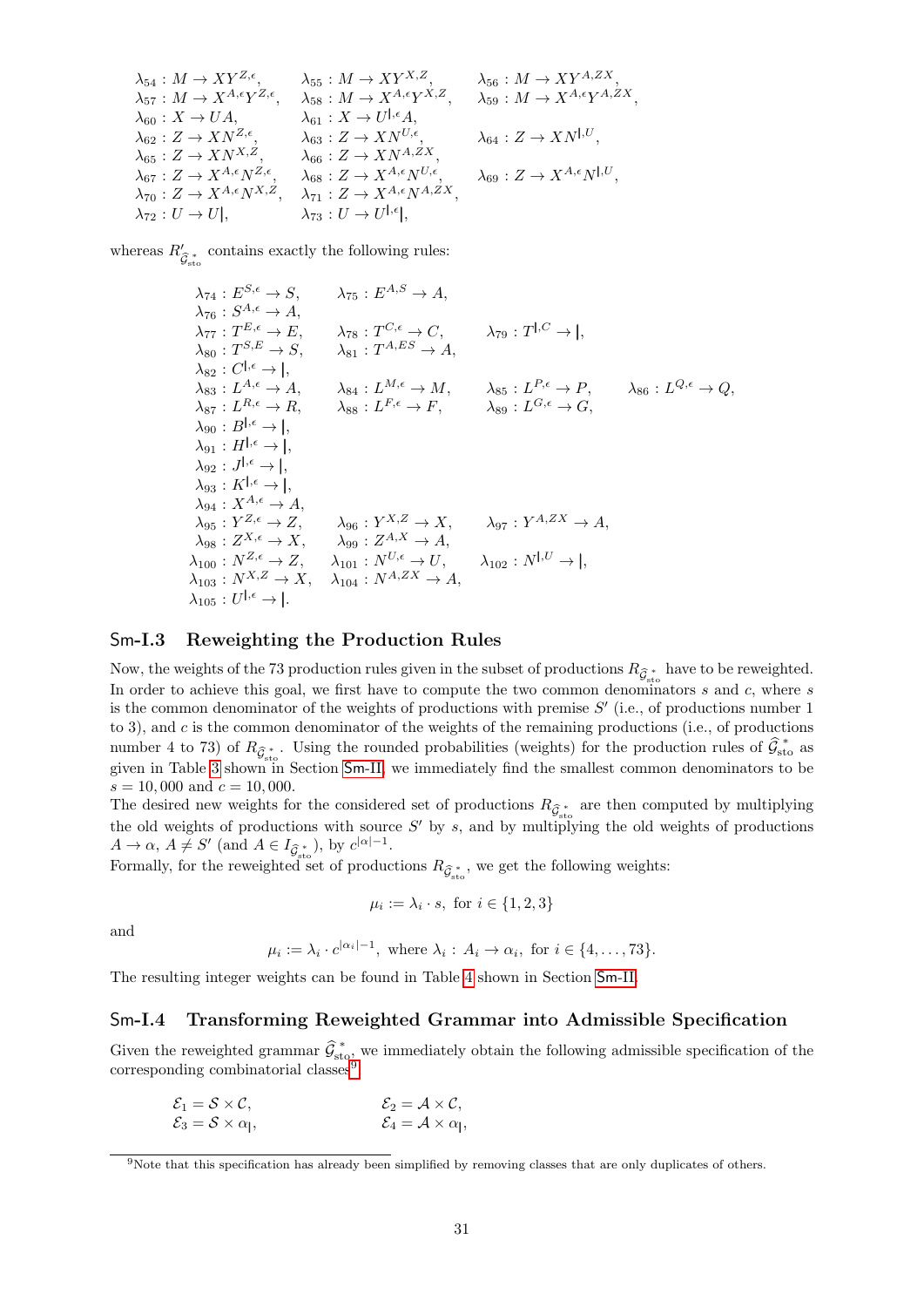$\lambda_{54}: M \to XY^{Z,\epsilon}$, $\lambda_{55}: M \to XY^{X,Z}$, $\lambda_{56}: M \to XY^{A,ZX}$,
$\lambda_{57}: M \to X^{A,\epsilon}Y^{Z,\epsilon}$, $\lambda_{58}: M \to X^{A,\epsilon}Y^{X,Z}$, $\lambda_{59}: M \to X^{A,\epsilon}Y^{A,ZX}$,
$\lambda_{60}: X \to UA$, $\lambda_{61}: X \to U^{|,\epsilon}A$,
$\lambda_{62}: Z \to XN^{Z,\epsilon}$, $\lambda_{63}: Z \to XN^{U,\epsilon}$, $\lambda_{64}: Z \to XN^{|,U}$,
$\lambda_{65}: Z \to XN^{X,Z}$, $\lambda_{66}: Z \to XN^{A,ZX}$,
$\lambda_{67}: Z \to X^{A,\epsilon}N^{Z,\epsilon}$, $\lambda_{68}: Z \to X^{A,\epsilon}N^{U,\epsilon}$, $\lambda_{69}: Z \to X^{A,\epsilon}N^{|,U}$,
$\lambda_{70}: Z \to X^{A,\epsilon}N^{X,Z}$, $\lambda_{71}: Z \to X^{A,\epsilon}N^{A,ZX}$,
$\lambda_{72}: U \to U|$, $\lambda_{73}: U \to U^{|,\epsilon}|$,

whereas $R'_{\widehat{\mathcal{G}}^*_{\text{sto}}}$ contains exactly the following rules:

$\lambda_{74}: E^{S,\epsilon} \to S$, $\lambda_{75}: E^{A,S} \to A$,
$\lambda_{76}: S^{A,\epsilon} \to A$,
$\lambda_{77}: T^{E,\epsilon} \to E$, $\lambda_{78}: T^{C,\epsilon} \to C$, $\lambda_{79}: T^{|,C} \to |$,
$\lambda_{80}: T^{S,E} \to S$, $\lambda_{81}: T^{A,ES} \to A$,
$\lambda_{82}: C^{|,\epsilon} \to |$,
$\lambda_{83}: L^{A,\epsilon} \to A$, $\lambda_{84}: L^{M,\epsilon} \to M$, $\lambda_{85}: L^{P,\epsilon} \to P$, $\lambda_{86}: L^{Q,\epsilon} \to Q$,
$\lambda_{87}: L^{R,\epsilon} \to R$, $\lambda_{88}: L^{F,\epsilon} \to F$, $\lambda_{89}: L^{G,\epsilon} \to G$,
$\lambda_{90}: B^{|,\epsilon} \to |$,
$\lambda_{91}: H^{|,\epsilon} \to |$,
$\lambda_{92}: J^{|,\epsilon} \to |$,
$\lambda_{93}: K^{|,\epsilon} \to |$,
$\lambda_{94}: X^{A,\epsilon} \to A$,
$\lambda_{95}: Y^{Z,\epsilon} \to Z$, $\lambda_{96}: Y^{X,Z} \to X$, $\lambda_{97}: Y^{A,ZX} \to A$,
$\lambda_{98}: Z^{X,\epsilon} \to X$, $\lambda_{99}: Z^{A,X} \to A$,
$\lambda_{100}: N^{Z,\epsilon} \to Z$, $\lambda_{101}: N^{U,\epsilon} \to U$, $\lambda_{102}: N^{|,U} \to |$,
$\lambda_{103}: N^{X,Z} \to X$, $\lambda_{104}: N^{A,ZX} \to A$,
$\lambda_{105}: U^{|,\epsilon} \to |$.

### Sm-I.3 Reweighting the Production Rules

Now, the weights of the 73 production rules given in the subset of productions $R_{\widehat{\mathcal{G}}^*_{\text{sto}}}$ have to be reweighted. In order to achieve this goal, we first have to compute the two common denominators $s$ and $c$, where $s$ is the common denominator of the weights of productions with premise $S'$ (i.e., of productions number 1 to 3), and $c$ is the common denominator of the weights of the remaining productions (i.e., of productions number 4 to 73) of $R_{\widehat{\mathcal{G}}^*_{\text{sto}}}$. Using the rounded probabilities (weights) for the production rules of $\widehat{\mathcal{G}}^*_{\text{sto}}$ as given in Table 3 shown in Section Sm-II, we immediately find the smallest common denominators to be $s = 10,000$ and $c = 10,000$.
The desired new weights for the considered set of productions $R_{\widehat{\mathcal{G}}^*_{\text{sto}}}$ are then computed by multiplying the old weights of productions with source $S'$ by $s$, and by multiplying the old weights of productions $A \to \alpha$, $A \neq S'$ (and $A \in I_{\widehat{\mathcal{G}}^*_{\text{sto}}}$), by $c^{|\alpha|-1}$.
Formally, for the reweighted set of productions $R_{\widehat{\mathcal{G}}^*_{\text{sto}}}$, we get the following weights:

$$\mu_i := \lambda_i \cdot s, \text{ for } i \in \{1, 2, 3\}$$

and

$$\mu_i := \lambda_i \cdot c^{|\alpha_i|-1}, \text{ where } \lambda_i : A_i \to \alpha_i, \text{ for } i \in \{4, \ldots, 73\}.$$

The resulting integer weights can be found in Table 4 shown in Section Sm-II.

### Sm-I.4 Transforming Reweighted Grammar into Admissible Specification

Given the reweighted grammar $\widehat{\mathcal{G}}^*_{\text{sto}}$, we immediately obtain the following admissible specification of the corresponding combinatorial classes[9]:

$$\mathcal{E}_1 = \mathcal{S} \times \mathcal{C}, \qquad \mathcal{E}_2 = \mathcal{A} \times \mathcal{C},$$
$$\mathcal{E}_3 = \mathcal{S} \times \alpha_|, \qquad \mathcal{E}_4 = \mathcal{A} \times \alpha_|,$$

[9] Note that this specification has already been simplified by removing classes that are only duplicates of others.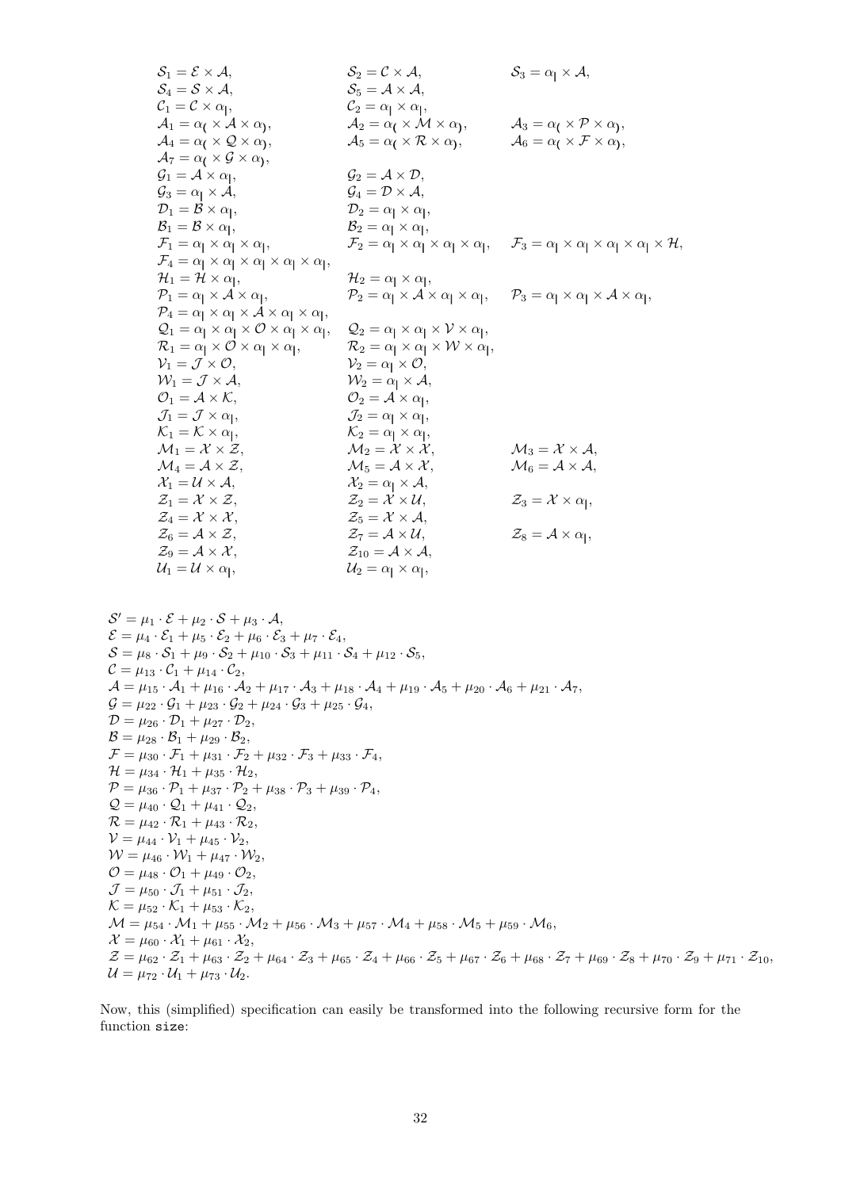$$
\begin{array}{lll}
\mathcal{S}_1 = \mathcal{E} \times \mathcal{A}, & \mathcal{S}_2 = \mathcal{C} \times \mathcal{A}, & \mathcal{S}_3 = \alpha_| \times \mathcal{A}, \\
\mathcal{S}_4 = \mathcal{S} \times \mathcal{A}, & \mathcal{S}_5 = \mathcal{A} \times \mathcal{A}, & \\
\mathcal{C}_1 = \mathcal{C} \times \alpha_|, & \mathcal{C}_2 = \alpha_| \times \alpha_|, & \\
\mathcal{A}_1 = \alpha_( \times \mathcal{A} \times \alpha_), & \mathcal{A}_2 = \alpha_( \times \mathcal{M} \times \alpha_), & \mathcal{A}_3 = \alpha_( \times \mathcal{P} \times \alpha_), \\
\mathcal{A}_4 = \alpha_( \times \mathcal{Q} \times \alpha_), & \mathcal{A}_5 = \alpha_( \times \mathcal{R} \times \alpha_), & \mathcal{A}_6 = \alpha_( \times \mathcal{F} \times \alpha_), \\
\mathcal{A}_7 = \alpha_( \times \mathcal{G} \times \alpha_), & & \\
\mathcal{G}_1 = \mathcal{A} \times \alpha_|, & \mathcal{G}_2 = \mathcal{A} \times \mathcal{D}, & \\
\mathcal{G}_3 = \alpha_| \times \mathcal{A}, & \mathcal{G}_4 = \mathcal{D} \times \mathcal{A}, & \\
\mathcal{D}_1 = \mathcal{B} \times \alpha_|, & \mathcal{D}_2 = \alpha_| \times \alpha_|, & \\
\mathcal{B}_1 = \mathcal{B} \times \alpha_|, & \mathcal{B}_2 = \alpha_| \times \alpha_|, & \\
\mathcal{F}_1 = \alpha_| \times \alpha_| \times \alpha_|, & \mathcal{F}_2 = \alpha_| \times \alpha_| \times \alpha_| \times \alpha_|, & \mathcal{F}_3 = \alpha_| \times \alpha_| \times \alpha_| \times \alpha_| \times \mathcal{H}, \\
\mathcal{F}_4 = \alpha_| \times \alpha_| \times \alpha_| \times \alpha_| \times \alpha_|, & & \\
\mathcal{H}_1 = \mathcal{H} \times \alpha_|, & \mathcal{H}_2 = \alpha_| \times \alpha_|, & \\
\mathcal{P}_1 = \alpha_| \times \mathcal{A} \times \alpha_|, & \mathcal{P}_2 = \alpha_| \times \mathcal{A} \times \alpha_| \times \alpha_|, & \mathcal{P}_3 = \alpha_| \times \alpha_| \times \mathcal{A} \times \alpha_|, \\
\mathcal{P}_4 = \alpha_| \times \alpha_| \times \mathcal{A} \times \alpha_| \times \alpha_|, & & \\
\mathcal{Q}_1 = \alpha_| \times \alpha_| \times \mathcal{O} \times \alpha_| \times \alpha_|, & \mathcal{Q}_2 = \alpha_| \times \alpha_| \times \mathcal{V} \times \alpha_|, & \\
\mathcal{R}_1 = \alpha_| \times \mathcal{O} \times \alpha_| \times \alpha_|, & \mathcal{R}_2 = \alpha_| \times \alpha_| \times \mathcal{W} \times \alpha_|, & \\
\mathcal{V}_1 = \mathcal{J} \times \mathcal{O}, & \mathcal{V}_2 = \alpha_| \times \mathcal{O}, & \\
\mathcal{W}_1 = \mathcal{J} \times \mathcal{A}, & \mathcal{W}_2 = \alpha_| \times \mathcal{A}, & \\
\mathcal{O}_1 = \mathcal{A} \times \mathcal{K}, & \mathcal{O}_2 = \mathcal{A} \times \alpha_|, & \\
\mathcal{J}_1 = \mathcal{J} \times \alpha_|, & \mathcal{J}_2 = \alpha_| \times \alpha_|, & \\
\mathcal{K}_1 = \mathcal{K} \times \alpha_|, & \mathcal{K}_2 = \alpha_| \times \alpha_|, & \\
\mathcal{M}_1 = \mathcal{X} \times \mathcal{Z}, & \mathcal{M}_2 = \mathcal{X} \times \mathcal{X}, & \mathcal{M}_3 = \mathcal{X} \times \mathcal{A}, \\
\mathcal{M}_4 = \mathcal{A} \times \mathcal{Z}, & \mathcal{M}_5 = \mathcal{A} \times \mathcal{X}, & \mathcal{M}_6 = \mathcal{A} \times \mathcal{A}, \\
\mathcal{X}_1 = \mathcal{U} \times \mathcal{A}, & \mathcal{X}_2 = \alpha_| \times \mathcal{A}, & \\
\mathcal{Z}_1 = \mathcal{X} \times \mathcal{Z}, & \mathcal{Z}_2 = \mathcal{X} \times \mathcal{U}, & \mathcal{Z}_3 = \mathcal{X} \times \alpha_|, \\
\mathcal{Z}_4 = \mathcal{X} \times \mathcal{X}, & \mathcal{Z}_5 = \mathcal{X} \times \mathcal{A}, & \\
\mathcal{Z}_6 = \mathcal{A} \times \mathcal{Z}, & \mathcal{Z}_7 = \mathcal{A} \times \mathcal{U}, & \mathcal{Z}_8 = \mathcal{A} \times \alpha_|, \\
\mathcal{Z}_9 = \mathcal{A} \times \mathcal{X}, & \mathcal{Z}_{10} = \mathcal{A} \times \mathcal{A}, & \\
\mathcal{U}_1 = \mathcal{U} \times \alpha_|, & \mathcal{U}_2 = \alpha_| \times \alpha_|, &
\end{array}
$$

$$
\begin{aligned}
&\mathcal{S}' = \mu_1 \cdot \mathcal{E} + \mu_2 \cdot \mathcal{S} + \mu_3 \cdot \mathcal{A}, \\
&\mathcal{E} = \mu_4 \cdot \mathcal{E}_1 + \mu_5 \cdot \mathcal{E}_2 + \mu_6 \cdot \mathcal{E}_3 + \mu_7 \cdot \mathcal{E}_4, \\
&\mathcal{S} = \mu_8 \cdot \mathcal{S}_1 + \mu_9 \cdot \mathcal{S}_2 + \mu_{10} \cdot \mathcal{S}_3 + \mu_{11} \cdot \mathcal{S}_4 + \mu_{12} \cdot \mathcal{S}_5, \\
&\mathcal{C} = \mu_{13} \cdot \mathcal{C}_1 + \mu_{14} \cdot \mathcal{C}_2, \\
&\mathcal{A} = \mu_{15} \cdot \mathcal{A}_1 + \mu_{16} \cdot \mathcal{A}_2 + \mu_{17} \cdot \mathcal{A}_3 + \mu_{18} \cdot \mathcal{A}_4 + \mu_{19} \cdot \mathcal{A}_5 + \mu_{20} \cdot \mathcal{A}_6 + \mu_{21} \cdot \mathcal{A}_7, \\
&\mathcal{G} = \mu_{22} \cdot \mathcal{G}_1 + \mu_{23} \cdot \mathcal{G}_2 + \mu_{24} \cdot \mathcal{G}_3 + \mu_{25} \cdot \mathcal{G}_4, \\
&\mathcal{D} = \mu_{26} \cdot \mathcal{D}_1 + \mu_{27} \cdot \mathcal{D}_2, \\
&\mathcal{B} = \mu_{28} \cdot \mathcal{B}_1 + \mu_{29} \cdot \mathcal{B}_2, \\
&\mathcal{F} = \mu_{30} \cdot \mathcal{F}_1 + \mu_{31} \cdot \mathcal{F}_2 + \mu_{32} \cdot \mathcal{F}_3 + \mu_{33} \cdot \mathcal{F}_4, \\
&\mathcal{H} = \mu_{34} \cdot \mathcal{H}_1 + \mu_{35} \cdot \mathcal{H}_2, \\
&\mathcal{P} = \mu_{36} \cdot \mathcal{P}_1 + \mu_{37} \cdot \mathcal{P}_2 + \mu_{38} \cdot \mathcal{P}_3 + \mu_{39} \cdot \mathcal{P}_4, \\
&\mathcal{Q} = \mu_{40} \cdot \mathcal{Q}_1 + \mu_{41} \cdot \mathcal{Q}_2, \\
&\mathcal{R} = \mu_{42} \cdot \mathcal{R}_1 + \mu_{43} \cdot \mathcal{R}_2, \\
&\mathcal{V} = \mu_{44} \cdot \mathcal{V}_1 + \mu_{45} \cdot \mathcal{V}_2, \\
&\mathcal{W} = \mu_{46} \cdot \mathcal{W}_1 + \mu_{47} \cdot \mathcal{W}_2, \\
&\mathcal{O} = \mu_{48} \cdot \mathcal{O}_1 + \mu_{49} \cdot \mathcal{O}_2, \\
&\mathcal{J} = \mu_{50} \cdot \mathcal{J}_1 + \mu_{51} \cdot \mathcal{J}_2, \\
&\mathcal{K} = \mu_{52} \cdot \mathcal{K}_1 + \mu_{53} \cdot \mathcal{K}_2, \\
&\mathcal{M} = \mu_{54} \cdot \mathcal{M}_1 + \mu_{55} \cdot \mathcal{M}_2 + \mu_{56} \cdot \mathcal{M}_3 + \mu_{57} \cdot \mathcal{M}_4 + \mu_{58} \cdot \mathcal{M}_5 + \mu_{59} \cdot \mathcal{M}_6, \\
&\mathcal{X} = \mu_{60} \cdot \mathcal{X}_1 + \mu_{61} \cdot \mathcal{X}_2, \\
&\mathcal{Z} = \mu_{62} \cdot \mathcal{Z}_1 + \mu_{63} \cdot \mathcal{Z}_2 + \mu_{64} \cdot \mathcal{Z}_3 + \mu_{65} \cdot \mathcal{Z}_4 + \mu_{66} \cdot \mathcal{Z}_5 + \mu_{67} \cdot \mathcal{Z}_6 + \mu_{68} \cdot \mathcal{Z}_7 + \mu_{69} \cdot \mathcal{Z}_8 + \mu_{70} \cdot \mathcal{Z}_9 + \mu_{71} \cdot \mathcal{Z}_{10}, \\
&\mathcal{U} = \mu_{72} \cdot \mathcal{U}_1 + \mu_{73} \cdot \mathcal{U}_2.
\end{aligned}
$$

Now, this (simplified) specification can easily be transformed into the following recursive form for the function `size`: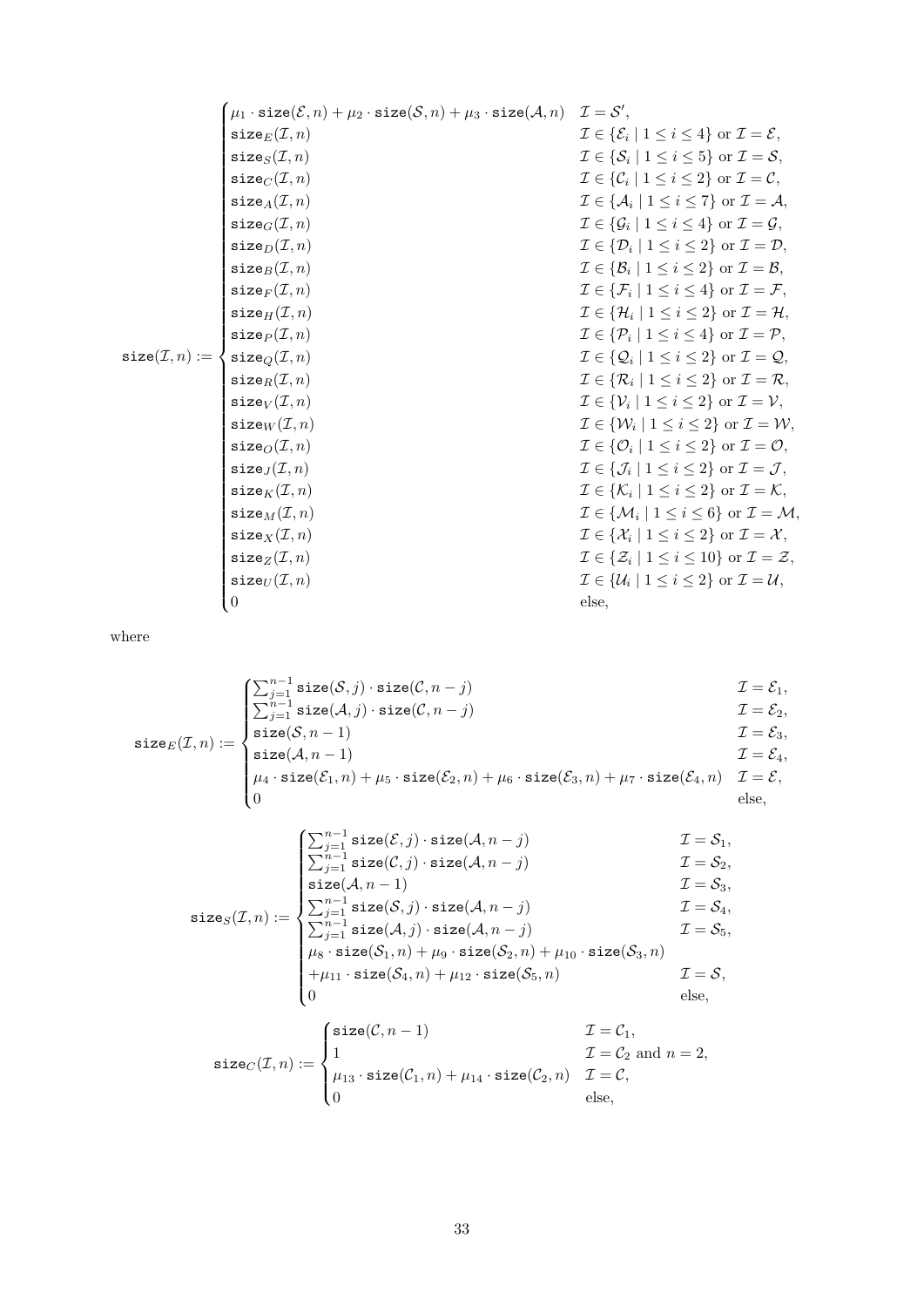$$
\texttt{size}(\mathcal{I},n) := \begin{cases}
\mu_1 \cdot \texttt{size}(\mathcal{E},n) + \mu_2 \cdot \texttt{size}(\mathcal{S},n) + \mu_3 \cdot \texttt{size}(\mathcal{A},n) & \mathcal{I} = \mathcal{S}', \\
\texttt{size}_E(\mathcal{I},n) & \mathcal{I} \in \{\mathcal{E}_i \mid 1 \le i \le 4\} \text{ or } \mathcal{I} = \mathcal{E}, \\
\texttt{size}_S(\mathcal{I},n) & \mathcal{I} \in \{\mathcal{S}_i \mid 1 \le i \le 5\} \text{ or } \mathcal{I} = \mathcal{S}, \\
\texttt{size}_C(\mathcal{I},n) & \mathcal{I} \in \{\mathcal{C}_i \mid 1 \le i \le 2\} \text{ or } \mathcal{I} = \mathcal{C}, \\
\texttt{size}_A(\mathcal{I},n) & \mathcal{I} \in \{\mathcal{A}_i \mid 1 \le i \le 7\} \text{ or } \mathcal{I} = \mathcal{A}, \\
\texttt{size}_G(\mathcal{I},n) & \mathcal{I} \in \{\mathcal{G}_i \mid 1 \le i \le 4\} \text{ or } \mathcal{I} = \mathcal{G}, \\
\texttt{size}_D(\mathcal{I},n) & \mathcal{I} \in \{\mathcal{D}_i \mid 1 \le i \le 2\} \text{ or } \mathcal{I} = \mathcal{D}, \\
\texttt{size}_B(\mathcal{I},n) & \mathcal{I} \in \{\mathcal{B}_i \mid 1 \le i \le 2\} \text{ or } \mathcal{I} = \mathcal{B}, \\
\texttt{size}_F(\mathcal{I},n) & \mathcal{I} \in \{\mathcal{F}_i \mid 1 \le i \le 4\} \text{ or } \mathcal{I} = \mathcal{F}, \\
\texttt{size}_H(\mathcal{I},n) & \mathcal{I} \in \{\mathcal{H}_i \mid 1 \le i \le 2\} \text{ or } \mathcal{I} = \mathcal{H}, \\
\texttt{size}_P(\mathcal{I},n) & \mathcal{I} \in \{\mathcal{P}_i \mid 1 \le i \le 4\} \text{ or } \mathcal{I} = \mathcal{P}, \\
\texttt{size}_Q(\mathcal{I},n) & \mathcal{I} \in \{\mathcal{Q}_i \mid 1 \le i \le 2\} \text{ or } \mathcal{I} = \mathcal{Q}, \\
\texttt{size}_R(\mathcal{I},n) & \mathcal{I} \in \{\mathcal{R}_i \mid 1 \le i \le 2\} \text{ or } \mathcal{I} = \mathcal{R}, \\
\texttt{size}_V(\mathcal{I},n) & \mathcal{I} \in \{\mathcal{V}_i \mid 1 \le i \le 2\} \text{ or } \mathcal{I} = \mathcal{V}, \\
\texttt{size}_W(\mathcal{I},n) & \mathcal{I} \in \{\mathcal{W}_i \mid 1 \le i \le 2\} \text{ or } \mathcal{I} = \mathcal{W}, \\
\texttt{size}_O(\mathcal{I},n) & \mathcal{I} \in \{\mathcal{O}_i \mid 1 \le i \le 2\} \text{ or } \mathcal{I} = \mathcal{O}, \\
\texttt{size}_J(\mathcal{I},n) & \mathcal{I} \in \{\mathcal{J}_i \mid 1 \le i \le 2\} \text{ or } \mathcal{I} = \mathcal{J}, \\
\texttt{size}_K(\mathcal{I},n) & \mathcal{I} \in \{\mathcal{K}_i \mid 1 \le i \le 2\} \text{ or } \mathcal{I} = \mathcal{K}, \\
\texttt{size}_M(\mathcal{I},n) & \mathcal{I} \in \{\mathcal{M}_i \mid 1 \le i \le 6\} \text{ or } \mathcal{I} = \mathcal{M}, \\
\texttt{size}_X(\mathcal{I},n) & \mathcal{I} \in \{\mathcal{X}_i \mid 1 \le i \le 2\} \text{ or } \mathcal{I} = \mathcal{X}, \\
\texttt{size}_Z(\mathcal{I},n) & \mathcal{I} \in \{\mathcal{Z}_i \mid 1 \le i \le 10\} \text{ or } \mathcal{I} = \mathcal{Z}, \\
\texttt{size}_U(\mathcal{I},n) & \mathcal{I} \in \{\mathcal{U}_i \mid 1 \le i \le 2\} \text{ or } \mathcal{I} = \mathcal{U}, \\
0 & \text{else,}
\end{cases}
$$

where

$$
\texttt{size}_E(\mathcal{I},n) := \begin{cases}
\sum_{j=1}^{n-1} \texttt{size}(\mathcal{S},j) \cdot \texttt{size}(\mathcal{C},n-j) & \mathcal{I} = \mathcal{E}_1, \\
\sum_{j=1}^{n-1} \texttt{size}(\mathcal{A},j) \cdot \texttt{size}(\mathcal{C},n-j) & \mathcal{I} = \mathcal{E}_2, \\
\texttt{size}(\mathcal{S},n-1) & \mathcal{I} = \mathcal{E}_3, \\
\texttt{size}(\mathcal{A},n-1) & \mathcal{I} = \mathcal{E}_4, \\
\mu_4 \cdot \texttt{size}(\mathcal{E}_1,n) + \mu_5 \cdot \texttt{size}(\mathcal{E}_2,n) + \mu_6 \cdot \texttt{size}(\mathcal{E}_3,n) + \mu_7 \cdot \texttt{size}(\mathcal{E}_4,n) & \mathcal{I} = \mathcal{E}, \\
0 & \text{else,}
\end{cases}
$$

$$
\texttt{size}_S(\mathcal{I},n) := \begin{cases}
\sum_{j=1}^{n-1} \texttt{size}(\mathcal{E},j) \cdot \texttt{size}(\mathcal{A},n-j) & \mathcal{I} = \mathcal{S}_1, \\
\sum_{j=1}^{n-1} \texttt{size}(\mathcal{C},j) \cdot \texttt{size}(\mathcal{A},n-j) & \mathcal{I} = \mathcal{S}_2, \\
\texttt{size}(\mathcal{A},n-1) & \mathcal{I} = \mathcal{S}_3, \\
\sum_{j=1}^{n-1} \texttt{size}(\mathcal{S},j) \cdot \texttt{size}(\mathcal{A},n-j) & \mathcal{I} = \mathcal{S}_4, \\
\sum_{j=1}^{n-1} \texttt{size}(\mathcal{A},j) \cdot \texttt{size}(\mathcal{A},n-j) & \mathcal{I} = \mathcal{S}_5, \\
\mu_8 \cdot \texttt{size}(\mathcal{S}_1,n) + \mu_9 \cdot \texttt{size}(\mathcal{S}_2,n) + \mu_{10} \cdot \texttt{size}(\mathcal{S}_3,n) & \\
+\mu_{11} \cdot \texttt{size}(\mathcal{S}_4,n) + \mu_{12} \cdot \texttt{size}(\mathcal{S}_5,n) & \mathcal{I} = \mathcal{S}, \\
0 & \text{else,}
\end{cases}
$$

$$
\texttt{size}_C(\mathcal{I},n) := \begin{cases}
\texttt{size}(\mathcal{C},n-1) & \mathcal{I} = \mathcal{C}_1, \\
1 & \mathcal{I} = \mathcal{C}_2 \text{ and } n = 2, \\
\mu_{13} \cdot \texttt{size}(\mathcal{C}_1,n) + \mu_{14} \cdot \texttt{size}(\mathcal{C}_2,n) & \mathcal{I} = \mathcal{C}, \\
0 & \text{else,}
\end{cases}
$$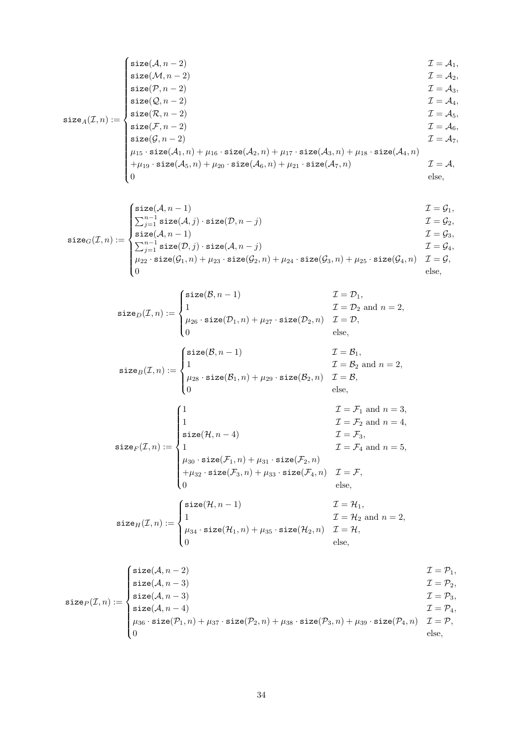$$
\mathtt{size}_A(\mathcal{I}, n) := \begin{cases}
\mathtt{size}(\mathcal{A}, n-2) & \mathcal{I} = \mathcal{A}_1, \\
\mathtt{size}(\mathcal{M}, n-2) & \mathcal{I} = \mathcal{A}_2, \\
\mathtt{size}(\mathcal{P}, n-2) & \mathcal{I} = \mathcal{A}_3, \\
\mathtt{size}(\mathcal{Q}, n-2) & \mathcal{I} = \mathcal{A}_4, \\
\mathtt{size}(\mathcal{R}, n-2) & \mathcal{I} = \mathcal{A}_5, \\
\mathtt{size}(\mathcal{F}, n-2) & \mathcal{I} = \mathcal{A}_6, \\
\mathtt{size}(\mathcal{G}, n-2) & \mathcal{I} = \mathcal{A}_7, \\
\mu_{15} \cdot \mathtt{size}(\mathcal{A}_1, n) + \mu_{16} \cdot \mathtt{size}(\mathcal{A}_2, n) + \mu_{17} \cdot \mathtt{size}(\mathcal{A}_3, n) + \mu_{18} \cdot \mathtt{size}(\mathcal{A}_4, n) & \\
+\mu_{19} \cdot \mathtt{size}(\mathcal{A}_5, n) + \mu_{20} \cdot \mathtt{size}(\mathcal{A}_6, n) + \mu_{21} \cdot \mathtt{size}(\mathcal{A}_7, n) & \mathcal{I} = \mathcal{A}, \\
0 & \text{else,}
\end{cases}
$$

$$
\mathtt{size}_G(\mathcal{I}, n) := \begin{cases}
\mathtt{size}(\mathcal{A}, n-1) & \mathcal{I} = \mathcal{G}_1, \\
\sum_{j=1}^{n-1} \mathtt{size}(\mathcal{A}, j) \cdot \mathtt{size}(\mathcal{D}, n-j) & \mathcal{I} = \mathcal{G}_2, \\
\mathtt{size}(\mathcal{A}, n-1) & \mathcal{I} = \mathcal{G}_3, \\
\sum_{j=1}^{n-1} \mathtt{size}(\mathcal{D}, j) \cdot \mathtt{size}(\mathcal{A}, n-j) & \mathcal{I} = \mathcal{G}_4, \\
\mu_{22} \cdot \mathtt{size}(\mathcal{G}_1, n) + \mu_{23} \cdot \mathtt{size}(\mathcal{G}_2, n) + \mu_{24} \cdot \mathtt{size}(\mathcal{G}_3, n) + \mu_{25} \cdot \mathtt{size}(\mathcal{G}_4, n) & \mathcal{I} = \mathcal{G}, \\
0 & \text{else,}
\end{cases}
$$

$$
\mathtt{size}_D(\mathcal{I}, n) := \begin{cases}
\mathtt{size}(\mathcal{B}, n-1) & \mathcal{I} = \mathcal{D}_1, \\
1 & \mathcal{I} = \mathcal{D}_2 \text{ and } n = 2, \\
\mu_{26} \cdot \mathtt{size}(\mathcal{D}_1, n) + \mu_{27} \cdot \mathtt{size}(\mathcal{D}_2, n) & \mathcal{I} = \mathcal{D}, \\
0 & \text{else,}
\end{cases}
$$

$$
\mathtt{size}_B(\mathcal{I}, n) := \begin{cases}
\mathtt{size}(\mathcal{B}, n-1) & \mathcal{I} = \mathcal{B}_1, \\
1 & \mathcal{I} = \mathcal{B}_2 \text{ and } n = 2, \\
\mu_{28} \cdot \mathtt{size}(\mathcal{B}_1, n) + \mu_{29} \cdot \mathtt{size}(\mathcal{B}_2, n) & \mathcal{I} = \mathcal{B}, \\
0 & \text{else,}
\end{cases}
$$

$$
\mathtt{size}_F(\mathcal{I}, n) := \begin{cases}
1 & \mathcal{I} = \mathcal{F}_1 \text{ and } n = 3, \\
1 & \mathcal{I} = \mathcal{F}_2 \text{ and } n = 4, \\
\mathtt{size}(\mathcal{H}, n-4) & \mathcal{I} = \mathcal{F}_3, \\
1 & \mathcal{I} = \mathcal{F}_4 \text{ and } n = 5, \\
\mu_{30} \cdot \mathtt{size}(\mathcal{F}_1, n) + \mu_{31} \cdot \mathtt{size}(\mathcal{F}_2, n) & \\
+\mu_{32} \cdot \mathtt{size}(\mathcal{F}_3, n) + \mu_{33} \cdot \mathtt{size}(\mathcal{F}_4, n) & \mathcal{I} = \mathcal{F}, \\
0 & \text{else,}
\end{cases}
$$

$$
\mathtt{size}_H(\mathcal{I}, n) := \begin{cases}
\mathtt{size}(\mathcal{H}, n-1) & \mathcal{I} = \mathcal{H}_1, \\
1 & \mathcal{I} = \mathcal{H}_2 \text{ and } n = 2, \\
\mu_{34} \cdot \mathtt{size}(\mathcal{H}_1, n) + \mu_{35} \cdot \mathtt{size}(\mathcal{H}_2, n) & \mathcal{I} = \mathcal{H}, \\
0 & \text{else,}
\end{cases}
$$

$$
\mathtt{size}_P(\mathcal{I}, n) := \begin{cases}
\mathtt{size}(\mathcal{A}, n-2) & \mathcal{I} = \mathcal{P}_1, \\
\mathtt{size}(\mathcal{A}, n-3) & \mathcal{I} = \mathcal{P}_2, \\
\mathtt{size}(\mathcal{A}, n-3) & \mathcal{I} = \mathcal{P}_3, \\
\mathtt{size}(\mathcal{A}, n-4) & \mathcal{I} = \mathcal{P}_4, \\
\mu_{36} \cdot \mathtt{size}(\mathcal{P}_1, n) + \mu_{37} \cdot \mathtt{size}(\mathcal{P}_2, n) + \mu_{38} \cdot \mathtt{size}(\mathcal{P}_3, n) + \mu_{39} \cdot \mathtt{size}(\mathcal{P}_4, n) & \mathcal{I} = \mathcal{P}, \\
0 & \text{else,}
\end{cases}
$$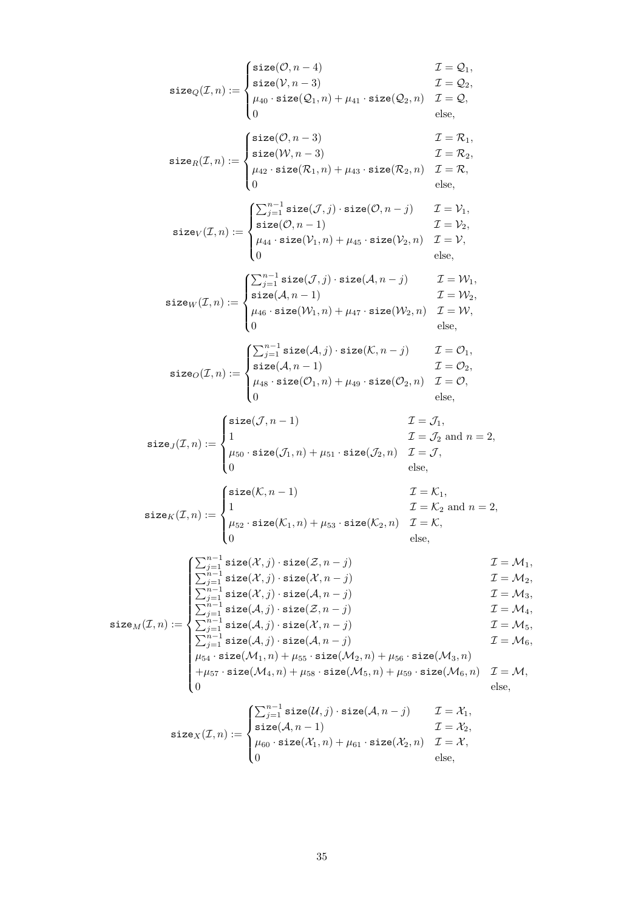$$\mathtt{size}_Q(\mathcal{I}, n) := \begin{cases} \mathtt{size}(\mathcal{O}, n-4) & \mathcal{I} = \mathcal{Q}_1, \\ \mathtt{size}(\mathcal{V}, n-3) & \mathcal{I} = \mathcal{Q}_2, \\ \mu_{40} \cdot \mathtt{size}(\mathcal{Q}_1, n) + \mu_{41} \cdot \mathtt{size}(\mathcal{Q}_2, n) & \mathcal{I} = \mathcal{Q}, \\ 0 & \text{else}, \end{cases}$$

$$\mathtt{size}_R(\mathcal{I}, n) := \begin{cases} \mathtt{size}(\mathcal{O}, n-3) & \mathcal{I} = \mathcal{R}_1, \\ \mathtt{size}(\mathcal{W}, n-3) & \mathcal{I} = \mathcal{R}_2, \\ \mu_{42} \cdot \mathtt{size}(\mathcal{R}_1, n) + \mu_{43} \cdot \mathtt{size}(\mathcal{R}_2, n) & \mathcal{I} = \mathcal{R}, \\ 0 & \text{else}, \end{cases}$$

$$\mathtt{size}_V(\mathcal{I}, n) := \begin{cases} \sum_{j=1}^{n-1} \mathtt{size}(\mathcal{J}, j) \cdot \mathtt{size}(\mathcal{O}, n-j) & \mathcal{I} = \mathcal{V}_1, \\ \mathtt{size}(\mathcal{O}, n-1) & \mathcal{I} = \mathcal{V}_2, \\ \mu_{44} \cdot \mathtt{size}(\mathcal{V}_1, n) + \mu_{45} \cdot \mathtt{size}(\mathcal{V}_2, n) & \mathcal{I} = \mathcal{V}, \\ 0 & \text{else}, \end{cases}$$

$$\mathtt{size}_W(\mathcal{I}, n) := \begin{cases} \sum_{j=1}^{n-1} \mathtt{size}(\mathcal{J}, j) \cdot \mathtt{size}(\mathcal{A}, n-j) & \mathcal{I} = \mathcal{W}_1, \\ \mathtt{size}(\mathcal{A}, n-1) & \mathcal{I} = \mathcal{W}_2, \\ \mu_{46} \cdot \mathtt{size}(\mathcal{W}_1, n) + \mu_{47} \cdot \mathtt{size}(\mathcal{W}_2, n) & \mathcal{I} = \mathcal{W}, \\ 0 & \text{else}, \end{cases}$$

$$\mathtt{size}_O(\mathcal{I}, n) := \begin{cases} \sum_{j=1}^{n-1} \mathtt{size}(\mathcal{A}, j) \cdot \mathtt{size}(\mathcal{K}, n-j) & \mathcal{I} = \mathcal{O}_1, \\ \mathtt{size}(\mathcal{A}, n-1) & \mathcal{I} = \mathcal{O}_2, \\ \mu_{48} \cdot \mathtt{size}(\mathcal{O}_1, n) + \mu_{49} \cdot \mathtt{size}(\mathcal{O}_2, n) & \mathcal{I} = \mathcal{O}, \\ 0 & \text{else}, \end{cases}$$

$$\mathtt{size}_J(\mathcal{I}, n) := \begin{cases} \mathtt{size}(\mathcal{J}, n-1) & \mathcal{I} = \mathcal{J}_1, \\ 1 & \mathcal{I} = \mathcal{J}_2 \text{ and } n = 2, \\ \mu_{50} \cdot \mathtt{size}(\mathcal{J}_1, n) + \mu_{51} \cdot \mathtt{size}(\mathcal{J}_2, n) & \mathcal{I} = \mathcal{J}, \\ 0 & \text{else}, \end{cases}$$

$$\mathtt{size}_K(\mathcal{I}, n) := \begin{cases} \mathtt{size}(\mathcal{K}, n-1) & \mathcal{I} = \mathcal{K}_1, \\ 1 & \mathcal{I} = \mathcal{K}_2 \text{ and } n = 2, \\ \mu_{52} \cdot \mathtt{size}(\mathcal{K}_1, n) + \mu_{53} \cdot \mathtt{size}(\mathcal{K}_2, n) & \mathcal{I} = \mathcal{K}, \\ 0 & \text{else}, \end{cases}$$

$$\mathtt{size}_M(\mathcal{I}, n) := \begin{cases} \sum_{j=1}^{n-1} \mathtt{size}(\mathcal{X}, j) \cdot \mathtt{size}(\mathcal{Z}, n-j) & \mathcal{I} = \mathcal{M}_1, \\ \sum_{j=1}^{n-1} \mathtt{size}(\mathcal{X}, j) \cdot \mathtt{size}(\mathcal{X}, n-j) & \mathcal{I} = \mathcal{M}_2, \\ \sum_{j=1}^{n-1} \mathtt{size}(\mathcal{X}, j) \cdot \mathtt{size}(\mathcal{A}, n-j) & \mathcal{I} = \mathcal{M}_3, \\ \sum_{j=1}^{n-1} \mathtt{size}(\mathcal{A}, j) \cdot \mathtt{size}(\mathcal{Z}, n-j) & \mathcal{I} = \mathcal{M}_4, \\ \sum_{j=1}^{n-1} \mathtt{size}(\mathcal{A}, j) \cdot \mathtt{size}(\mathcal{X}, n-j) & \mathcal{I} = \mathcal{M}_5, \\ \sum_{j=1}^{n-1} \mathtt{size}(\mathcal{A}, j) \cdot \mathtt{size}(\mathcal{A}, n-j) & \mathcal{I} = \mathcal{M}_6, \\ \mu_{54} \cdot \mathtt{size}(\mathcal{M}_1, n) + \mu_{55} \cdot \mathtt{size}(\mathcal{M}_2, n) + \mu_{56} \cdot \mathtt{size}(\mathcal{M}_3, n) & \\ +\mu_{57} \cdot \mathtt{size}(\mathcal{M}_4, n) + \mu_{58} \cdot \mathtt{size}(\mathcal{M}_5, n) + \mu_{59} \cdot \mathtt{size}(\mathcal{M}_6, n) & \mathcal{I} = \mathcal{M}, \\ 0 & \text{else}, \end{cases}$$

$$\mathtt{size}_X(\mathcal{I}, n) := \begin{cases} \sum_{j=1}^{n-1} \mathtt{size}(\mathcal{U}, j) \cdot \mathtt{size}(\mathcal{A}, n-j) & \mathcal{I} = \mathcal{X}_1, \\ \mathtt{size}(\mathcal{A}, n-1) & \mathcal{I} = \mathcal{X}_2, \\ \mu_{60} \cdot \mathtt{size}(\mathcal{X}_1, n) + \mu_{61} \cdot \mathtt{size}(\mathcal{X}_2, n) & \mathcal{I} = \mathcal{X}, \\ 0 & \text{else}, \end{cases}$$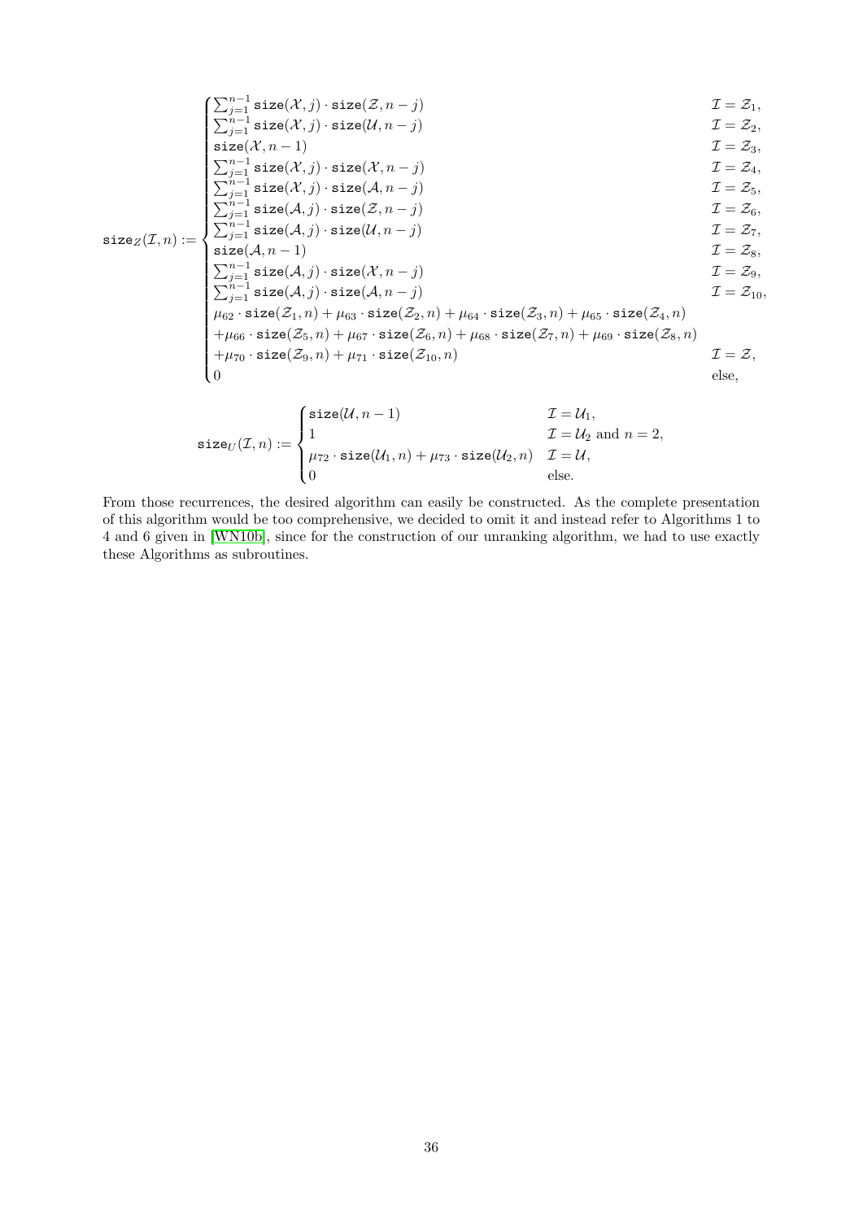$$
\mathtt{size}_Z(\mathcal{I}, n) := \begin{cases}
\sum_{j=1}^{n-1} \mathtt{size}(\mathcal{X}, j) \cdot \mathtt{size}(\mathcal{Z}, n-j) & \mathcal{I} = \mathcal{Z}_1, \\
\sum_{j=1}^{n-1} \mathtt{size}(\mathcal{X}, j) \cdot \mathtt{size}(\mathcal{U}, n-j) & \mathcal{I} = \mathcal{Z}_2, \\
\mathtt{size}(\mathcal{X}, n-1) & \mathcal{I} = \mathcal{Z}_3, \\
\sum_{j=1}^{n-1} \mathtt{size}(\mathcal{X}, j) \cdot \mathtt{size}(\mathcal{X}, n-j) & \mathcal{I} = \mathcal{Z}_4, \\
\sum_{j=1}^{n-1} \mathtt{size}(\mathcal{X}, j) \cdot \mathtt{size}(\mathcal{A}, n-j) & \mathcal{I} = \mathcal{Z}_5, \\
\sum_{j=1}^{n-1} \mathtt{size}(\mathcal{A}, j) \cdot \mathtt{size}(\mathcal{Z}, n-j) & \mathcal{I} = \mathcal{Z}_6, \\
\sum_{j=1}^{n-1} \mathtt{size}(\mathcal{A}, j) \cdot \mathtt{size}(\mathcal{U}, n-j) & \mathcal{I} = \mathcal{Z}_7, \\
\mathtt{size}(\mathcal{A}, n-1) & \mathcal{I} = \mathcal{Z}_8, \\
\sum_{j=1}^{n-1} \mathtt{size}(\mathcal{A}, j) \cdot \mathtt{size}(\mathcal{X}, n-j) & \mathcal{I} = \mathcal{Z}_9, \\
\sum_{j=1}^{n-1} \mathtt{size}(\mathcal{A}, j) \cdot \mathtt{size}(\mathcal{A}, n-j) & \mathcal{I} = \mathcal{Z}_{10}, \\
\mu_{62} \cdot \mathtt{size}(\mathcal{Z}_1, n) + \mu_{63} \cdot \mathtt{size}(\mathcal{Z}_2, n) + \mu_{64} \cdot \mathtt{size}(\mathcal{Z}_3, n) + \mu_{65} \cdot \mathtt{size}(\mathcal{Z}_4, n) & \\
+\mu_{66} \cdot \mathtt{size}(\mathcal{Z}_5, n) + \mu_{67} \cdot \mathtt{size}(\mathcal{Z}_6, n) + \mu_{68} \cdot \mathtt{size}(\mathcal{Z}_7, n) + \mu_{69} \cdot \mathtt{size}(\mathcal{Z}_8, n) & \\
+\mu_{70} \cdot \mathtt{size}(\mathcal{Z}_9, n) + \mu_{71} \cdot \mathtt{size}(\mathcal{Z}_{10}, n) & \mathcal{I} = \mathcal{Z}, \\
0 & \text{else,}
\end{cases}
$$

$$
\mathtt{size}_U(\mathcal{I}, n) := \begin{cases}
\mathtt{size}(\mathcal{U}, n-1) & \mathcal{I} = \mathcal{U}_1, \\
1 & \mathcal{I} = \mathcal{U}_2 \text{ and } n = 2, \\
\mu_{72} \cdot \mathtt{size}(\mathcal{U}_1, n) + \mu_{73} \cdot \mathtt{size}(\mathcal{U}_2, n) & \mathcal{I} = \mathcal{U}, \\
0 & \text{else.}
\end{cases}
$$

From those recurrences, the desired algorithm can easily be constructed. As the complete presentation of this algorithm would be too comprehensive, we decided to omit it and instead refer to Algorithms 1 to 4 and 6 given in [WN10b], since for the construction of our unranking algorithm, we had to use exactly these Algorithms as subroutines.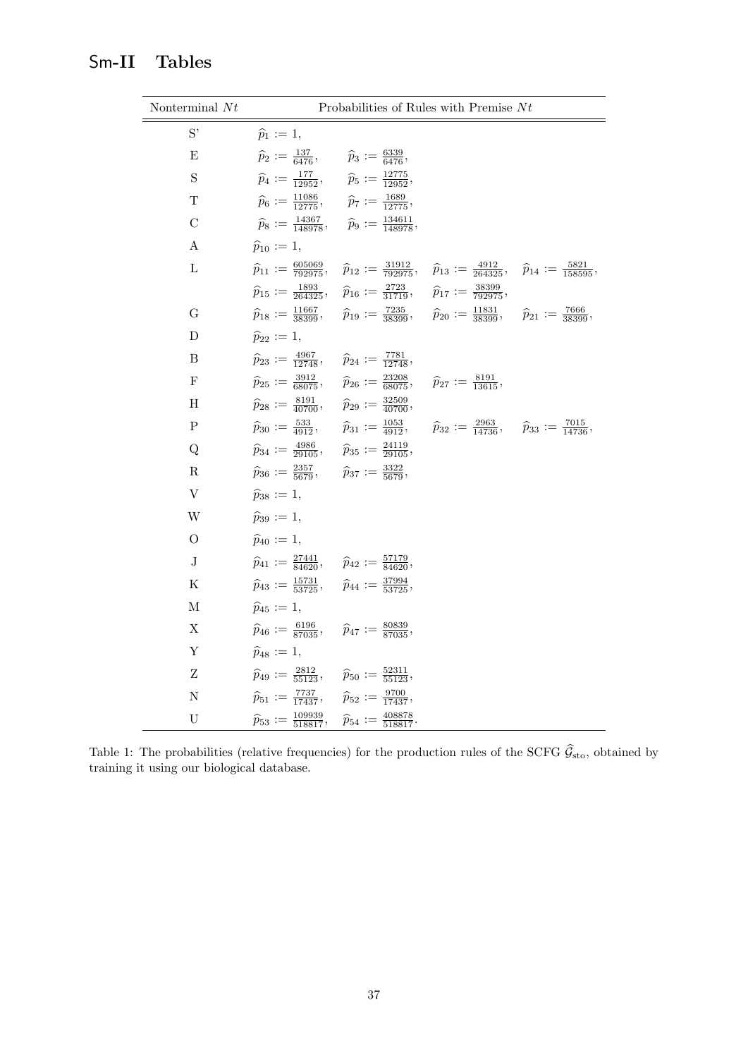## Sm-II Tables

| Nonterminal $Nt$ | Probabilities of Rules with Premise $Nt$ |
|---|---|
| S' | $\widehat{p}_1 := 1,$ |
| E | $\widehat{p}_2 := \frac{137}{6476}, \quad \widehat{p}_3 := \frac{6339}{6476},$ |
| S | $\widehat{p}_4 := \frac{177}{12952}, \quad \widehat{p}_5 := \frac{12775}{12952},$ |
| T | $\widehat{p}_6 := \frac{11086}{12775}, \quad \widehat{p}_7 := \frac{1689}{12775},$ |
| C | $\widehat{p}_8 := \frac{14367}{148978}, \quad \widehat{p}_9 := \frac{134611}{148978},$ |
| A | $\widehat{p}_{10} := 1,$ |
| L | $\widehat{p}_{11} := \frac{605069}{792975}, \quad \widehat{p}_{12} := \frac{31912}{792975}, \quad \widehat{p}_{13} := \frac{4912}{264325}, \quad \widehat{p}_{14} := \frac{5821}{158595},$ |
| | $\widehat{p}_{15} := \frac{1893}{264325}, \quad \widehat{p}_{16} := \frac{2723}{31719}, \quad \widehat{p}_{17} := \frac{38399}{792975},$ |
| G | $\widehat{p}_{18} := \frac{11667}{38399}, \quad \widehat{p}_{19} := \frac{7235}{38399}, \quad \widehat{p}_{20} := \frac{11831}{38399}, \quad \widehat{p}_{21} := \frac{7666}{38399},$ |
| D | $\widehat{p}_{22} := 1,$ |
| B | $\widehat{p}_{23} := \frac{4967}{12748}, \quad \widehat{p}_{24} := \frac{7781}{12748},$ |
| F | $\widehat{p}_{25} := \frac{3912}{68075}, \quad \widehat{p}_{26} := \frac{23208}{68075}, \quad \widehat{p}_{27} := \frac{8191}{13615},$ |
| H | $\widehat{p}_{28} := \frac{8191}{40700}, \quad \widehat{p}_{29} := \frac{32509}{40700},$ |
| P | $\widehat{p}_{30} := \frac{533}{4912}, \quad \widehat{p}_{31} := \frac{1053}{4912}, \quad \widehat{p}_{32} := \frac{2963}{14736}, \quad \widehat{p}_{33} := \frac{7015}{14736},$ |
| Q | $\widehat{p}_{34} := \frac{4986}{29105}, \quad \widehat{p}_{35} := \frac{24119}{29105},$ |
| R | $\widehat{p}_{36} := \frac{2357}{5679}, \quad \widehat{p}_{37} := \frac{3322}{5679},$ |
| V | $\widehat{p}_{38} := 1,$ |
| W | $\widehat{p}_{39} := 1,$ |
| O | $\widehat{p}_{40} := 1,$ |
| J | $\widehat{p}_{41} := \frac{27441}{84620}, \quad \widehat{p}_{42} := \frac{57179}{84620},$ |
| K | $\widehat{p}_{43} := \frac{15731}{53725}, \quad \widehat{p}_{44} := \frac{37994}{53725},$ |
| M | $\widehat{p}_{45} := 1,$ |
| X | $\widehat{p}_{46} := \frac{6196}{87035}, \quad \widehat{p}_{47} := \frac{80839}{87035},$ |
| Y | $\widehat{p}_{48} := 1,$ |
| Z | $\widehat{p}_{49} := \frac{2812}{55123}, \quad \widehat{p}_{50} := \frac{52311}{55123},$ |
| N | $\widehat{p}_{51} := \frac{7737}{17437}, \quad \widehat{p}_{52} := \frac{9700}{17437},$ |
| U | $\widehat{p}_{53} := \frac{109939}{518817}, \quad \widehat{p}_{54} := \frac{408878}{518817}.$ |

Table 1: The probabilities (relative frequencies) for the production rules of the SCFG $\widehat{\mathcal{G}}_{\text{sto}}$, obtained by training it using our biological database.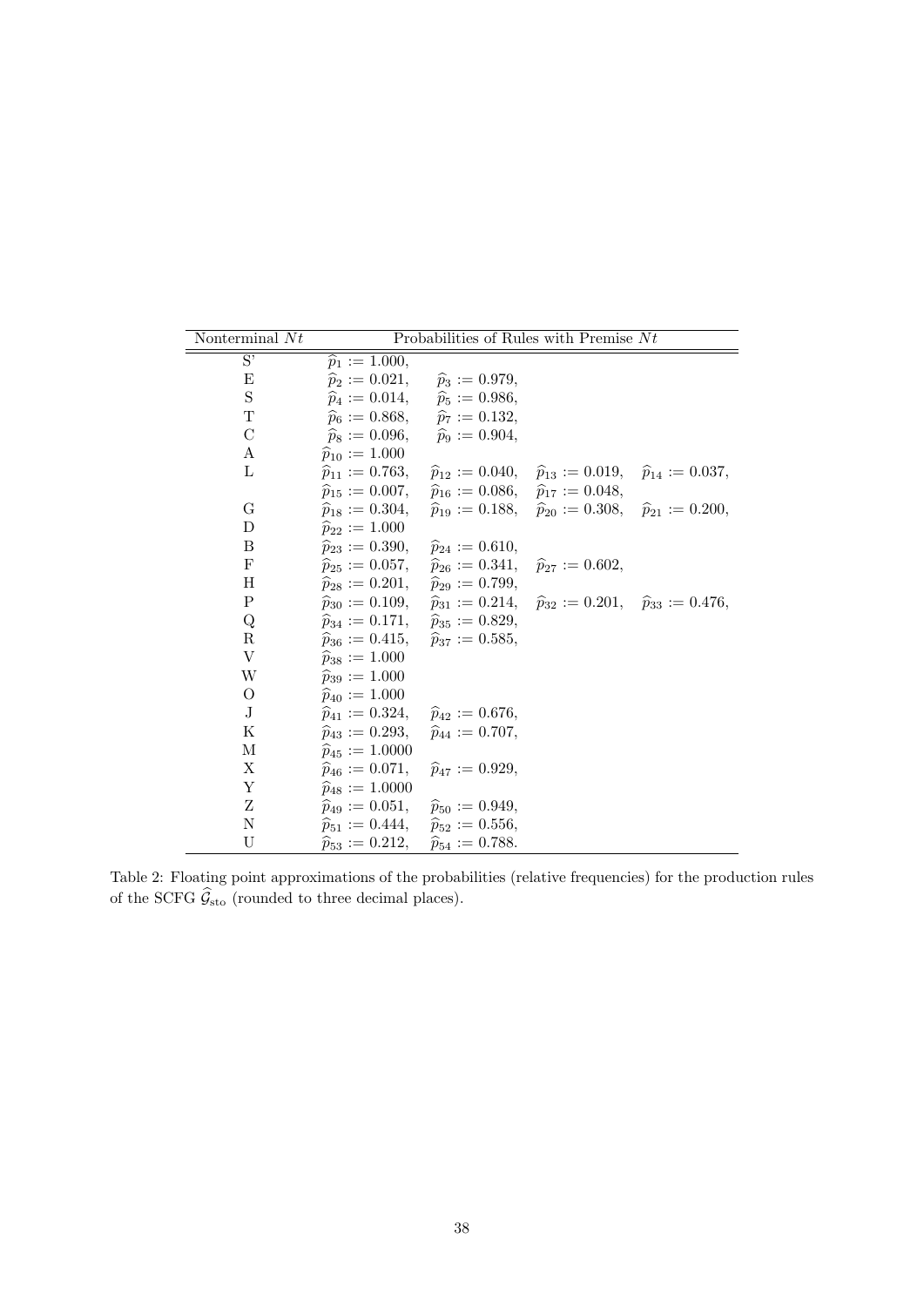| Nonterminal $Nt$ | Probabilities of Rules with Premise $Nt$ | | | |
|---|---|---|---|---|
| S' | $\widehat{p}_1 := 1.000$, | | | |
| E | $\widehat{p}_2 := 0.021$, | $\widehat{p}_3 := 0.979$, | | |
| S | $\widehat{p}_4 := 0.014$, | $\widehat{p}_5 := 0.986$, | | |
| T | $\widehat{p}_6 := 0.868$, | $\widehat{p}_7 := 0.132$, | | |
| C | $\widehat{p}_8 := 0.096$, | $\widehat{p}_9 := 0.904$, | | |
| A | $\widehat{p}_{10} := 1.000$ | | | |
| L | $\widehat{p}_{11} := 0.763$, | $\widehat{p}_{12} := 0.040$, | $\widehat{p}_{13} := 0.019$, | $\widehat{p}_{14} := 0.037$, |
| | $\widehat{p}_{15} := 0.007$, | $\widehat{p}_{16} := 0.086$, | $\widehat{p}_{17} := 0.048$, | |
| G | $\widehat{p}_{18} := 0.304$, | $\widehat{p}_{19} := 0.188$, | $\widehat{p}_{20} := 0.308$, | $\widehat{p}_{21} := 0.200$, |
| D | $\widehat{p}_{22} := 1.000$ | | | |
| B | $\widehat{p}_{23} := 0.390$, | $\widehat{p}_{24} := 0.610$, | | |
| F | $\widehat{p}_{25} := 0.057$, | $\widehat{p}_{26} := 0.341$, | $\widehat{p}_{27} := 0.602$, | |
| H | $\widehat{p}_{28} := 0.201$, | $\widehat{p}_{29} := 0.799$, | | |
| P | $\widehat{p}_{30} := 0.109$, | $\widehat{p}_{31} := 0.214$, | $\widehat{p}_{32} := 0.201$, | $\widehat{p}_{33} := 0.476$, |
| Q | $\widehat{p}_{34} := 0.171$, | $\widehat{p}_{35} := 0.829$, | | |
| R | $\widehat{p}_{36} := 0.415$, | $\widehat{p}_{37} := 0.585$, | | |
| V | $\widehat{p}_{38} := 1.000$ | | | |
| W | $\widehat{p}_{39} := 1.000$ | | | |
| O | $\widehat{p}_{40} := 1.000$ | | | |
| J | $\widehat{p}_{41} := 0.324$, | $\widehat{p}_{42} := 0.676$, | | |
| K | $\widehat{p}_{43} := 0.293$, | $\widehat{p}_{44} := 0.707$, | | |
| M | $\widehat{p}_{45} := 1.0000$ | | | |
| X | $\widehat{p}_{46} := 0.071$, | $\widehat{p}_{47} := 0.929$, | | |
| Y | $\widehat{p}_{48} := 1.0000$ | | | |
| Z | $\widehat{p}_{49} := 0.051$, | $\widehat{p}_{50} := 0.949$, | | |
| N | $\widehat{p}_{51} := 0.444$, | $\widehat{p}_{52} := 0.556$, | | |
| U | $\widehat{p}_{53} := 0.212$, | $\widehat{p}_{54} := 0.788$. | | |

Table 2: Floating point approximations of the probabilities (relative frequencies) for the production rules of the SCFG $\widehat{\mathcal{G}}_{\text{sto}}$ (rounded to three decimal places).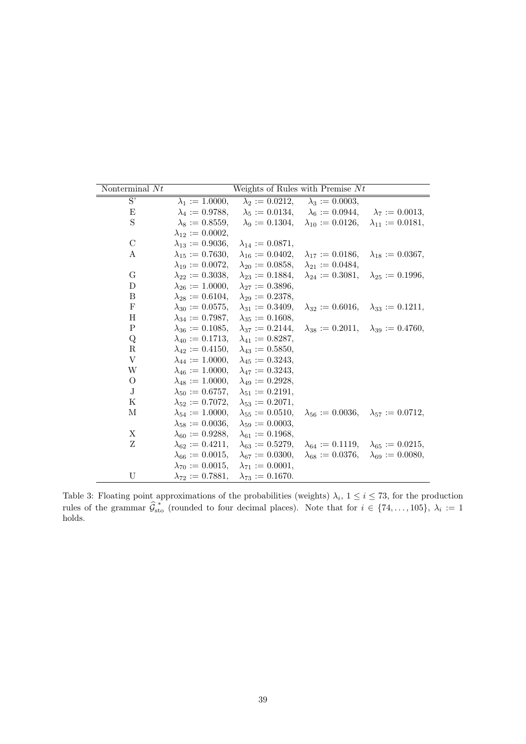| Nonterminal $Nt$ | Weights of Rules with Premise $Nt$ | | | |
|---|---|---|---|---|
| S' | $\lambda_1 := 1.0000$, | $\lambda_2 := 0.0212$, | $\lambda_3 := 0.0003$, | |
| E | $\lambda_4 := 0.9788$, | $\lambda_5 := 0.0134$, | $\lambda_6 := 0.0944$, | $\lambda_7 := 0.0013$, |
| S | $\lambda_8 := 0.8559$, | $\lambda_9 := 0.1304$, | $\lambda_{10} := 0.0126$, | $\lambda_{11} := 0.0181$, |
| | $\lambda_{12} := 0.0002$, | | | |
| C | $\lambda_{13} := 0.9036$, | $\lambda_{14} := 0.0871$, | | |
| A | $\lambda_{15} := 0.7630$, | $\lambda_{16} := 0.0402$, | $\lambda_{17} := 0.0186$, | $\lambda_{18} := 0.0367$, |
| | $\lambda_{19} := 0.0072$, | $\lambda_{20} := 0.0858$, | $\lambda_{21} := 0.0484$, | |
| G | $\lambda_{22} := 0.3038$, | $\lambda_{23} := 0.1884$, | $\lambda_{24} := 0.3081$, | $\lambda_{25} := 0.1996$, |
| D | $\lambda_{26} := 1.0000$, | $\lambda_{27} := 0.3896$, | | |
| B | $\lambda_{28} := 0.6104$, | $\lambda_{29} := 0.2378$, | | |
| F | $\lambda_{30} := 0.0575$, | $\lambda_{31} := 0.3409$, | $\lambda_{32} := 0.6016$, | $\lambda_{33} := 0.1211$, |
| H | $\lambda_{34} := 0.7987$, | $\lambda_{35} := 0.1608$, | | |
| P | $\lambda_{36} := 0.1085$, | $\lambda_{37} := 0.2144$, | $\lambda_{38} := 0.2011$, | $\lambda_{39} := 0.4760$, |
| Q | $\lambda_{40} := 0.1713$, | $\lambda_{41} := 0.8287$, | | |
| R | $\lambda_{42} := 0.4150$, | $\lambda_{43} := 0.5850$, | | |
| V | $\lambda_{44} := 1.0000$, | $\lambda_{45} := 0.3243$, | | |
| W | $\lambda_{46} := 1.0000$, | $\lambda_{47} := 0.3243$, | | |
| O | $\lambda_{48} := 1.0000$, | $\lambda_{49} := 0.2928$, | | |
| J | $\lambda_{50} := 0.6757$, | $\lambda_{51} := 0.2191$, | | |
| K | $\lambda_{52} := 0.7072$, | $\lambda_{53} := 0.2071$, | | |
| M | $\lambda_{54} := 1.0000$, | $\lambda_{55} := 0.0510$, | $\lambda_{56} := 0.0036$, | $\lambda_{57} := 0.0712$, |
| | $\lambda_{58} := 0.0036$, | $\lambda_{59} := 0.0003$, | | |
| X | $\lambda_{60} := 0.9288$, | $\lambda_{61} := 0.1968$, | | |
| Z | $\lambda_{62} := 0.4211$, | $\lambda_{63} := 0.5279$, | $\lambda_{64} := 0.1119$, | $\lambda_{65} := 0.0215$, |
| | $\lambda_{66} := 0.0015$, | $\lambda_{67} := 0.0300$, | $\lambda_{68} := 0.0376$, | $\lambda_{69} := 0.0080$, |
| | $\lambda_{70} := 0.0015$, | $\lambda_{71} := 0.0001$, | | |
| U | $\lambda_{72} := 0.7881$, | $\lambda_{73} := 0.1670$. | | |

Table 3: Floating point approximations of the probabilities (weights) $\lambda_i$, $1 \le i \le 73$, for the production rules of the grammar $\widehat{\mathcal{G}}^*_{\text{sto}}$ (rounded to four decimal places). Note that for $i \in \{74, \ldots, 105\}$, $\lambda_i := 1$ holds.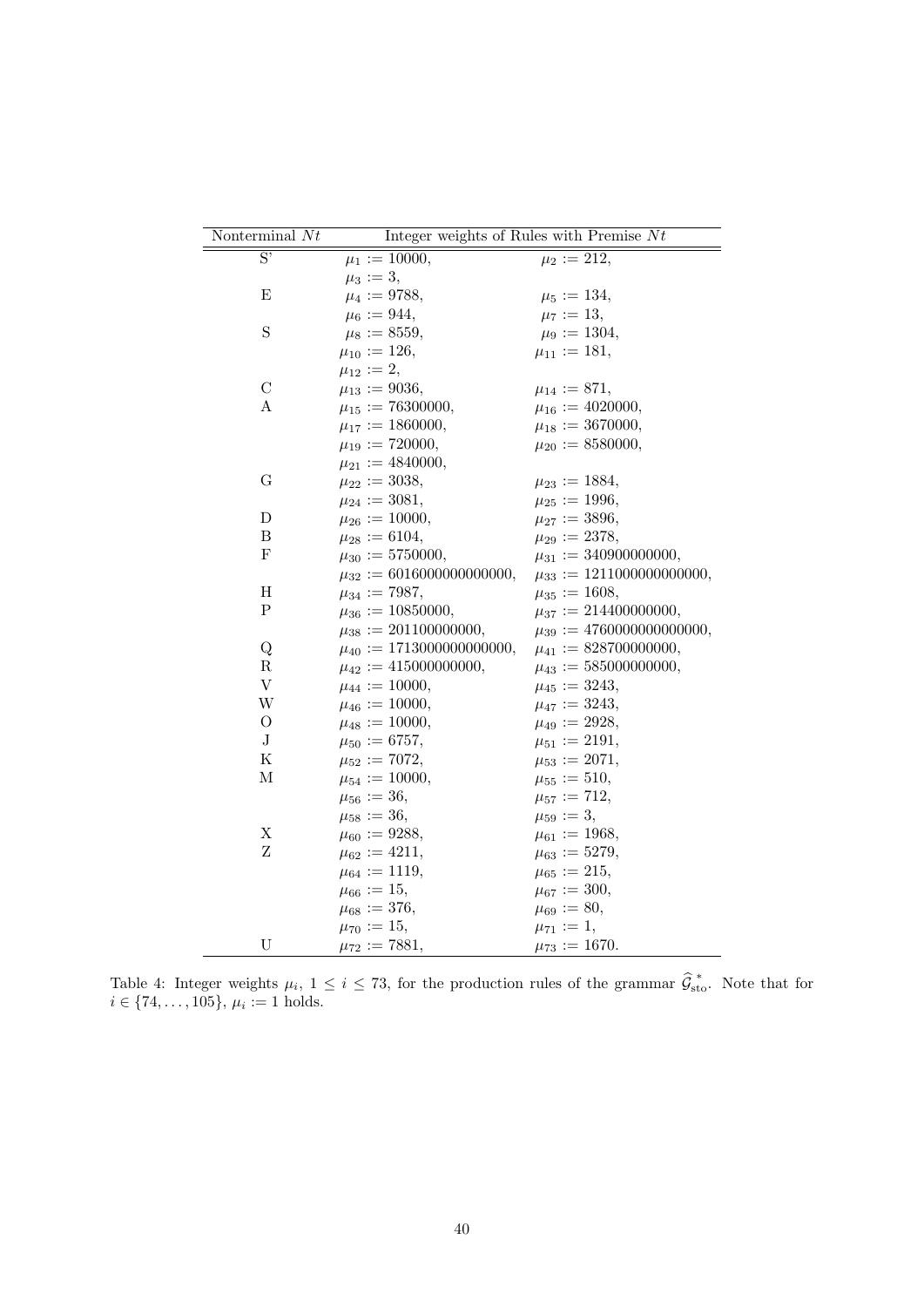| Nonterminal $Nt$ | Integer weights of Rules with Premise $Nt$ | |
|---|---|---|
| S' | $\mu_1 := 10000,$ | $\mu_2 := 212,$ |
| | $\mu_3 := 3,$ | |
| E | $\mu_4 := 9788,$ | $\mu_5 := 134,$ |
| | $\mu_6 := 944,$ | $\mu_7 := 13,$ |
| S | $\mu_8 := 8559,$ | $\mu_9 := 1304,$ |
| | $\mu_{10} := 126,$ | $\mu_{11} := 181,$ |
| | $\mu_{12} := 2,$ | |
| C | $\mu_{13} := 9036,$ | $\mu_{14} := 871,$ |
| A | $\mu_{15} := 76300000,$ | $\mu_{16} := 4020000,$ |
| | $\mu_{17} := 1860000,$ | $\mu_{18} := 3670000,$ |
| | $\mu_{19} := 720000,$ | $\mu_{20} := 8580000,$ |
| | $\mu_{21} := 4840000,$ | |
| G | $\mu_{22} := 3038,$ | $\mu_{23} := 1884,$ |
| | $\mu_{24} := 3081,$ | $\mu_{25} := 1996,$ |
| D | $\mu_{26} := 10000,$ | $\mu_{27} := 3896,$ |
| B | $\mu_{28} := 6104,$ | $\mu_{29} := 2378,$ |
| F | $\mu_{30} := 5750000,$ | $\mu_{31} := 340900000000,$ |
| | $\mu_{32} := 6016000000000000,$ | $\mu_{33} := 1211000000000000,$ |
| H | $\mu_{34} := 7987,$ | $\mu_{35} := 1608,$ |
| P | $\mu_{36} := 10850000,$ | $\mu_{37} := 214400000000,$ |
| | $\mu_{38} := 201100000000,$ | $\mu_{39} := 4760000000000000,$ |
| Q | $\mu_{40} := 1713000000000000,$ | $\mu_{41} := 828700000000,$ |
| R | $\mu_{42} := 415000000000,$ | $\mu_{43} := 585000000000,$ |
| V | $\mu_{44} := 10000,$ | $\mu_{45} := 3243,$ |
| W | $\mu_{46} := 10000,$ | $\mu_{47} := 3243,$ |
| O | $\mu_{48} := 10000,$ | $\mu_{49} := 2928,$ |
| J | $\mu_{50} := 6757,$ | $\mu_{51} := 2191,$ |
| K | $\mu_{52} := 7072,$ | $\mu_{53} := 2071,$ |
| M | $\mu_{54} := 10000,$ | $\mu_{55} := 510,$ |
| | $\mu_{56} := 36,$ | $\mu_{57} := 712,$ |
| | $\mu_{58} := 36,$ | $\mu_{59} := 3,$ |
| X | $\mu_{60} := 9288,$ | $\mu_{61} := 1968,$ |
| Z | $\mu_{62} := 4211,$ | $\mu_{63} := 5279,$ |
| | $\mu_{64} := 1119,$ | $\mu_{65} := 215,$ |
| | $\mu_{66} := 15,$ | $\mu_{67} := 300,$ |
| | $\mu_{68} := 376,$ | $\mu_{69} := 80,$ |
| | $\mu_{70} := 15,$ | $\mu_{71} := 1,$ |
| U | $\mu_{72} := 7881,$ | $\mu_{73} := 1670.$ |

Table 4: Integer weights $\mu_i$, $1 \leq i \leq 73$, for the production rules of the grammar $\widehat{\mathcal{G}}^*_{\text{sto}}$. Note that for $i \in \{74, \ldots, 105\}$, $\mu_i := 1$ holds.